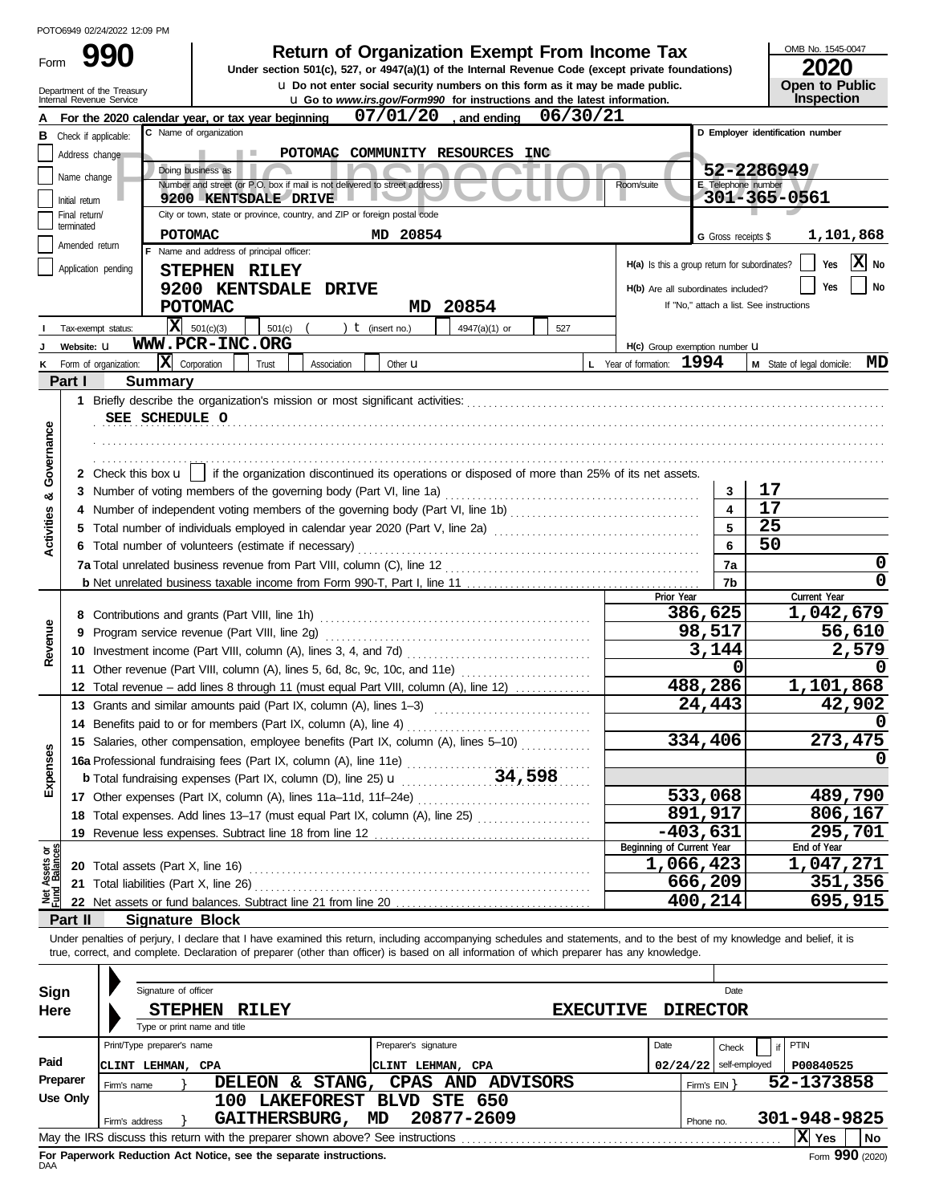POTO6949 02/24/2022 12:09 PM

Form **990**

# Return of Organization Exempt From Income Tax

**Under section 501(c), 527, or 4947(a)(1) of the Internal Revenue Code (except private foundations)**

u Do not enter social security numbers on this form as it may be made public.

u Go to *www.irs.gov/Form990* for instructions and the latest information.

Department of the Treasury
Internal Revenue Service

OMB No. 1545-0047

**2020**

**Open to Public Inspection**

**A** For the 2020 calendar year, or tax year beginning 07/01/20, and ending 06/30/21

**B** Check if applicable:
- Address change
- Name change
- Initial return
- Final return/terminated
- Amended return
- Application pending

**C** Name of organization: POTOMAC COMMUNITY RESOURCES INC

Doing business as

Number and street (or P.O. box if mail is not delivered to street address): 9200 KENTSDALE DRIVE — Room/suite

City or town, state or province, country, and ZIP or foreign postal code: POTOMAC MD 20854

**D** Employer identification number: 52-2286949

**E** Telephone number: 301-365-0561

**G** Gross receipts $ 1,101,868

**F** Name and address of principal officer:
STEPHEN RILEY
9200 KENTSDALE DRIVE
POTOMAC MD 20854

**H(a)** Is this a group return for subordinates? Yes [ ] No [X]

**H(b)** Are all subordinates included? Yes [ ] No [ ]
If "No," attach a list. See instructions

**I** Tax-exempt status: [X] 501(c)(3) [ ] 501(c) ( ) t (insert no.) [ ] 4947(a)(1) or [ ] 527

**J** Website: u WWW.PCR-INC.ORG

**H(c)** Group exemption number u

**K** Form of organization: [X] Corporation [ ] Trust [ ] Association [ ] Other u

**L** Year of formation: 1994

**M** State of legal domicile: MD

## Part I Summary

1 Briefly describe the organization's mission or most significant activities:
SEE SCHEDULE O

**Activities & Governance**

2 Check this box u [ ] if the organization discontinued its operations or disposed of more than 25% of its net assets.

| | | | |
|---|---|---|---|
| 3 | Number of voting members of the governing body (Part VI, line 1a) | 3 | 17 |
| 4 | Number of independent voting members of the governing body (Part VI, line 1b) | 4 | 17 |
| 5 | Total number of individuals employed in calendar year 2020 (Part V, line 2a) | 5 | 25 |
| 6 | Total number of volunteers (estimate if necessary) | 6 | 50 |
| 7a | Total unrelated business revenue from Part VIII, column (C), line 12 | 7a | 0 |
| b | Net unrelated business taxable income from Form 990-T, Part I, line 11 | 7b | 0 |

| | | | Prior Year | Current Year |
|---|---|---|---|---|
| **Revenue** | 8 | Contributions and grants (Part VIII, line 1h) | 386,625 | 1,042,679 |
| | 9 | Program service revenue (Part VIII, line 2g) | 98,517 | 56,610 |
| | 10 | Investment income (Part VIII, column (A), lines 3, 4, and 7d) | 3,144 | 2,579 |
| | 11 | Other revenue (Part VIII, column (A), lines 5, 6d, 8c, 9c, 10c, and 11e) | 0 | 0 |
| | 12 | Total revenue – add lines 8 through 11 (must equal Part VIII, column (A), line 12) | 488,286 | 1,101,868 |
| **Expenses** | 13 | Grants and similar amounts paid (Part IX, column (A), lines 1–3) | 24,443 | 42,902 |
| | 14 | Benefits paid to or for members (Part IX, column (A), line 4) | | 0 |
| | 15 | Salaries, other compensation, employee benefits (Part IX, column (A), lines 5–10) | 334,406 | 273,475 |
| | 16a | Professional fundraising fees (Part IX, column (A), line 11e) | | 0 |
| | b | Total fundraising expenses (Part IX, column (D), line 25) u 34,598 | | |
| | 17 | Other expenses (Part IX, column (A), lines 11a–11d, 11f–24e) | 533,068 | 489,790 |
| | 18 | Total expenses. Add lines 13–17 (must equal Part IX, column (A), line 25) | 891,917 | 806,167 |
| | 19 | Revenue less expenses. Subtract line 18 from line 12 | -403,631 | 295,701 |
| | | | **Beginning of Current Year** | **End of Year** |
| **Net Assets or Fund Balances** | 20 | Total assets (Part X, line 16) | 1,066,423 | 1,047,271 |
| | 21 | Total liabilities (Part X, line 26) | 666,209 | 351,356 |
| | 22 | Net assets or fund balances. Subtract line 21 from line 20 | 400,214 | 695,915 |

## Part II Signature Block

Under penalties of perjury, I declare that I have examined this return, including accompanying schedules and statements, and to the best of my knowledge and belief, it is true, correct, and complete. Declaration of preparer (other than officer) is based on all information of which preparer has any knowledge.

**Sign Here**

Signature of officer — Date

STEPHEN RILEY — EXECUTIVE DIRECTOR
Type or print name and title

**Paid Preparer Use Only**

| Print/Type preparer's name | Preparer's signature | Date | Check if self-employed | PTIN |
|---|---|---|---|---|
| CLINT LEHMAN, CPA | CLINT LEHMAN, CPA | 02/24/22 | | P00840525 |

Firm's name } DELEON & STANG, CPAS AND ADVISORS — Firm's EIN } 52-1373858

Firm's address } 100 LAKEFOREST BLVD STE 650, GAITHERSBURG, MD 20877-2609 — Phone no. 301-948-9825

May the IRS discuss this return with the preparer shown above? See instructions [X] Yes [ ] No

**For Paperwork Reduction Act Notice, see the separate instructions.**

DAA

Form **990** (2020)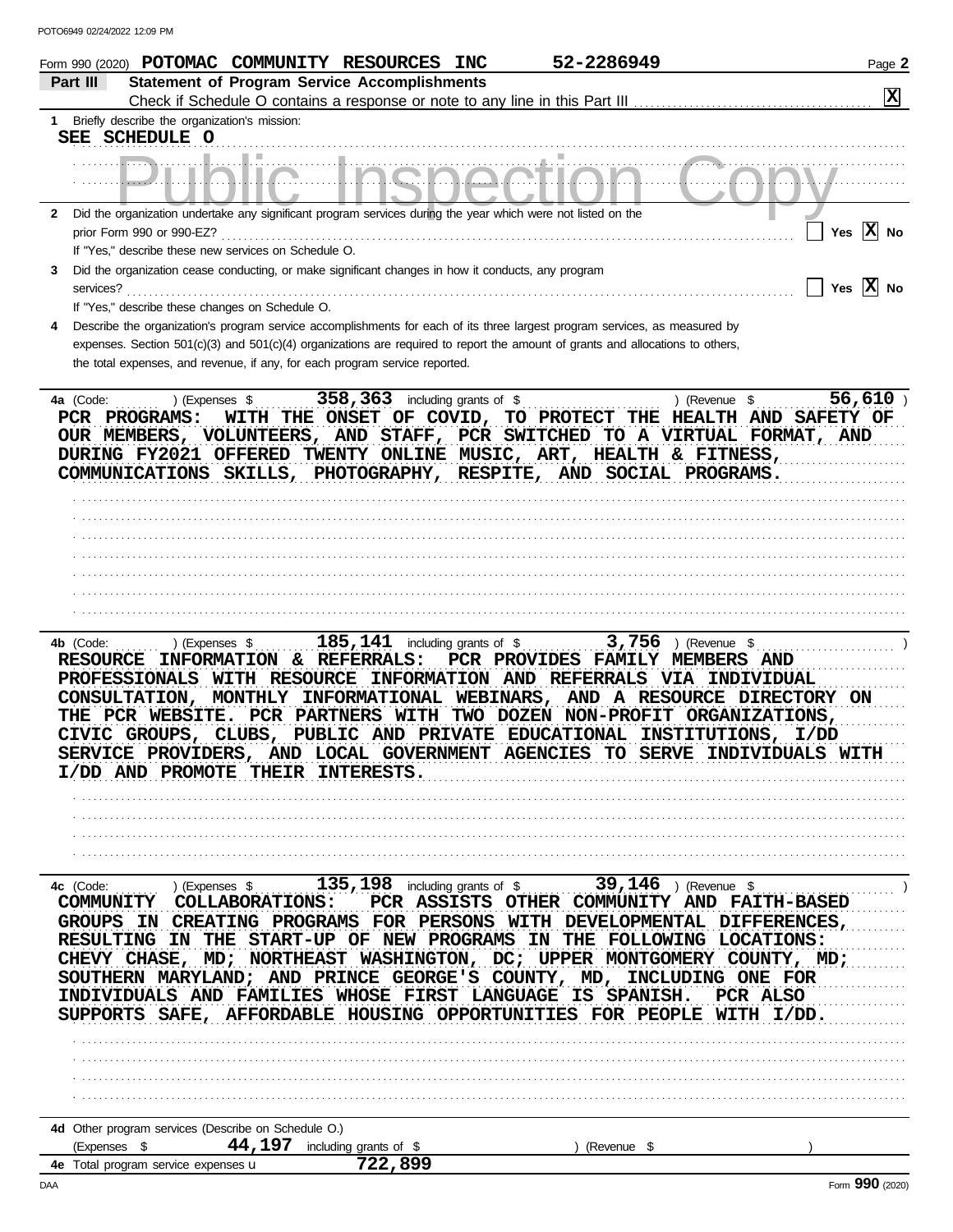POTO6949 02/24/2022 12:09 PM

Form 990 (2020) **POTOMAC COMMUNITY RESOURCES INC** **52-2286949** Page **2**

## Part III Statement of Program Service Accomplishments

Check if Schedule O contains a response or note to any line in this Part III ..... [X]

**1** Briefly describe the organization's mission:

SEE SCHEDULE O

**2** Did the organization undertake any significant program services during the year which were not listed on the prior Form 990 or 990-EZ? ..... [ ] Yes [X] No

If "Yes," describe these new services on Schedule O.

**3** Did the organization cease conducting, or make significant changes in how it conducts, any program services? ..... [ ] Yes [X] No

If "Yes," describe these changes on Schedule O.

**4** Describe the organization's program service accomplishments for each of its three largest program services, as measured by expenses. Section 501(c)(3) and 501(c)(4) organizations are required to report the amount of grants and allocations to others, the total expenses, and revenue, if any, for each program service reported.

**4a** (Code: ) (Expenses $ 358,363 including grants of $ ) (Revenue $ 56,610 )

PCR PROGRAMS: WITH THE ONSET OF COVID, TO PROTECT THE HEALTH AND SAFETY OF OUR MEMBERS, VOLUNTEERS, AND STAFF, PCR SWITCHED TO A VIRTUAL FORMAT, AND DURING FY2021 OFFERED TWENTY ONLINE MUSIC, ART, HEALTH & FITNESS, COMMUNICATIONS SKILLS, PHOTOGRAPHY, RESPITE, AND SOCIAL PROGRAMS.

**4b** (Code: ) (Expenses $ 185,141 including grants of $ 3,756 ) (Revenue $ )

RESOURCE INFORMATION & REFERRALS: PCR PROVIDES FAMILY MEMBERS AND PROFESSIONALS WITH RESOURCE INFORMATION AND REFERRALS VIA INDIVIDUAL CONSULTATION, MONTHLY INFORMATIONAL WEBINARS, AND A RESOURCE DIRECTORY ON THE PCR WEBSITE. PCR PARTNERS WITH TWO DOZEN NON-PROFIT ORGANIZATIONS, CIVIC GROUPS, CLUBS, PUBLIC AND PRIVATE EDUCATIONAL INSTITUTIONS, I/DD SERVICE PROVIDERS, AND LOCAL GOVERNMENT AGENCIES TO SERVE INDIVIDUALS WITH I/DD AND PROMOTE THEIR INTERESTS.

**4c** (Code: ) (Expenses $ 135,198 including grants of $ 39,146 ) (Revenue $ )

COMMUNITY COLLABORATIONS: PCR ASSISTS OTHER COMMUNITY AND FAITH-BASED GROUPS IN CREATING PROGRAMS FOR PERSONS WITH DEVELOPMENTAL DIFFERENCES, RESULTING IN THE START-UP OF NEW PROGRAMS IN THE FOLLOWING LOCATIONS: CHEVY CHASE, MD; NORTHEAST WASHINGTON, DC; UPPER MONTGOMERY COUNTY, MD; SOUTHERN MARYLAND; AND PRINCE GEORGE'S COUNTY, MD, INCLUDING ONE FOR INDIVIDUALS AND FAMILIES WHOSE FIRST LANGUAGE IS SPANISH. PCR ALSO SUPPORTS SAFE, AFFORDABLE HOUSING OPPORTUNITIES FOR PEOPLE WITH I/DD.

**4d** Other program services (Describe on Schedule O.)

(Expenses $ 44,197 including grants of $ ) (Revenue $ )

**4e** Total program service expenses ▶ 722,899

DAA Form **990** (2020)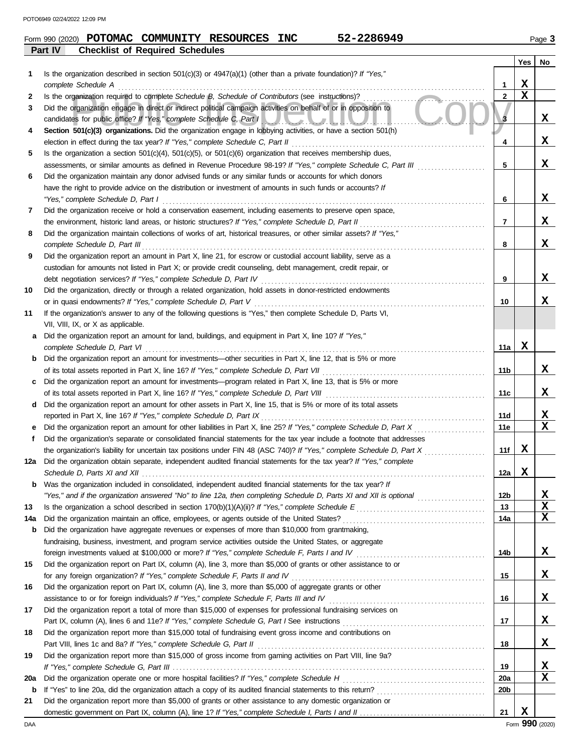POTO6949 02/24/2022 12:09 PM

Form 990 (2020) **POTOMAC COMMUNITY RESOURCES INC** **52-2286949** Page **3**

## Part IV Checklist of Required Schedules

| | | | Yes | No |
|---|---|---|---|---|
| **1** | Is the organization described in section 501(c)(3) or 4947(a)(1) (other than a private foundation)? *If "Yes," complete Schedule A* | **1** | X | |
| **2** | Is the organization required to complete *Schedule B, Schedule of Contributors* (see instructions)? | **2** | X | |
| **3** | Did the organization engage in direct or indirect political campaign activities on behalf of or in opposition to candidates for public office? *If "Yes," complete Schedule C, Part I* | **3** | | X |
| **4** | **Section 501(c)(3) organizations.** Did the organization engage in lobbying activities, or have a section 501(h) election in effect during the tax year? *If "Yes," complete Schedule C, Part II* | **4** | | X |
| **5** | Is the organization a section 501(c)(4), 501(c)(5), or 501(c)(6) organization that receives membership dues, assessments, or similar amounts as defined in Revenue Procedure 98-19? *If "Yes," complete Schedule C, Part III* | **5** | | X |
| **6** | Did the organization maintain any donor advised funds or any similar funds or accounts for which donors have the right to provide advice on the distribution or investment of amounts in such funds or accounts? *If "Yes," complete Schedule D, Part I* | **6** | | X |
| **7** | Did the organization receive or hold a conservation easement, including easements to preserve open space, the environment, historic land areas, or historic structures? *If "Yes," complete Schedule D, Part II* | **7** | | X |
| **8** | Did the organization maintain collections of works of art, historical treasures, or other similar assets? *If "Yes," complete Schedule D, Part III* | **8** | | X |
| **9** | Did the organization report an amount in Part X, line 21, for escrow or custodial account liability, serve as a custodian for amounts not listed in Part X; or provide credit counseling, debt management, credit repair, or debt negotiation services? *If "Yes," complete Schedule D, Part IV* | **9** | | X |
| **10** | Did the organization, directly or through a related organization, hold assets in donor-restricted endowments or in quasi endowments? *If "Yes," complete Schedule D, Part V* | **10** | | X |
| **11** | If the organization's answer to any of the following questions is "Yes," then complete Schedule D, Parts VI, VII, VIII, IX, or X as applicable. | | | |
| **a** | Did the organization report an amount for land, buildings, and equipment in Part X, line 10? *If "Yes," complete Schedule D, Part VI* | **11a** | X | |
| **b** | Did the organization report an amount for investments—other securities in Part X, line 12, that is 5% or more of its total assets reported in Part X, line 16? *If "Yes," complete Schedule D, Part VII* | **11b** | | X |
| **c** | Did the organization report an amount for investments—program related in Part X, line 13, that is 5% or more of its total assets reported in Part X, line 16? *If "Yes," complete Schedule D, Part VIII* | **11c** | | X |
| **d** | Did the organization report an amount for other assets in Part X, line 15, that is 5% or more of its total assets reported in Part X, line 16? *If "Yes," complete Schedule D, Part IX* | **11d** | | X |
| **e** | Did the organization report an amount for other liabilities in Part X, line 25? *If "Yes," complete Schedule D, Part X* | **11e** | | X |
| **f** | Did the organization's separate or consolidated financial statements for the tax year include a footnote that addresses the organization's liability for uncertain tax positions under FIN 48 (ASC 740)? *If "Yes," complete Schedule D, Part X* | **11f** | X | |
| **12a** | Did the organization obtain separate, independent audited financial statements for the tax year? *If "Yes," complete Schedule D, Parts XI and XII* | **12a** | X | |
| **b** | Was the organization included in consolidated, independent audited financial statements for the tax year? *If "Yes," and if the organization answered "No" to line 12a, then completing Schedule D, Parts XI and XII is optional* | **12b** | | X |
| **13** | Is the organization a school described in section 170(b)(1)(A)(ii)? *If "Yes," complete Schedule E* | **13** | | X |
| **14a** | Did the organization maintain an office, employees, or agents outside of the United States? | **14a** | | X |
| **b** | Did the organization have aggregate revenues or expenses of more than $10,000 from grantmaking, fundraising, business, investment, and program service activities outside the United States, or aggregate foreign investments valued at $100,000 or more? *If "Yes," complete Schedule F, Parts I and IV* | **14b** | | X |
| **15** | Did the organization report on Part IX, column (A), line 3, more than $5,000 of grants or other assistance to or for any foreign organization? *If "Yes," complete Schedule F, Parts II and IV* | **15** | | X |
| **16** | Did the organization report on Part IX, column (A), line 3, more than $5,000 of aggregate grants or other assistance to or for foreign individuals? *If "Yes," complete Schedule F, Parts III and IV* | **16** | | X |
| **17** | Did the organization report a total of more than $15,000 of expenses for professional fundraising services on Part IX, column (A), lines 6 and 11e? *If "Yes," complete Schedule G, Part I* See instructions | **17** | | X |
| **18** | Did the organization report more than $15,000 total of fundraising event gross income and contributions on Part VIII, lines 1c and 8a? *If "Yes," complete Schedule G, Part II* | **18** | | X |
| **19** | Did the organization report more than $15,000 of gross income from gaming activities on Part VIII, line 9a? *If "Yes," complete Schedule G, Part III* | **19** | | X |
| **20a** | Did the organization operate one or more hospital facilities? *If "Yes," complete Schedule H* | **20a** | | X |
| **b** | If "Yes" to line 20a, did the organization attach a copy of its audited financial statements to this return? | **20b** | | |
| **21** | Did the organization report more than $5,000 of grants or other assistance to any domestic organization or domestic government on Part IX, column (A), line 1? *If "Yes," complete Schedule I, Parts I and II* | **21** | X | |

DAA Form **990** (2020)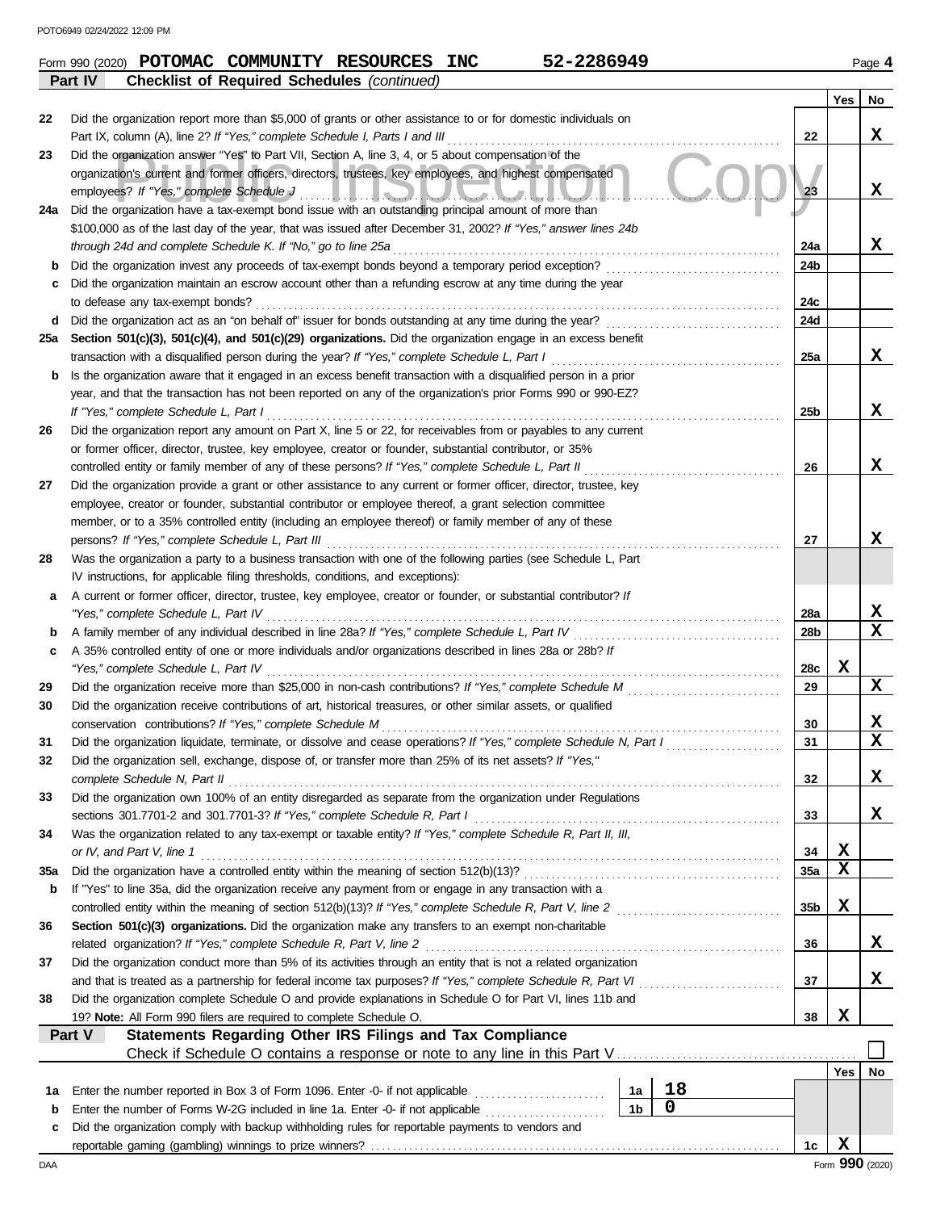Form 990 (2020) **POTOMAC COMMUNITY RESOURCES INC 52-2286949**

**Part IV Checklist of Required Schedules** *(continued)*

| | | | Yes | No |
|---|---|---|---|---|
| 22 | Did the organization report more than $5,000 of grants or other assistance to or for domestic individuals on Part IX, column (A), line 2? *If "Yes," complete Schedule I, Parts I and III* | 22 | | X |
| 23 | Did the organization answer "Yes" to Part VII, Section A, line 3, 4, or 5 about compensation of the organization's current and former officers, directors, trustees, key employees, and highest compensated employees? *If "Yes," complete Schedule J* | 23 | | X |
| 24a | Did the organization have a tax-exempt bond issue with an outstanding principal amount of more than $100,000 as of the last day of the year, that was issued after December 31, 2002? *If "Yes," answer lines 24b through 24d and complete Schedule K. If "No," go to line 25a* | 24a | | X |
| b | Did the organization invest any proceeds of tax-exempt bonds beyond a temporary period exception? | 24b | | |
| c | Did the organization maintain an escrow account other than a refunding escrow at any time during the year to defease any tax-exempt bonds? | 24c | | |
| d | Did the organization act as an "on behalf of" issuer for bonds outstanding at any time during the year? | 24d | | |
| 25a | **Section 501(c)(3), 501(c)(4), and 501(c)(29) organizations.** Did the organization engage in an excess benefit transaction with a disqualified person during the year? *If "Yes," complete Schedule L, Part I* | 25a | | X |
| b | Is the organization aware that it engaged in an excess benefit transaction with a disqualified person in a prior year, and that the transaction has not been reported on any of the organization's prior Forms 990 or 990-EZ? *If "Yes," complete Schedule L, Part I* | 25b | | X |
| 26 | Did the organization report any amount on Part X, line 5 or 22, for receivables from or payables to any current or former officer, director, trustee, key employee, creator or founder, substantial contributor, or 35% controlled entity or family member of any of these persons? *If "Yes," complete Schedule L, Part II* | 26 | | X |
| 27 | Did the organization provide a grant or other assistance to any current or former officer, director, trustee, key employee, creator or founder, substantial contributor or employee thereof, a grant selection committee member, or to a 35% controlled entity (including an employee thereof) or family member of any of these persons? *If "Yes," complete Schedule L, Part III* | 27 | | X |
| 28 | Was the organization a party to a business transaction with one of the following parties (see Schedule L, Part IV instructions, for applicable filing thresholds, conditions, and exceptions): | | | |
| a | A current or former officer, director, trustee, key employee, creator or founder, or substantial contributor? *If "Yes," complete Schedule L, Part IV* | 28a | | X |
| b | A family member of any individual described in line 28a? *If "Yes," complete Schedule L, Part IV* | 28b | | X |
| c | A 35% controlled entity of one or more individuals and/or organizations described in lines 28a or 28b? *If "Yes," complete Schedule L, Part IV* | 28c | X | |
| 29 | Did the organization receive more than $25,000 in non-cash contributions? *If "Yes," complete Schedule M* | 29 | | X |
| 30 | Did the organization receive contributions of art, historical treasures, or other similar assets, or qualified conservation contributions? *If "Yes," complete Schedule M* | 30 | | X |
| 31 | Did the organization liquidate, terminate, or dissolve and cease operations? *If "Yes," complete Schedule N, Part I* | 31 | | X |
| 32 | Did the organization sell, exchange, dispose of, or transfer more than 25% of its net assets? *If "Yes," complete Schedule N, Part II* | 32 | | X |
| 33 | Did the organization own 100% of an entity disregarded as separate from the organization under Regulations sections 301.7701-2 and 301.7701-3? *If "Yes," complete Schedule R, Part I* | 33 | | X |
| 34 | Was the organization related to any tax-exempt or taxable entity? *If "Yes," complete Schedule R, Part II, III, or IV, and Part V, line 1* | 34 | X | |
| 35a | Did the organization have a controlled entity within the meaning of section 512(b)(13)? | 35a | X | |
| b | If "Yes" to line 35a, did the organization receive any payment from or engage in any transaction with a controlled entity within the meaning of section 512(b)(13)? *If "Yes," complete Schedule R, Part V, line 2* | 35b | X | |
| 36 | **Section 501(c)(3) organizations.** Did the organization make any transfers to an exempt non-charitable related organization? *If "Yes," complete Schedule R, Part V, line 2* | 36 | | X |
| 37 | Did the organization conduct more than 5% of its activities through an entity that is not a related organization and that is treated as a partnership for federal income tax purposes? *If "Yes," complete Schedule R, Part VI* | 37 | | X |
| 38 | Did the organization complete Schedule O and provide explanations in Schedule O for Part VI, lines 11b and 19? **Note:** All Form 990 filers are required to complete Schedule O. | 38 | X | |

**Part V Statements Regarding Other IRS Filings and Tax Compliance**

Check if Schedule O contains a response or note to any line in this Part V ☐

| | | | | | Yes | No |
|---|---|---|---|---|---|---|
| 1a | Enter the number reported in Box 3 of Form 1096. Enter -0- if not applicable | 1a | 18 | | | |
| b | Enter the number of Forms W-2G included in line 1a. Enter -0- if not applicable | 1b | 0 | | | |
| c | Did the organization comply with backup withholding rules for reportable payments to vendors and reportable gaming (gambling) winnings to prize winners? | | | 1c | X | |

Form **990** (2020)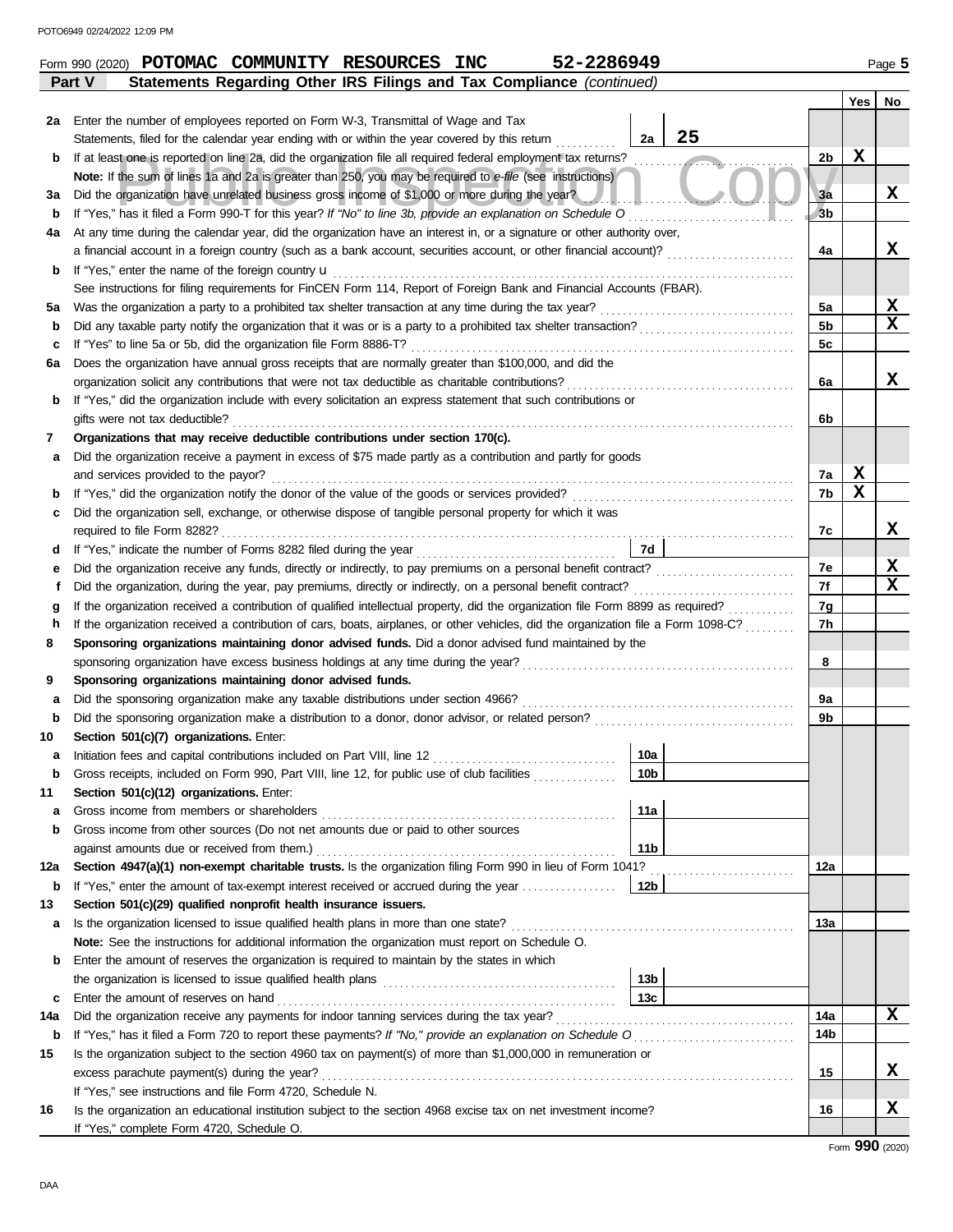Form 990 (2020) **POTOMAC COMMUNITY RESOURCES INC 52-2286949** Page 5

**Part V Statements Regarding Other IRS Filings and Tax Compliance** *(continued)*

| | | | | | Yes | No |
|---|---|---|---|---|---|---|
| **2a** | Enter the number of employees reported on Form W-3, Transmittal of Wage and Tax Statements, filed for the calendar year ending with or within the year covered by this return | 2a | 25 | | | |
| **b** | If at least one is reported on line 2a, did the organization file all required federal employment tax returns? | | | 2b | X | |
| | **Note:** If the sum of lines 1a and 2a is greater than 250, you may be required to *e-file* (see instructions) | | | | | |
| **3a** | Did the organization have unrelated business gross income of $1,000 or more during the year? | | | 3a | | X |
| **b** | If "Yes," has it filed a Form 990-T for this year? *If "No" to line 3b, provide an explanation on Schedule O* | | | 3b | | |
| **4a** | At any time during the calendar year, did the organization have an interest in, or a signature or other authority over, a financial account in a foreign country (such as a bank account, securities account, or other financial account)? | | | 4a | | X |
| **b** | If "Yes," enter the name of the foreign country u | | | | | |
| | See instructions for filing requirements for FinCEN Form 114, Report of Foreign Bank and Financial Accounts (FBAR). | | | | | |
| **5a** | Was the organization a party to a prohibited tax shelter transaction at any time during the tax year? | | | 5a | | X |
| **b** | Did any taxable party notify the organization that it was or is a party to a prohibited tax shelter transaction? | | | 5b | | X |
| **c** | If "Yes" to line 5a or 5b, did the organization file Form 8886-T? | | | 5c | | |
| **6a** | Does the organization have annual gross receipts that are normally greater than $100,000, and did the organization solicit any contributions that were not tax deductible as charitable contributions? | | | 6a | | X |
| **b** | If "Yes," did the organization include with every solicitation an express statement that such contributions or gifts were not tax deductible? | | | 6b | | |
| **7** | **Organizations that may receive deductible contributions under section 170(c).** | | | | | |
| **a** | Did the organization receive a payment in excess of $75 made partly as a contribution and partly for goods and services provided to the payor? | | | 7a | X | |
| **b** | If "Yes," did the organization notify the donor of the value of the goods or services provided? | | | 7b | X | |
| **c** | Did the organization sell, exchange, or otherwise dispose of tangible personal property for which it was required to file Form 8282? | | | 7c | | X |
| **d** | If "Yes," indicate the number of Forms 8282 filed during the year | 7d | | | | |
| **e** | Did the organization receive any funds, directly or indirectly, to pay premiums on a personal benefit contract? | | | 7e | | X |
| **f** | Did the organization, during the year, pay premiums, directly or indirectly, on a personal benefit contract? | | | 7f | | X |
| **g** | If the organization received a contribution of qualified intellectual property, did the organization file Form 8899 as required? | | | 7g | | |
| **h** | If the organization received a contribution of cars, boats, airplanes, or other vehicles, did the organization file a Form 1098-C? | | | 7h | | |
| **8** | **Sponsoring organizations maintaining donor advised funds.** Did a donor advised fund maintained by the sponsoring organization have excess business holdings at any time during the year? | | | 8 | | |
| **9** | **Sponsoring organizations maintaining donor advised funds.** | | | | | |
| **a** | Did the sponsoring organization make any taxable distributions under section 4966? | | | 9a | | |
| **b** | Did the sponsoring organization make a distribution to a donor, donor advisor, or related person? | | | 9b | | |
| **10** | **Section 501(c)(7) organizations.** Enter: | | | | | |
| **a** | Initiation fees and capital contributions included on Part VIII, line 12 | 10a | | | | |
| **b** | Gross receipts, included on Form 990, Part VIII, line 12, for public use of club facilities | 10b | | | | |
| **11** | **Section 501(c)(12) organizations.** Enter: | | | | | |
| **a** | Gross income from members or shareholders | 11a | | | | |
| **b** | Gross income from other sources (Do not net amounts due or paid to other sources against amounts due or received from them.) | 11b | | | | |
| **12a** | **Section 4947(a)(1) non-exempt charitable trusts.** Is the organization filing Form 990 in lieu of Form 1041? | | | 12a | | |
| **b** | If "Yes," enter the amount of tax-exempt interest received or accrued during the year | 12b | | | | |
| **13** | **Section 501(c)(29) qualified nonprofit health insurance issuers.** | | | | | |
| **a** | Is the organization licensed to issue qualified health plans in more than one state? | | | 13a | | |
| | **Note:** See the instructions for additional information the organization must report on Schedule O. | | | | | |
| **b** | Enter the amount of reserves the organization is required to maintain by the states in which the organization is licensed to issue qualified health plans | 13b | | | | |
| **c** | Enter the amount of reserves on hand | 13c | | | | |
| **14a** | Did the organization receive any payments for indoor tanning services during the tax year? | | | 14a | | X |
| **b** | If "Yes," has it filed a Form 720 to report these payments? *If "No," provide an explanation on Schedule O* | | | 14b | | |
| **15** | Is the organization subject to the section 4960 tax on payment(s) of more than $1,000,000 in remuneration or excess parachute payment(s) during the year? | | | 15 | | X |
| | If "Yes," see instructions and file Form 4720, Schedule N. | | | | | |
| **16** | Is the organization an educational institution subject to the section 4968 excise tax on net investment income? | | | 16 | | X |
| | If "Yes," complete Form 4720, Schedule O. | | | | | |

Form **990** (2020)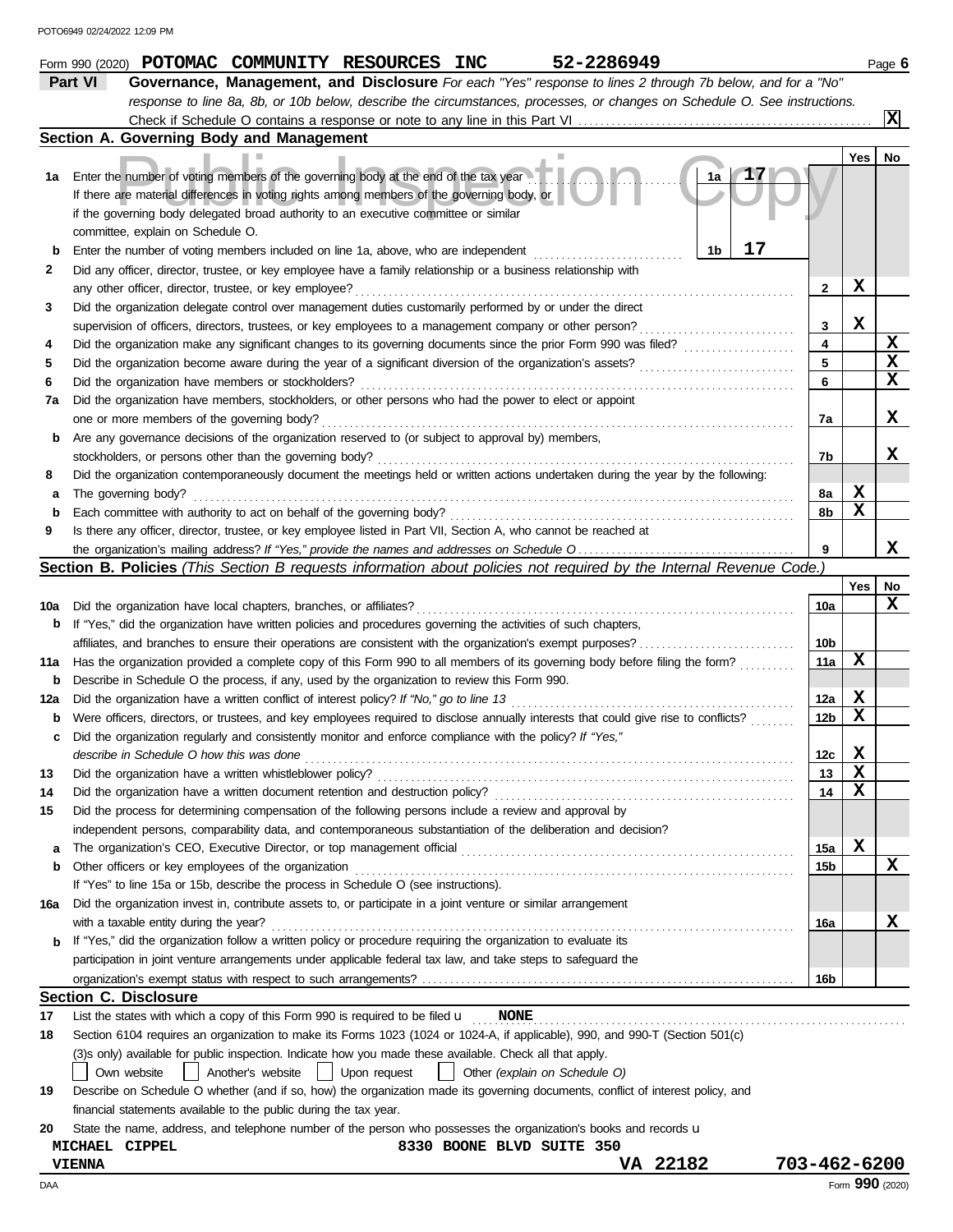Form 990 (2020) **POTOMAC COMMUNITY RESOURCES INC** 52-2286949 Page **6**

**Part VI** **Governance, Management, and Disclosure** *For each "Yes" response to lines 2 through 7b below, and for a "No" response to line 8a, 8b, or 10b below, describe the circumstances, processes, or changes on Schedule O. See instructions.*

Check if Schedule O contains a response or note to any line in this Part VI . . . . . . . . . . **X**

## Section A. Governing Body and Management

| | | | Yes | No |
|---|---|---|---|---|
| **1a** | Enter the number of voting members of the governing body at the end of the tax year . . . **1a** 17 <br> If there are material differences in voting rights among members of the governing body, or if the governing body delegated broad authority to an executive committee or similar committee, explain on Schedule O. | | | |
| **b** | Enter the number of voting members included on line 1a, above, who are independent . . . **1b** 17 | | | |
| **2** | Did any officer, director, trustee, or key employee have a family relationship or a business relationship with any other officer, director, trustee, or key employee? | 2 | X | |
| **3** | Did the organization delegate control over management duties customarily performed by or under the direct supervision of officers, directors, trustees, or key employees to a management company or other person? | 3 | X | |
| **4** | Did the organization make any significant changes to its governing documents since the prior Form 990 was filed? | 4 | | X |
| **5** | Did the organization become aware during the year of a significant diversion of the organization's assets? | 5 | | X |
| **6** | Did the organization have members or stockholders? | 6 | | X |
| **7a** | Did the organization have members, stockholders, or other persons who had the power to elect or appoint one or more members of the governing body? | 7a | | X |
| **b** | Are any governance decisions of the organization reserved to (or subject to approval by) members, stockholders, or persons other than the governing body? | 7b | | X |
| **8** | Did the organization contemporaneously document the meetings held or written actions undertaken during the year by the following: | | | |
| **a** | The governing body? | 8a | X | |
| **b** | Each committee with authority to act on behalf of the governing body? | 8b | X | |
| **9** | Is there any officer, director, trustee, or key employee listed in Part VII, Section A, who cannot be reached at the organization's mailing address? *If "Yes," provide the names and addresses on Schedule O* | 9 | | X |

## Section B. Policies *(This Section B requests information about policies not required by the Internal Revenue Code.)*

| | | | Yes | No |
|---|---|---|---|---|
| **10a** | Did the organization have local chapters, branches, or affiliates? | 10a | | X |
| **b** | If "Yes," did the organization have written policies and procedures governing the activities of such chapters, affiliates, and branches to ensure their operations are consistent with the organization's exempt purposes? | 10b | | |
| **11a** | Has the organization provided a complete copy of this Form 990 to all members of its governing body before filing the form? | 11a | X | |
| **b** | Describe in Schedule O the process, if any, used by the organization to review this Form 990. | | | |
| **12a** | Did the organization have a written conflict of interest policy? *If "No," go to line 13* | 12a | X | |
| **b** | Were officers, directors, or trustees, and key employees required to disclose annually interests that could give rise to conflicts? | 12b | X | |
| **c** | Did the organization regularly and consistently monitor and enforce compliance with the policy? *If "Yes," describe in Schedule O how this was done* | 12c | X | |
| **13** | Did the organization have a written whistleblower policy? | 13 | X | |
| **14** | Did the organization have a written document retention and destruction policy? | 14 | X | |
| **15** | Did the process for determining compensation of the following persons include a review and approval by independent persons, comparability data, and contemporaneous substantiation of the deliberation and decision? | | | |
| **a** | The organization's CEO, Executive Director, or top management official | 15a | X | |
| **b** | Other officers or key employees of the organization | 15b | | X |
| | If "Yes" to line 15a or 15b, describe the process in Schedule O (see instructions). | | | |
| **16a** | Did the organization invest in, contribute assets to, or participate in a joint venture or similar arrangement with a taxable entity during the year? | 16a | | X |
| **b** | If "Yes," did the organization follow a written policy or procedure requiring the organization to evaluate its participation in joint venture arrangements under applicable federal tax law, and take steps to safeguard the organization's exempt status with respect to such arrangements? | 16b | | |

## Section C. Disclosure

**17** List the states with which a copy of this Form 990 is required to be filed u **NONE**

**18** Section 6104 requires an organization to make its Forms 1023 (1024 or 1024-A, if applicable), 990, and 990-T (Section 501(c)(3)s only) available for public inspection. Indicate how you made these available. Check all that apply.

☐ Own website ☐ Another's website ☐ Upon request ☐ Other *(explain on Schedule O)*

**19** Describe on Schedule O whether (and if so, how) the organization made its governing documents, conflict of interest policy, and financial statements available to the public during the tax year.

**20** State the name, address, and telephone number of the person who possesses the organization's books and records u

MICHAEL CIPPEL 8330 BOONE BLVD SUITE 350
VIENNA VA 22182 703-462-6200

DAA Form **990** (2020)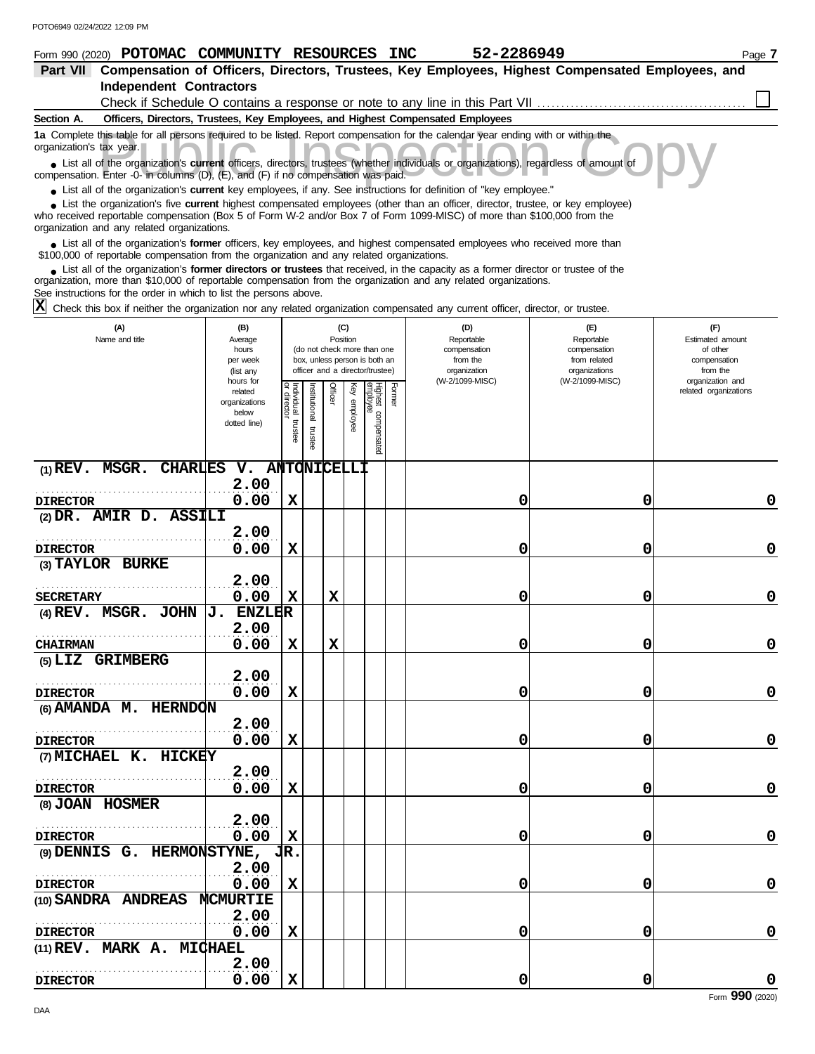Form 990 (2020) **POTOMAC COMMUNITY RESOURCES INC** **52-2286949** Page **7**

**Part VII Compensation of Officers, Directors, Trustees, Key Employees, Highest Compensated Employees, and Independent Contractors**

Check if Schedule O contains a response or note to any line in this Part VII ☐

**Section A. Officers, Directors, Trustees, Key Employees, and Highest Compensated Employees**

**1a** Complete this table for all persons required to be listed. Report compensation for the calendar year ending with or within the organization's tax year.

- List all of the organization's **current** officers, directors, trustees (whether individuals or organizations), regardless of amount of compensation. Enter -0- in columns (D), (E), and (F) if no compensation was paid.
- List all of the organization's **current** key employees, if any. See instructions for definition of "key employee."
- List the organization's five **current** highest compensated employees (other than an officer, director, trustee, or key employee) who received reportable compensation (Box 5 of Form W-2 and/or Box 7 of Form 1099-MISC) of more than $100,000 from the organization and any related organizations.
- List all of the organization's **former** officers, key employees, and highest compensated employees who received more than $100,000 of reportable compensation from the organization and any related organizations.
- List all of the organization's **former directors or trustees** that received, in the capacity as a former director or trustee of the organization, more than $10,000 of reportable compensation from the organization and any related organizations.

See instructions for the order in which to list the persons above.

☒ Check this box if neither the organization nor any related organization compensated any current officer, director, or trustee.

| (A) Name and title | (B) Average hours per week (list any hours for related organizations below dotted line) | (C) Position (do not check more than one box, unless person is both an officer and a director/trustee): Individual trustee or director | Institutional trustee | Officer | Key employee | Highest compensated employee | Former | (D) Reportable compensation from the organization (W-2/1099-MISC) | (E) Reportable compensation from related organizations (W-2/1099-MISC) | (F) Estimated amount of other compensation from the organization and related organizations |
|---|---|---|---|---|---|---|---|---|---|---|
| (1) REV. MSGR. CHARLES V. ANTONICELLI<br>DIRECTOR | 2.00<br>0.00 | X | | | | | | 0 | 0 | 0 |
| (2) DR. AMIR D. ASSILI<br>DIRECTOR | 2.00<br>0.00 | X | | | | | | 0 | 0 | 0 |
| (3) TAYLOR BURKE<br>SECRETARY | 2.00<br>0.00 | X | | X | | | | 0 | 0 | 0 |
| (4) REV. MSGR. JOHN J. ENZLER<br>CHAIRMAN | 2.00<br>0.00 | X | | X | | | | 0 | 0 | 0 |
| (5) LIZ GRIMBERG<br>DIRECTOR | 2.00<br>0.00 | X | | | | | | 0 | 0 | 0 |
| (6) AMANDA M. HERNDON<br>DIRECTOR | 2.00<br>0.00 | X | | | | | | 0 | 0 | 0 |
| (7) MICHAEL K. HICKEY<br>DIRECTOR | 2.00<br>0.00 | X | | | | | | 0 | 0 | 0 |
| (8) JOAN HOSMER<br>DIRECTOR | 2.00<br>0.00 | X | | | | | | 0 | 0 | 0 |
| (9) DENNIS G. HERMONSTYNE, JR.<br>DIRECTOR | 2.00<br>0.00 | X | | | | | | 0 | 0 | 0 |
| (10) SANDRA ANDREAS MCMURTIE<br>DIRECTOR | 2.00<br>0.00 | X | | | | | | 0 | 0 | 0 |
| (11) REV. MARK A. MICHAEL<br>DIRECTOR | 2.00<br>0.00 | X | | | | | | 0 | 0 | 0 |

Form **990** (2020)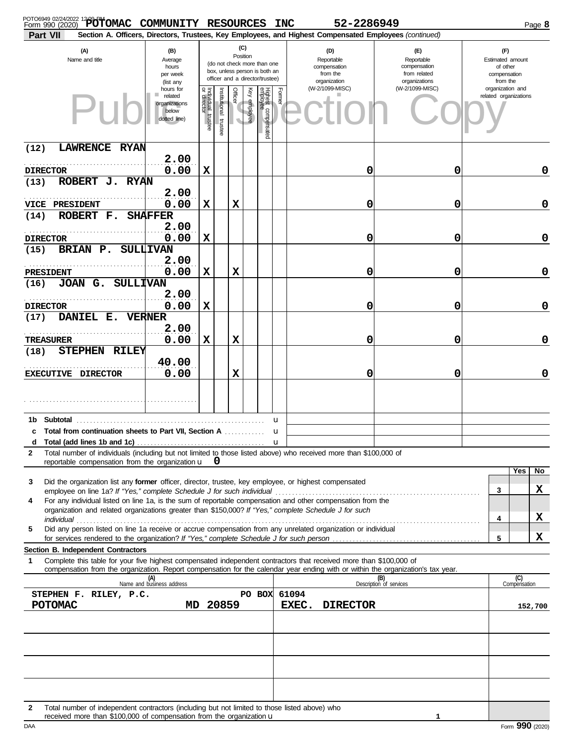Form 990 (2020) POTOMAC COMMUNITY RESOURCES INC 52-2286949

**Part VII** Section A. Officers, Directors, Trustees, Key Employees, and Highest Compensated Employees *(continued)*

| (A) Name and title | (B) Average hours per week (list any hours for related organizations below dotted line) | (C) Position: Individual trustee or director | Institutional trustee | Officer | Key employee | Highest compensated employee | Former | (D) Reportable compensation from the organization (W-2/1099-MISC) | (E) Reportable compensation from related organizations (W-2/1099-MISC) | (F) Estimated amount of other compensation from the organization and related organizations |
|---|---|---|---|---|---|---|---|---|---|---|
| (12) LAWRENCE RYAN / DIRECTOR | 2.00 / 0.00 | X | | | | | | 0 | 0 | 0 |
| (13) ROBERT J. RYAN / VICE PRESIDENT | 2.00 / 0.00 | X | | X | | | | 0 | 0 | 0 |
| (14) ROBERT F. SHAFFER / DIRECTOR | 2.00 / 0.00 | X | | | | | | 0 | 0 | 0 |
| (15) BRIAN P. SULLIVAN / PRESIDENT | 2.00 / 0.00 | X | | X | | | | 0 | 0 | 0 |
| (16) JOAN G. SULLIVAN / DIRECTOR | 2.00 / 0.00 | X | | | | | | 0 | 0 | 0 |
| (17) DANIEL E. VERNER / TREASURER | 2.00 / 0.00 | X | | X | | | | 0 | 0 | 0 |
| (18) STEPHEN RILEY / EXECUTIVE DIRECTOR | 40.00 / 0.00 | | | X | | | | 0 | 0 | 0 |

1b Subtotal

c Total from continuation sheets to Part VII, Section A

d Total (add lines 1b and 1c)

2 Total number of individuals (including but not limited to those listed above) who received more than $100,000 of reportable compensation from the organization 0

| | | Yes | No |
|---|---|---|---|
| 3 Did the organization list any **former** officer, director, trustee, key employee, or highest compensated employee on line 1a? *If "Yes," complete Schedule J for such individual* | 3 | | X |
| 4 For any individual listed on line 1a, is the sum of reportable compensation and other compensation from the organization and related organizations greater than $150,000? *If "Yes," complete Schedule J for such individual* | 4 | | X |
| 5 Did any person listed on line 1a receive or accrue compensation from any unrelated organization or individual for services rendered to the organization? *If "Yes," complete Schedule J for such person* | 5 | | X |

**Section B. Independent Contractors**

1 Complete this table for your five highest compensated independent contractors that received more than $100,000 of compensation from the organization. Report compensation for the calendar year ending with or within the organization's tax year.

| (A) Name and business address | (B) Description of services | (C) Compensation |
|---|---|---|
| STEPHEN F. RILEY, P.C. PO BOX 61094 POTOMAC MD 20859 | EXEC. DIRECTOR | 152,700 |
| | | |
| | | |
| | | |
| | | |

2 Total number of independent contractors (including but not limited to those listed above) who received more than $100,000 of compensation from the organization 1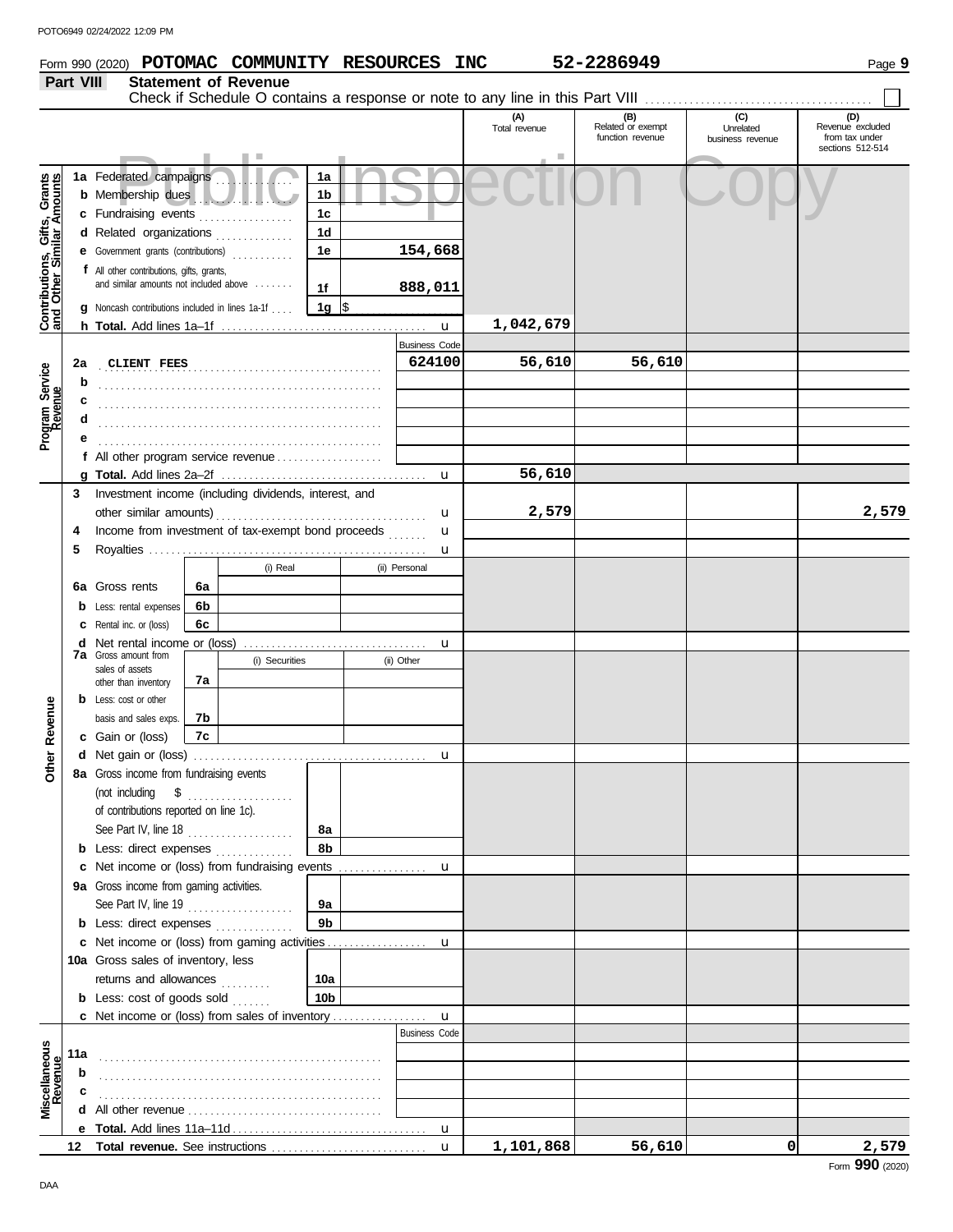Form 990 (2020) **POTOMAC COMMUNITY RESOURCES INC** **52-2286949**

## Part VIII Statement of Revenue

Check if Schedule O contains a response or note to any line in this Part VIII . . . . . . ☐

Public Inspection Copy

| | | | | (A) Total revenue | (B) Related or exempt function revenue | (C) Unrelated business revenue | (D) Revenue excluded from tax under sections 512-514 |
|---|---|---|---|---|---|---|---|
| **Contributions, Gifts, Grants and Other Similar Amounts** | 1a Federated campaigns | 1a | | | | | |
| | b Membership dues | 1b | | | | | |
| | c Fundraising events | 1c | | | | | |
| | d Related organizations | 1d | | | | | |
| | e Government grants (contributions) | 1e | 154,668 | | | | |
| | f All other contributions, gifts, grants, and similar amounts not included above | 1f | 888,011 | | | | |
| | g Noncash contributions included in lines 1a-1f | 1g | $ | | | | |
| | h **Total.** Add lines 1a–1f | | u | 1,042,679 | | | |
| **Program Service Revenue** | | | Business Code | | | | |
| | 2a CLIENT FEES | | 624100 | 56,610 | 56,610 | | |
| | b | | | | | | |
| | c | | | | | | |
| | d | | | | | | |
| | e | | | | | | |
| | f All other program service revenue | | | | | | |
| | g **Total.** Add lines 2a–2f | | u | 56,610 | | | |
| **Other Revenue** | 3 Investment income (including dividends, interest, and other similar amounts) | | u | 2,579 | | | 2,579 |
| | 4 Income from investment of tax-exempt bond proceeds | | u | | | | |
| | 5 Royalties | | u | | | | |
| | | (i) Real | (ii) Personal | | | | |
| | 6a Gross rents 6a | | | | | | |
| | b Less: rental expenses 6b | | | | | | |
| | c Rental inc. or (loss) 6c | | | | | | |
| | d Net rental income or (loss) | | u | | | | |
| | | (i) Securities | (ii) Other | | | | |
| | 7a Gross amount from sales of assets other than inventory 7a | | | | | | |
| | b Less: cost or other basis and sales exps. 7b | | | | | | |
| | c Gain or (loss) 7c | | | | | | |
| | d Net gain or (loss) | | u | | | | |
| | 8a Gross income from fundraising events (not including $ of contributions reported on line 1c). See Part IV, line 18 | 8a | | | | | |
| | b Less: direct expenses | 8b | | | | | |
| | c Net income or (loss) from fundraising events | | u | | | | |
| | 9a Gross income from gaming activities. See Part IV, line 19 | 9a | | | | | |
| | b Less: direct expenses | 9b | | | | | |
| | c Net income or (loss) from gaming activities | | u | | | | |
| | 10a Gross sales of inventory, less returns and allowances | 10a | | | | | |
| | b Less: cost of goods sold | 10b | | | | | |
| | c Net income or (loss) from sales of inventory | | u | | | | |
| **Miscellaneous Revenue** | | | Business Code | | | | |
| | 11a | | | | | | |
| | b | | | | | | |
| | c | | | | | | |
| | d All other revenue | | | | | | |
| | e **Total.** Add lines 11a–11d | | u | | | | |
| | 12 **Total revenue.** See instructions | | u | 1,101,868 | 56,610 | 0 | 2,579 |

Form **990** (2020)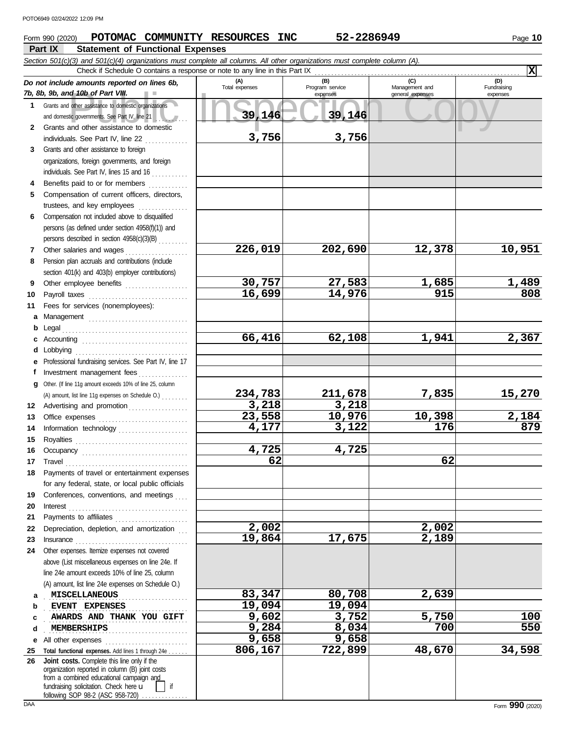Form 990 (2020) **POTOMAC COMMUNITY RESOURCES INC** **52-2286949**

## Part IX Statement of Functional Expenses

*Section 501(c)(3) and 501(c)(4) organizations must complete all columns. All other organizations must complete column (A).*

Check if Schedule O contains a response or note to any line in this Part IX . . . . . . . . . . . . . . . . . . . . . . . . . . . . . . . . . . . . . . . . . . . . . . . . . . . . . . . . . **X**

| *Do not include amounts reported on lines 6b, 7b, 8b, 9b, and 10b of Part VIII.* | (A) Total expenses | (B) Program service expenses | (C) Management and general expenses | (D) Fundraising expenses |
|---|---|---|---|---|
| **1** Grants and other assistance to domestic organizations and domestic governments. See Part IV, line 21 | 39,146 | 39,146 | | |
| **2** Grants and other assistance to domestic individuals. See Part IV, line 22 | 3,756 | 3,756 | | |
| **3** Grants and other assistance to foreign organizations, foreign governments, and foreign individuals. See Part IV, lines 15 and 16 | | | | |
| **4** Benefits paid to or for members | | | | |
| **5** Compensation of current officers, directors, trustees, and key employees | | | | |
| **6** Compensation not included above to disqualified persons (as defined under section 4958(f)(1)) and persons described in section 4958(c)(3)(B) | | | | |
| **7** Other salaries and wages | 226,019 | 202,690 | 12,378 | 10,951 |
| **8** Pension plan accruals and contributions (include section 401(k) and 403(b) employer contributions) | | | | |
| **9** Other employee benefits | 30,757 | 27,583 | 1,685 | 1,489 |
| **10** Payroll taxes | 16,699 | 14,976 | 915 | 808 |
| **11** Fees for services (nonemployees): | | | | |
| **a** Management | | | | |
| **b** Legal | | | | |
| **c** Accounting | 66,416 | 62,108 | 1,941 | 2,367 |
| **d** Lobbying | | | | |
| **e** Professional fundraising services. See Part IV, line 17 | | | | |
| **f** Investment management fees | | | | |
| **g** Other. (If line 11g amount exceeds 10% of line 25, column (A) amount, list line 11g expenses on Schedule O.) | 234,783 | 211,678 | 7,835 | 15,270 |
| **12** Advertising and promotion | 3,218 | 3,218 | | |
| **13** Office expenses | 23,558 | 10,976 | 10,398 | 2,184 |
| **14** Information technology | 4,177 | 3,122 | 176 | 879 |
| **15** Royalties | | | | |
| **16** Occupancy | 4,725 | 4,725 | | |
| **17** Travel | 62 | | 62 | |
| **18** Payments of travel or entertainment expenses for any federal, state, or local public officials | | | | |
| **19** Conferences, conventions, and meetings | | | | |
| **20** Interest | | | | |
| **21** Payments to affiliates | | | | |
| **22** Depreciation, depletion, and amortization | 2,002 | | 2,002 | |
| **23** Insurance | 19,864 | 17,675 | 2,189 | |
| **24** Other expenses. Itemize expenses not covered above (List miscellaneous expenses on line 24e. If line 24e amount exceeds 10% of line 25, column (A) amount, list line 24e expenses on Schedule O.) | | | | |
| **a** MISCELLANEOUS | 83,347 | 80,708 | 2,639 | |
| **b** EVENT EXPENSES | 19,094 | 19,094 | | |
| **c** AWARDS AND THANK YOU GIFT | 9,602 | 3,752 | 5,750 | 100 |
| **d** MEMBERSHIPS | 9,284 | 8,034 | 700 | 550 |
| **e** All other expenses | 9,658 | 9,658 | | |
| **25 Total functional expenses.** Add lines 1 through 24e | 806,167 | 722,899 | 48,670 | 34,598 |
| **26 Joint costs.** Complete this line only if the organization reported in column (B) joint costs from a combined educational campaign and fundraising solicitation. Check here ☐ if following SOP 98-2 (ASC 958-720) | | | | |

Form **990** (2020)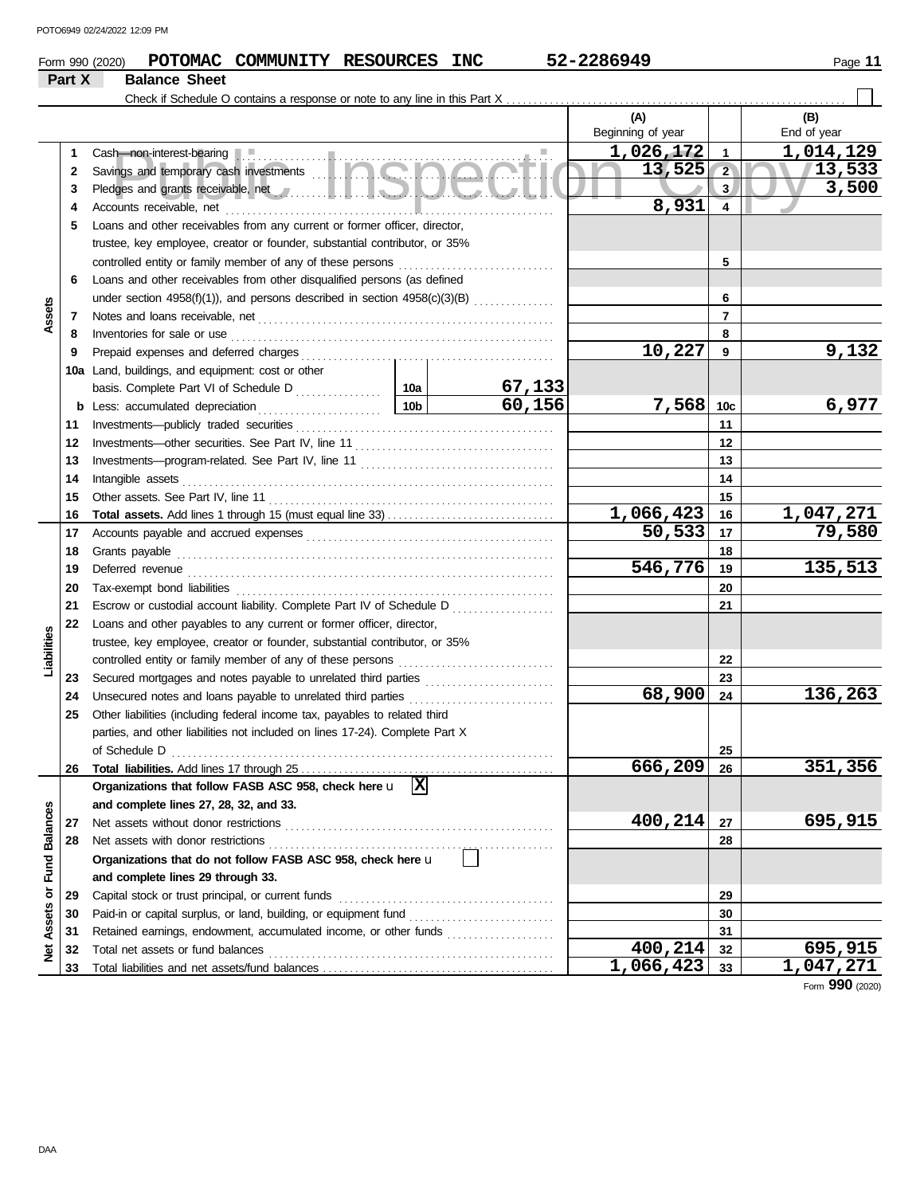Form 990 (2020) **POTOMAC COMMUNITY RESOURCES INC** 52-2286949

**Part X** **Balance Sheet**

Check if Schedule O contains a response or note to any line in this Part X

| | | | | | (A) Beginning of year | | (B) End of year |
|---|---|---|---|---|---|---|---|
| Assets | 1 | Cash—non-interest-bearing | | | 1,026,172 | 1 | 1,014,129 |
| | 2 | Savings and temporary cash investments | | | 13,525 | 2 | 13,533 |
| | 3 | Pledges and grants receivable, net | | | | 3 | 3,500 |
| | 4 | Accounts receivable, net | | | 8,931 | 4 | |
| | 5 | Loans and other receivables from any current or former officer, director, trustee, key employee, creator or founder, substantial contributor, or 35% controlled entity or family member of any of these persons | | | | 5 | |
| | 6 | Loans and other receivables from other disqualified persons (as defined under section 4958(f)(1)), and persons described in section 4958(c)(3)(B) | | | | 6 | |
| | 7 | Notes and loans receivable, net | | | | 7 | |
| | 8 | Inventories for sale or use | | | | 8 | |
| | 9 | Prepaid expenses and deferred charges | | | 10,227 | 9 | 9,132 |
| | 10a | Land, buildings, and equipment: cost or other basis. Complete Part VI of Schedule D | 10a | 67,133 | | | |
| | b | Less: accumulated depreciation | 10b | 60,156 | 7,568 | 10c | 6,977 |
| | 11 | Investments—publicly traded securities | | | | 11 | |
| | 12 | Investments—other securities. See Part IV, line 11 | | | | 12 | |
| | 13 | Investments—program-related. See Part IV, line 11 | | | | 13 | |
| | 14 | Intangible assets | | | | 14 | |
| | 15 | Other assets. See Part IV, line 11 | | | | 15 | |
| | 16 | **Total assets.** Add lines 1 through 15 (must equal line 33) | | | 1,066,423 | 16 | 1,047,271 |
| Liabilities | 17 | Accounts payable and accrued expenses | | | 50,533 | 17 | 79,580 |
| | 18 | Grants payable | | | | 18 | |
| | 19 | Deferred revenue | | | 546,776 | 19 | 135,513 |
| | 20 | Tax-exempt bond liabilities | | | | 20 | |
| | 21 | Escrow or custodial account liability. Complete Part IV of Schedule D | | | | 21 | |
| | 22 | Loans and other payables to any current or former officer, director, trustee, key employee, creator or founder, substantial contributor, or 35% controlled entity or family member of any of these persons | | | | 22 | |
| | 23 | Secured mortgages and notes payable to unrelated third parties | | | | 23 | |
| | 24 | Unsecured notes and loans payable to unrelated third parties | | | 68,900 | 24 | 136,263 |
| | 25 | Other liabilities (including federal income tax, payables to related third parties, and other liabilities not included on lines 17-24). Complete Part X of Schedule D | | | | 25 | |
| | 26 | **Total liabilities.** Add lines 17 through 25 | | | 666,209 | 26 | 351,356 |
| Net Assets or Fund Balances | | **Organizations that follow FASB ASC 958, check here** u [X] **and complete lines 27, 28, 32, and 33.** | | | | | |
| | 27 | Net assets without donor restrictions | | | 400,214 | 27 | 695,915 |
| | 28 | Net assets with donor restrictions | | | | 28 | |
| | | **Organizations that do not follow FASB ASC 958, check here** u [ ] **and complete lines 29 through 33.** | | | | | |
| | 29 | Capital stock or trust principal, or current funds | | | | 29 | |
| | 30 | Paid-in or capital surplus, or land, building, or equipment fund | | | | 30 | |
| | 31 | Retained earnings, endowment, accumulated income, or other funds | | | | 31 | |
| | 32 | Total net assets or fund balances | | | 400,214 | 32 | 695,915 |
| | 33 | Total liabilities and net assets/fund balances | | | 1,066,423 | 33 | 1,047,271 |

Form **990** (2020)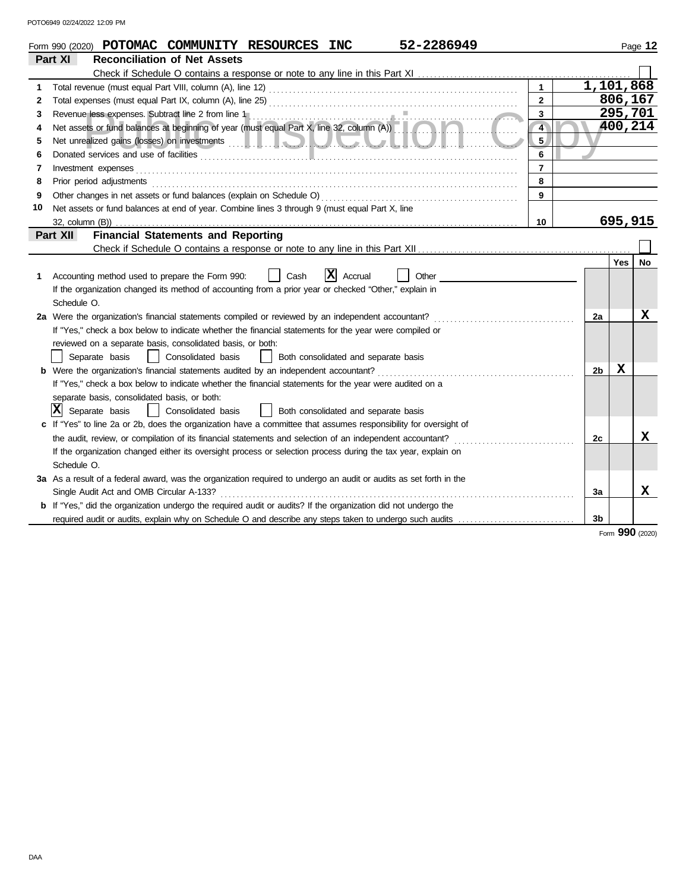Form 990 (2020) **POTOMAC COMMUNITY RESOURCES INC** **52-2286949**

## Part XI Reconciliation of Net Assets

Check if Schedule O contains a response or note to any line in this Part XI . . . . . ☐

| | | | |
|---|---|---|---|
| 1 | Total revenue (must equal Part VIII, column (A), line 12) | 1 | 1,101,868 |
| 2 | Total expenses (must equal Part IX, column (A), line 25) | 2 | 806,167 |
| 3 | Revenue less expenses. Subtract line 2 from line 1 | 3 | 295,701 |
| 4 | Net assets or fund balances at beginning of year (must equal Part X, line 32, column (A)) | 4 | 400,214 |
| 5 | Net unrealized gains (losses) on investments | 5 | |
| 6 | Donated services and use of facilities | 6 | |
| 7 | Investment expenses | 7 | |
| 8 | Prior period adjustments | 8 | |
| 9 | Other changes in net assets or fund balances (explain on Schedule O) | 9 | |
| 10 | Net assets or fund balances at end of year. Combine lines 3 through 9 (must equal Part X, line 32, column (B)) | 10 | 695,915 |

## Part XII Financial Statements and Reporting

Check if Schedule O contains a response or note to any line in this Part XII . . . . . ☐

| | | | Yes | No |
|---|---|---|---|---|
| 1 | Accounting method used to prepare the Form 990: ☐ Cash ☒ Accrual ☐ Other<br>If the organization changed its method of accounting from a prior year or checked "Other," explain in Schedule O. | | | |
| 2a | Were the organization's financial statements compiled or reviewed by an independent accountant?<br>If "Yes," check a box below to indicate whether the financial statements for the year were compiled or reviewed on a separate basis, consolidated basis, or both:<br>☐ Separate basis ☐ Consolidated basis ☐ Both consolidated and separate basis | 2a | | X |
| b | Were the organization's financial statements audited by an independent accountant?<br>If "Yes," check a box below to indicate whether the financial statements for the year were audited on a separate basis, consolidated basis, or both:<br>☒ Separate basis ☐ Consolidated basis ☐ Both consolidated and separate basis | 2b | X | |
| c | If "Yes" to line 2a or 2b, does the organization have a committee that assumes responsibility for oversight of the audit, review, or compilation of its financial statements and selection of an independent accountant?<br>If the organization changed either its oversight process or selection process during the tax year, explain on Schedule O. | 2c | | X |
| 3a | As a result of a federal award, was the organization required to undergo an audit or audits as set forth in the Single Audit Act and OMB Circular A-133? | 3a | | X |
| b | If "Yes," did the organization undergo the required audit or audits? If the organization did not undergo the required audit or audits, explain why on Schedule O and describe any steps taken to undergo such audits | 3b | | |

Form **990** (2020)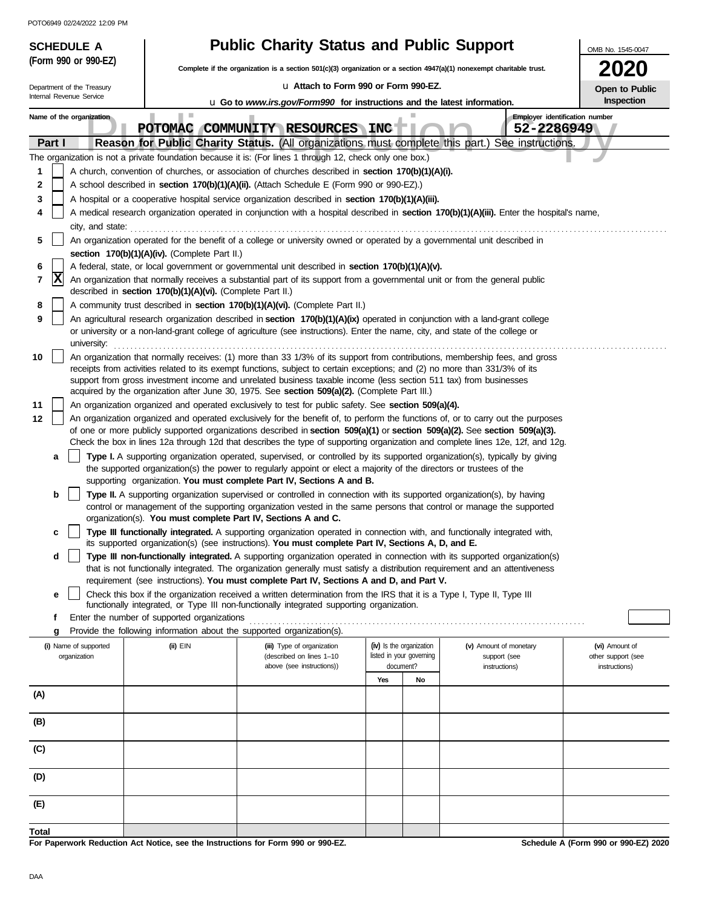POTO6949 02/24/2022 12:09 PM

**SCHEDULE A**
**(Form 990 or 990-EZ)**

Department of the Treasury
Internal Revenue Service

# Public Charity Status and Public Support

**Complete if the organization is a section 501(c)(3) organization or a section 4947(a)(1) nonexempt charitable trust.**

u Attach to Form 990 or Form 990-EZ.

u Go to *www.irs.gov/Form990* for instructions and the latest information.

OMB No. 1545-0047

**2020**

**Open to Public Inspection**

**Name of the organization:** POTOMAC COMMUNITY RESOURCES INC

**Employer identification number:** 52-2286949

**Part I** **Reason for Public Charity Status.** (All organizations must complete this part.) See instructions.

The organization is not a private foundation because it is: (For lines 1 through 12, check only one box.)

1 [ ] A church, convention of churches, or association of churches described in **section 170(b)(1)(A)(i).**

2 [ ] A school described in **section 170(b)(1)(A)(ii).** (Attach Schedule E (Form 990 or 990-EZ).)

3 [ ] A hospital or a cooperative hospital service organization described in **section 170(b)(1)(A)(iii).**

4 [ ] A medical research organization operated in conjunction with a hospital described in **section 170(b)(1)(A)(iii).** Enter the hospital's name, city, and state:

5 [ ] An organization operated for the benefit of a college or university owned or operated by a governmental unit described in **section 170(b)(1)(A)(iv).** (Complete Part II.)

6 [ ] A federal, state, or local government or governmental unit described in **section 170(b)(1)(A)(v).**

7 [X] An organization that normally receives a substantial part of its support from a governmental unit or from the general public described in **section 170(b)(1)(A)(vi).** (Complete Part II.)

8 [ ] A community trust described in **section 170(b)(1)(A)(vi).** (Complete Part II.)

9 [ ] An agricultural research organization described in **section 170(b)(1)(A)(ix)** operated in conjunction with a land-grant college or university or a non-land-grant college of agriculture (see instructions). Enter the name, city, and state of the college or university:

10 [ ] An organization that normally receives: (1) more than 33 1/3% of its support from contributions, membership fees, and gross receipts from activities related to its exempt functions, subject to certain exceptions; and (2) no more than 331/3% of its support from gross investment income and unrelated business taxable income (less section 511 tax) from businesses acquired by the organization after June 30, 1975. See **section 509(a)(2).** (Complete Part III.)

11 [ ] An organization organized and operated exclusively to test for public safety. See **section 509(a)(4).**

12 [ ] An organization organized and operated exclusively for the benefit of, to perform the functions of, or to carry out the purposes of one or more publicly supported organizations described in **section 509(a)(1)** or **section 509(a)(2).** See **section 509(a)(3).** Check the box in lines 12a through 12d that describes the type of supporting organization and complete lines 12e, 12f, and 12g.

a [ ] **Type I.** A supporting organization operated, supervised, or controlled by its supported organization(s), typically by giving the supported organization(s) the power to regularly appoint or elect a majority of the directors or trustees of the supporting organization. **You must complete Part IV, Sections A and B.**

b [ ] **Type II.** A supporting organization supervised or controlled in connection with its supported organization(s), by having control or management of the supporting organization vested in the same persons that control or manage the supported organization(s). **You must complete Part IV, Sections A and C.**

c [ ] **Type III functionally integrated.** A supporting organization operated in connection with, and functionally integrated with, its supported organization(s) (see instructions). **You must complete Part IV, Sections A, D, and E.**

d [ ] **Type III non-functionally integrated.** A supporting organization operated in connection with its supported organization(s) that is not functionally integrated. The organization generally must satisfy a distribution requirement and an attentiveness requirement (see instructions). **You must complete Part IV, Sections A and D, and Part V.**

e [ ] Check this box if the organization received a written determination from the IRS that it is a Type I, Type II, Type III functionally integrated, or Type III non-functionally integrated supporting organization.

f Enter the number of supported organizations

g Provide the following information about the supported organization(s).

| (i) Name of supported organization | (ii) EIN | (iii) Type of organization (described on lines 1–10 above (see instructions)) | (iv) Is the organization listed in your governing document? Yes | No | (v) Amount of monetary support (see instructions) | (vi) Amount of other support (see instructions) |
|---|---|---|---|---|---|---|
| (A) | | | | | | |
| (B) | | | | | | |
| (C) | | | | | | |
| (D) | | | | | | |
| (E) | | | | | | |
| Total | | | | | | |

**For Paperwork Reduction Act Notice, see the Instructions for Form 990 or 990-EZ.**

**Schedule A (Form 990 or 990-EZ) 2020**

DAA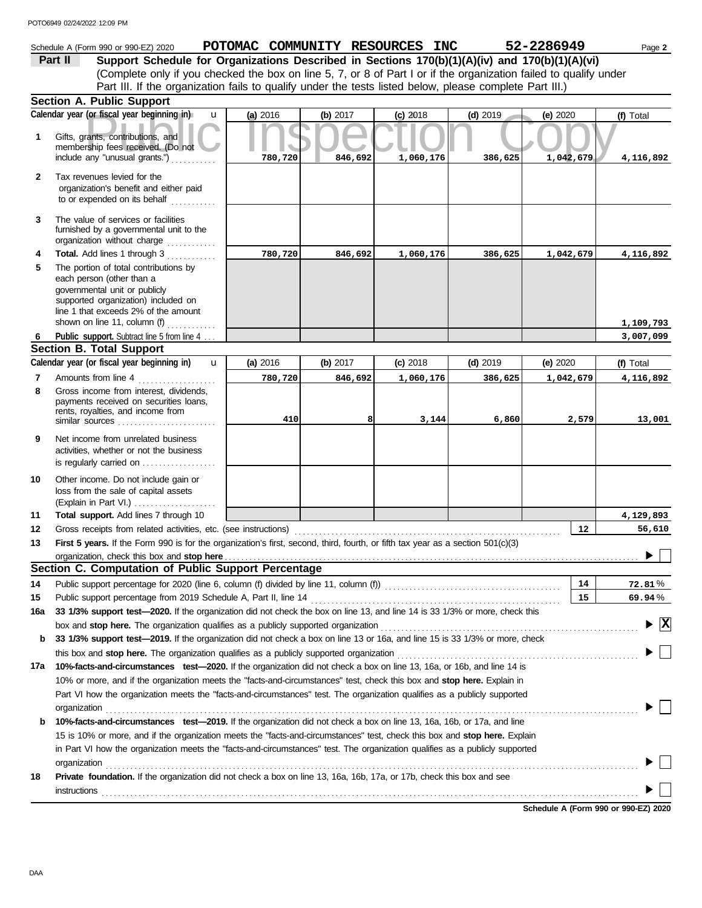Schedule A (Form 990 or 990-EZ) 2020 **POTOMAC COMMUNITY RESOURCES INC** **52-2286949**

**Part II** **Support Schedule for Organizations Described in Sections 170(b)(1)(A)(iv) and 170(b)(1)(A)(vi)**
(Complete only if you checked the box on line 5, 7, or 8 of Part I or if the organization failed to qualify under Part III. If the organization fails to qualify under the tests listed below, please complete Part III.)

**Section A. Public Support**

| | Calendar year (or fiscal year beginning in) | (a) 2016 | (b) 2017 | (c) 2018 | (d) 2019 | (e) 2020 | (f) Total |
|---|---|---|---|---|---|---|---|
| 1 | Gifts, grants, contributions, and membership fees received. (Do not include any "unusual grants.") | 780,720 | 846,692 | 1,060,176 | 386,625 | 1,042,679 | 4,116,892 |
| 2 | Tax revenues levied for the organization's benefit and either paid to or expended on its behalf | | | | | | |
| 3 | The value of services or facilities furnished by a governmental unit to the organization without charge | | | | | | |
| 4 | **Total.** Add lines 1 through 3 | 780,720 | 846,692 | 1,060,176 | 386,625 | 1,042,679 | 4,116,892 |
| 5 | The portion of total contributions by each person (other than a governmental unit or publicly supported organization) included on line 1 that exceeds 2% of the amount shown on line 11, column (f) | | | | | | 1,109,793 |
| 6 | **Public support.** Subtract line 5 from line 4 | | | | | | 3,007,099 |

**Section B. Total Support**

| | Calendar year (or fiscal year beginning in) | (a) 2016 | (b) 2017 | (c) 2018 | (d) 2019 | (e) 2020 | (f) Total |
|---|---|---|---|---|---|---|---|
| 7 | Amounts from line 4 | 780,720 | 846,692 | 1,060,176 | 386,625 | 1,042,679 | 4,116,892 |
| 8 | Gross income from interest, dividends, payments received on securities loans, rents, royalties, and income from similar sources | 410 | 8 | 3,144 | 6,860 | 2,579 | 13,001 |
| 9 | Net income from unrelated business activities, whether or not the business is regularly carried on | | | | | | |
| 10 | Other income. Do not include gain or loss from the sale of capital assets (Explain in Part VI.) | | | | | | |
| 11 | **Total support.** Add lines 7 through 10 | | | | | | 4,129,893 |
| 12 | Gross receipts from related activities, etc. (see instructions) | | | | | 12 | 56,610 |
| 13 | **First 5 years.** If the Form 990 is for the organization's first, second, third, fourth, or fifth tax year as a section 501(c)(3) organization, check this box and **stop here** | | | | | | ☐ |

**Section C. Computation of Public Support Percentage**

| | | | |
|---|---|---|---|
| 14 | Public support percentage for 2020 (line 6, column (f) divided by line 11, column (f)) | 14 | 72.81 % |
| 15 | Public support percentage from 2019 Schedule A, Part II, line 14 | 15 | 69.94 % |

**16a** **33 1/3% support test—2020.** If the organization did not check the box on line 13, and line 14 is 33 1/3% or more, check this box and **stop here.** The organization qualifies as a publicly supported organization ☒

**b** **33 1/3% support test—2019.** If the organization did not check a box on line 13 or 16a, and line 15 is 33 1/3% or more, check this box and **stop here.** The organization qualifies as a publicly supported organization ☐

**17a** **10%-facts-and-circumstances test—2020.** If the organization did not check a box on line 13, 16a, or 16b, and line 14 is 10% or more, and if the organization meets the "facts-and-circumstances" test, check this box and **stop here.** Explain in Part VI how the organization meets the "facts-and-circumstances" test. The organization qualifies as a publicly supported organization ☐

**b** **10%-facts-and-circumstances test—2019.** If the organization did not check a box on line 13, 16a, 16b, or 17a, and line 15 is 10% or more, and if the organization meets the "facts-and-circumstances" test, check this box and **stop here.** Explain in Part VI how the organization meets the "facts-and-circumstances" test. The organization qualifies as a publicly supported organization ☐

**18** **Private foundation.** If the organization did not check a box on line 13, 16a, 16b, 17a, or 17b, check this box and see instructions ☐

**Schedule A (Form 990 or 990-EZ) 2020**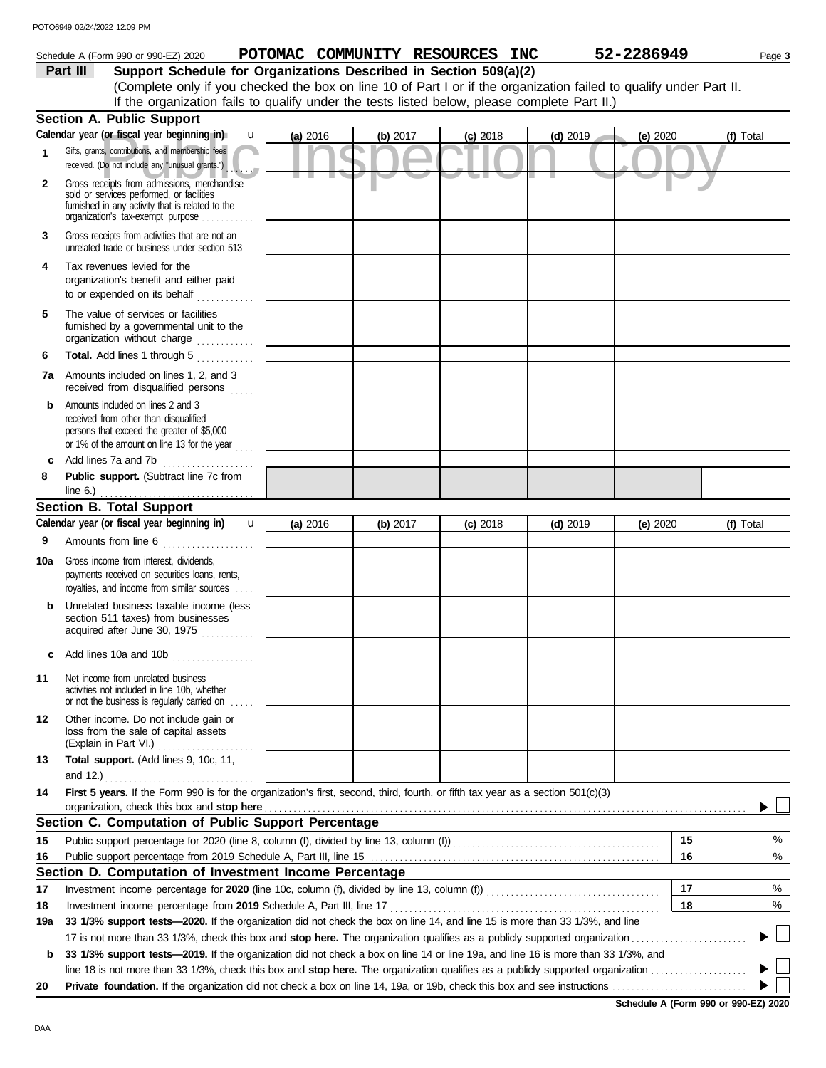Schedule A (Form 990 or 990-EZ) 2020 **POTOMAC COMMUNITY RESOURCES INC** **52-2286949**

**Part III** **Support Schedule for Organizations Described in Section 509(a)(2)**

(Complete only if you checked the box on line 10 of Part I or if the organization failed to qualify under Part II. If the organization fails to qualify under the tests listed below, please complete Part II.)

## Section A. Public Support

| Calendar year (or fiscal year beginning in) | (a) 2016 | (b) 2017 | (c) 2018 | (d) 2019 | (e) 2020 | (f) Total |
|---|---|---|---|---|---|---|
| **1** Gifts, grants, contributions, and membership fees received. (Do not include any "unusual grants.") | | | | | | |
| **2** Gross receipts from admissions, merchandise sold or services performed, or facilities furnished in any activity that is related to the organization's tax-exempt purpose | | | | | | |
| **3** Gross receipts from activities that are not an unrelated trade or business under section 513 | | | | | | |
| **4** Tax revenues levied for the organization's benefit and either paid to or expended on its behalf | | | | | | |
| **5** The value of services or facilities furnished by a governmental unit to the organization without charge | | | | | | |
| **6** **Total.** Add lines 1 through 5 | | | | | | |
| **7a** Amounts included on lines 1, 2, and 3 received from disqualified persons | | | | | | |
| **b** Amounts included on lines 2 and 3 received from other than disqualified persons that exceed the greater of $5,000 or 1% of the amount on line 13 for the year | | | | | | |
| **c** Add lines 7a and 7b | | | | | | |
| **8** **Public support.** (Subtract line 7c from line 6.) | | | | | | |

## Section B. Total Support

| Calendar year (or fiscal year beginning in) | (a) 2016 | (b) 2017 | (c) 2018 | (d) 2019 | (e) 2020 | (f) Total |
|---|---|---|---|---|---|---|
| **9** Amounts from line 6 | | | | | | |
| **10a** Gross income from interest, dividends, payments received on securities loans, rents, royalties, and income from similar sources | | | | | | |
| **b** Unrelated business taxable income (less section 511 taxes) from businesses acquired after June 30, 1975 | | | | | | |
| **c** Add lines 10a and 10b | | | | | | |
| **11** Net income from unrelated business activities not included in line 10b, whether or not the business is regularly carried on | | | | | | |
| **12** Other income. Do not include gain or loss from the sale of capital assets (Explain in Part VI.) | | | | | | |
| **13** **Total support.** (Add lines 9, 10c, 11, and 12.) | | | | | | |

**14** **First 5 years.** If the Form 990 is for the organization's first, second, third, fourth, or fifth tax year as a section 501(c)(3) organization, check this box and **stop here** ☐

## Section C. Computation of Public Support Percentage

| | | | |
|---|---|---|---|
| **15** | Public support percentage for 2020 (line 8, column (f), divided by line 13, column (f)) | 15 | % |
| **16** | Public support percentage from 2019 Schedule A, Part III, line 15 | 16 | % |

## Section D. Computation of Investment Income Percentage

| | | | |
|---|---|---|---|
| **17** | Investment income percentage for **2020** (line 10c, column (f), divided by line 13, column (f)) | 17 | % |
| **18** | Investment income percentage from **2019** Schedule A, Part III, line 17 | 18 | % |

**19a** **33 1/3% support tests—2020.** If the organization did not check the box on line 14, and line 15 is more than 33 1/3%, and line 17 is not more than 33 1/3%, check this box and **stop here.** The organization qualifies as a publicly supported organization ☐

**b** **33 1/3% support tests—2019.** If the organization did not check a box on line 14 or line 19a, and line 16 is more than 33 1/3%, and line 18 is not more than 33 1/3%, check this box and **stop here.** The organization qualifies as a publicly supported organization ☐

**20** **Private foundation.** If the organization did not check a box on line 14, 19a, or 19b, check this box and see instructions ☐

**Schedule A (Form 990 or 990-EZ) 2020**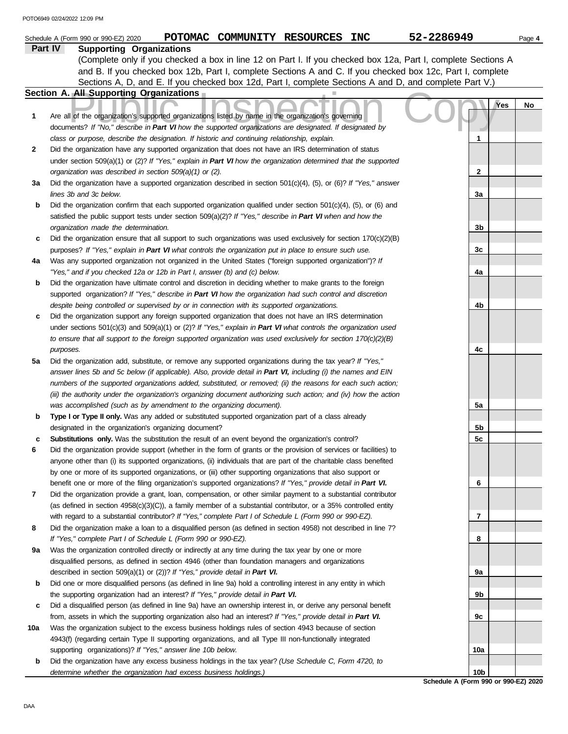Schedule A (Form 990 or 990-EZ) 2020 POTOMAC COMMUNITY RESOURCES INC 52-2286949 Page **4**

## Part IV Supporting Organizations

(Complete only if you checked a box in line 12 on Part I. If you checked box 12a, Part I, complete Sections A and B. If you checked box 12b, Part I, complete Sections A and C. If you checked box 12c, Part I, complete Sections A, D, and E. If you checked box 12d, Part I, complete Sections A and D, and complete Part V.)

### Section A. All Supporting Organizations

Public Inspection Copy

| | | | Yes | No |
|---|---|---|---|---|
| **1** | Are all of the organization's supported organizations listed by name in the organization's governing documents? *If "No," describe in **Part VI** how the supported organizations are designated. If designated by class or purpose, describe the designation. If historic and continuing relationship, explain.* | **1** | | |
| **2** | Did the organization have any supported organization that does not have an IRS determination of status under section 509(a)(1) or (2)? *If "Yes," explain in **Part VI** how the organization determined that the supported organization was described in section 509(a)(1) or (2).* | **2** | | |
| **3a** | Did the organization have a supported organization described in section 501(c)(4), (5), or (6)? *If "Yes," answer lines 3b and 3c below.* | **3a** | | |
| **b** | Did the organization confirm that each supported organization qualified under section 501(c)(4), (5), or (6) and satisfied the public support tests under section 509(a)(2)? *If "Yes," describe in **Part VI** when and how the organization made the determination.* | **3b** | | |
| **c** | Did the organization ensure that all support to such organizations was used exclusively for section 170(c)(2)(B) purposes? *If "Yes," explain in **Part VI** what controls the organization put in place to ensure such use.* | **3c** | | |
| **4a** | Was any supported organization not organized in the United States ("foreign supported organization")? *If "Yes," and if you checked 12a or 12b in Part I, answer (b) and (c) below.* | **4a** | | |
| **b** | Did the organization have ultimate control and discretion in deciding whether to make grants to the foreign supported organization? *If "Yes," describe in **Part VI** how the organization had such control and discretion despite being controlled or supervised by or in connection with its supported organizations.* | **4b** | | |
| **c** | Did the organization support any foreign supported organization that does not have an IRS determination under sections 501(c)(3) and 509(a)(1) or (2)? *If "Yes," explain in **Part VI** what controls the organization used to ensure that all support to the foreign supported organization was used exclusively for section 170(c)(2)(B) purposes.* | **4c** | | |
| **5a** | Did the organization add, substitute, or remove any supported organizations during the tax year? *If "Yes," answer lines 5b and 5c below (if applicable). Also, provide detail in **Part VI,** including (i) the names and EIN numbers of the supported organizations added, substituted, or removed; (ii) the reasons for each such action; (iii) the authority under the organization's organizing document authorizing such action; and (iv) how the action was accomplished (such as by amendment to the organizing document).* | **5a** | | |
| **b** | **Type I or Type II only.** Was any added or substituted supported organization part of a class already designated in the organization's organizing document? | **5b** | | |
| **c** | **Substitutions only.** Was the substitution the result of an event beyond the organization's control? | **5c** | | |
| **6** | Did the organization provide support (whether in the form of grants or the provision of services or facilities) to anyone other than (i) its supported organizations, (ii) individuals that are part of the charitable class benefited by one or more of its supported organizations, or (iii) other supporting organizations that also support or benefit one or more of the filing organization's supported organizations? *If "Yes," provide detail in **Part VI.*** | **6** | | |
| **7** | Did the organization provide a grant, loan, compensation, or other similar payment to a substantial contributor (as defined in section 4958(c)(3)(C)), a family member of a substantial contributor, or a 35% controlled entity with regard to a substantial contributor? *If "Yes," complete Part I of Schedule L (Form 990 or 990-EZ).* | **7** | | |
| **8** | Did the organization make a loan to a disqualified person (as defined in section 4958) not described in line 7? *If "Yes," complete Part I of Schedule L (Form 990 or 990-EZ).* | **8** | | |
| **9a** | Was the organization controlled directly or indirectly at any time during the tax year by one or more disqualified persons, as defined in section 4946 (other than foundation managers and organizations described in section 509(a)(1) or (2))? *If "Yes," provide detail in **Part VI.*** | **9a** | | |
| **b** | Did one or more disqualified persons (as defined in line 9a) hold a controlling interest in any entity in which the supporting organization had an interest? *If "Yes," provide detail in **Part VI.*** | **9b** | | |
| **c** | Did a disqualified person (as defined in line 9a) have an ownership interest in, or derive any personal benefit from, assets in which the supporting organization also had an interest? *If "Yes," provide detail in **Part VI.*** | **9c** | | |
| **10a** | Was the organization subject to the excess business holdings rules of section 4943 because of section 4943(f) (regarding certain Type II supporting organizations, and all Type III non-functionally integrated supporting organizations)? *If "Yes," answer line 10b below.* | **10a** | | |
| **b** | Did the organization have any excess business holdings in the tax year? *(Use Schedule C, Form 4720, to determine whether the organization had excess business holdings.)* | **10b** | | |

**Schedule A (Form 990 or 990-EZ) 2020**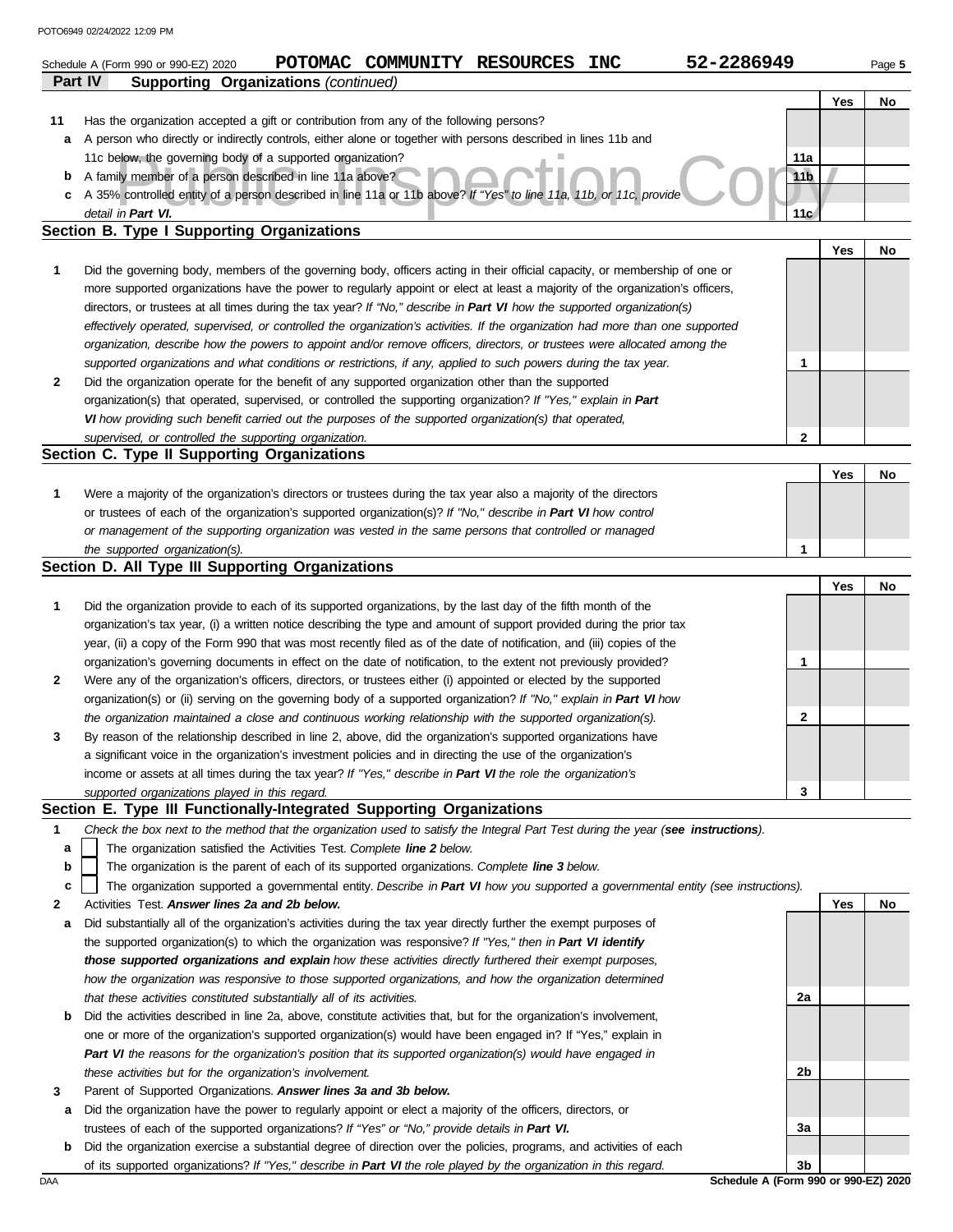Schedule A (Form 990 or 990-EZ) 2020 **POTOMAC COMMUNITY RESOURCES INC** **52-2286949** Page **5**

**Part IV** **Supporting Organizations** *(continued)*

| | | | Yes | No |
|---|---|---|---|---|
| **11** | Has the organization accepted a gift or contribution from any of the following persons? | | | |
| **a** | A person who directly or indirectly controls, either alone or together with persons described in lines 11b and 11c below, the governing body of a supported organization? | **11a** | | |
| **b** | A family member of a person described in line 11a above? | **11b** | | |
| **c** | A 35% controlled entity of a person described in line 11a or 11b above? *If "Yes" to line 11a, 11b, or 11c, provide detail in* ***Part VI.*** | **11c** | | |

## Section B. Type I Supporting Organizations

| | | | Yes | No |
|---|---|---|---|---|
| **1** | Did the governing body, members of the governing body, officers acting in their official capacity, or membership of one or more supported organizations have the power to regularly appoint or elect at least a majority of the organization's officers, directors, or trustees at all times during the tax year? *If "No," describe in* ***Part VI*** *how the supported organization(s) effectively operated, supervised, or controlled the organization's activities. If the organization had more than one supported organization, describe how the powers to appoint and/or remove officers, directors, or trustees were allocated among the supported organizations and what conditions or restrictions, if any, applied to such powers during the tax year.* | **1** | | |
| **2** | Did the organization operate for the benefit of any supported organization other than the supported organization(s) that operated, supervised, or controlled the supporting organization? *If "Yes," explain in* ***Part VI*** *how providing such benefit carried out the purposes of the supported organization(s) that operated, supervised, or controlled the supporting organization.* | **2** | | |

## Section C. Type II Supporting Organizations

| | | | Yes | No |
|---|---|---|---|---|
| **1** | Were a majority of the organization's directors or trustees during the tax year also a majority of the directors or trustees of each of the organization's supported organization(s)? *If "No," describe in* ***Part VI*** *how control or management of the supporting organization was vested in the same persons that controlled or managed the supported organization(s).* | **1** | | |

## Section D. All Type III Supporting Organizations

| | | | Yes | No |
|---|---|---|---|---|
| **1** | Did the organization provide to each of its supported organizations, by the last day of the fifth month of the organization's tax year, (i) a written notice describing the type and amount of support provided during the prior tax year, (ii) a copy of the Form 990 that was most recently filed as of the date of notification, and (iii) copies of the organization's governing documents in effect on the date of notification, to the extent not previously provided? | **1** | | |
| **2** | Were any of the organization's officers, directors, or trustees either (i) appointed or elected by the supported organization(s) or (ii) serving on the governing body of a supported organization? *If "No," explain in* ***Part VI*** *how the organization maintained a close and continuous working relationship with the supported organization(s).* | **2** | | |
| **3** | By reason of the relationship described in line 2, above, did the organization's supported organizations have a significant voice in the organization's investment policies and in directing the use of the organization's income or assets at all times during the tax year? *If "Yes," describe in* ***Part VI*** *the role the organization's supported organizations played in this regard.* | **3** | | |

## Section E. Type III Functionally-Integrated Supporting Organizations

**1** *Check the box next to the method that the organization used to satisfy the Integral Part Test during the year (****see instructions****).*

- **a** ☐ The organization satisfied the Activities Test. *Complete* ***line 2*** *below.*
- **b** ☐ The organization is the parent of each of its supported organizations. *Complete* ***line 3*** *below.*
- **c** ☐ The organization supported a governmental entity. *Describe in* ***Part VI*** *how you supported a governmental entity (see instructions).*

| | | | Yes | No |
|---|---|---|---|---|
| **2** | Activities Test. ***Answer lines 2a and 2b below.*** | | | |
| **a** | Did substantially all of the organization's activities during the tax year directly further the exempt purposes of the supported organization(s) to which the organization was responsive? *If "Yes," then in* ***Part VI identify those supported organizations and explain*** *how these activities directly furthered their exempt purposes, how the organization was responsive to those supported organizations, and how the organization determined that these activities constituted substantially all of its activities.* | **2a** | | |
| **b** | Did the activities described in line 2a, above, constitute activities that, but for the organization's involvement, one or more of the organization's supported organization(s) would have been engaged in? If "Yes," explain in ***Part VI*** *the reasons for the organization's position that its supported organization(s) would have engaged in these activities but for the organization's involvement.* | **2b** | | |
| **3** | Parent of Supported Organizations. ***Answer lines 3a and 3b below.*** | | | |
| **a** | Did the organization have the power to regularly appoint or elect a majority of the officers, directors, or trustees of each of the supported organizations? *If "Yes" or "No," provide details in* ***Part VI.*** | **3a** | | |
| **b** | Did the organization exercise a substantial degree of direction over the policies, programs, and activities of each of its supported organizations? *If "Yes," describe in* ***Part VI*** *the role played by the organization in this regard.* | **3b** | | |

DAA **Schedule A (Form 990 or 990-EZ) 2020**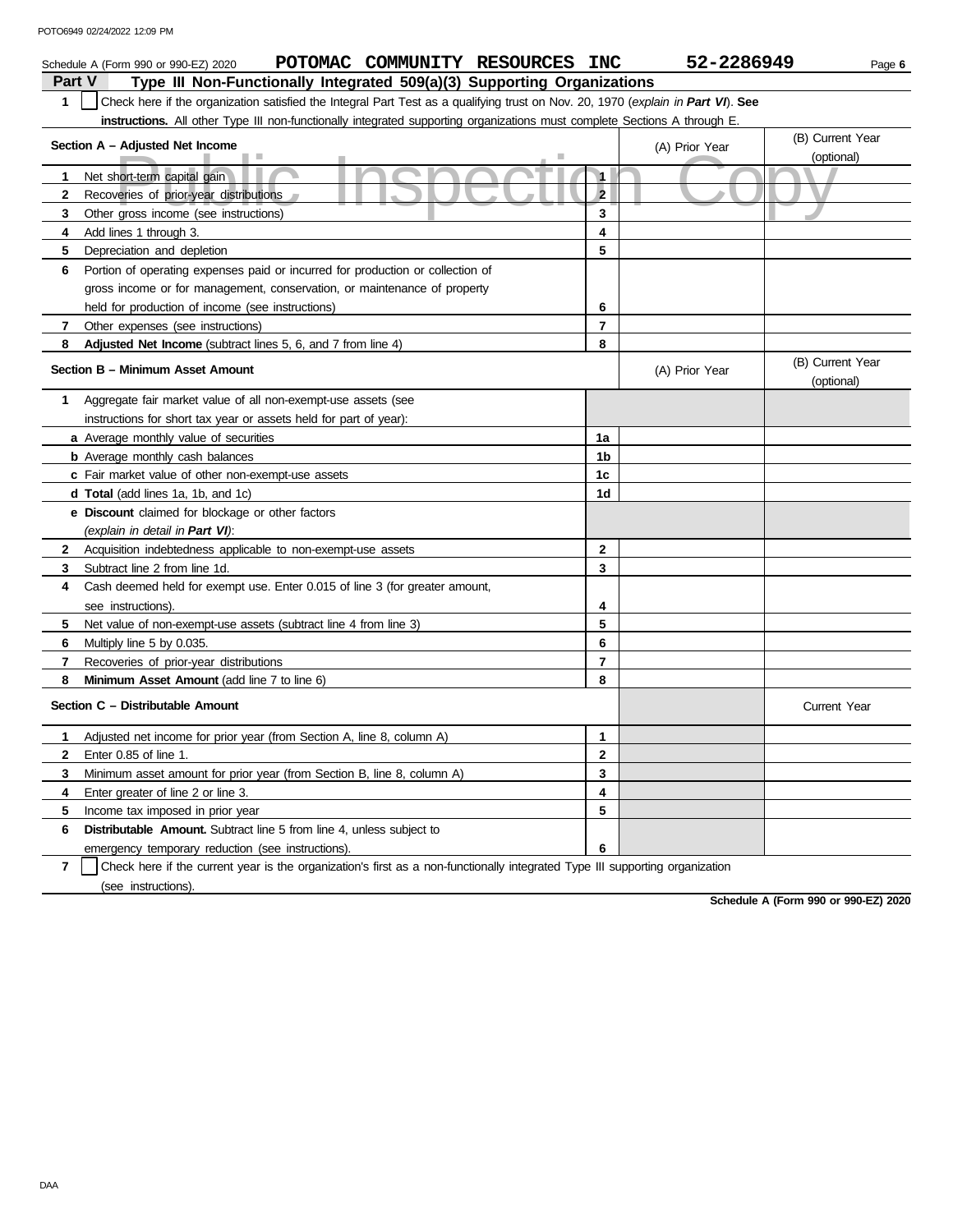Schedule A (Form 990 or 990-EZ) 2020 **POTOMAC COMMUNITY RESOURCES INC** **52-2286949**

## Part V Type III Non-Functionally Integrated 509(a)(3) Supporting Organizations

**1** ☐ Check here if the organization satisfied the Integral Part Test as a qualifying trust on Nov. 20, 1970 (*explain in **Part VI***). **See instructions.** All other Type III non-functionally integrated supporting organizations must complete Sections A through E.

| **Section A – Adjusted Net Income** | | (A) Prior Year | (B) Current Year (optional) |
|---|---|---|---|
| **1** Net short-term capital gain | 1 | | |
| **2** Recoveries of prior-year distributions | 2 | | |
| **3** Other gross income (see instructions) | 3 | | |
| **4** Add lines 1 through 3. | 4 | | |
| **5** Depreciation and depletion | 5 | | |
| **6** Portion of operating expenses paid or incurred for production or collection of gross income or for management, conservation, or maintenance of property held for production of income (see instructions) | 6 | | |
| **7** Other expenses (see instructions) | 7 | | |
| **8** **Adjusted Net Income** (subtract lines 5, 6, and 7 from line 4) | 8 | | |

| **Section B – Minimum Asset Amount** | | (A) Prior Year | (B) Current Year (optional) |
|---|---|---|---|
| **1** Aggregate fair market value of all non-exempt-use assets (see instructions for short tax year or assets held for part of year): | | | |
| **a** Average monthly value of securities | 1a | | |
| **b** Average monthly cash balances | 1b | | |
| **c** Fair market value of other non-exempt-use assets | 1c | | |
| **d** **Total** (add lines 1a, 1b, and 1c) | 1d | | |
| **e** **Discount** claimed for blockage or other factors (*explain in detail in **Part VI***): | | | |
| **2** Acquisition indebtedness applicable to non-exempt-use assets | 2 | | |
| **3** Subtract line 2 from line 1d. | 3 | | |
| **4** Cash deemed held for exempt use. Enter 0.015 of line 3 (for greater amount, see instructions). | 4 | | |
| **5** Net value of non-exempt-use assets (subtract line 4 from line 3) | 5 | | |
| **6** Multiply line 5 by 0.035. | 6 | | |
| **7** Recoveries of prior-year distributions | 7 | | |
| **8** **Minimum Asset Amount** (add line 7 to line 6) | 8 | | |

| **Section C – Distributable Amount** | | | Current Year |
|---|---|---|---|
| **1** Adjusted net income for prior year (from Section A, line 8, column A) | 1 | | |
| **2** Enter 0.85 of line 1. | 2 | | |
| **3** Minimum asset amount for prior year (from Section B, line 8, column A) | 3 | | |
| **4** Enter greater of line 2 or line 3. | 4 | | |
| **5** Income tax imposed in prior year | 5 | | |
| **6** **Distributable Amount.** Subtract line 5 from line 4, unless subject to emergency temporary reduction (see instructions). | 6 | | |

**7** ☐ Check here if the current year is the organization's first as a non-functionally integrated Type III supporting organization (see instructions).

**Schedule A (Form 990 or 990-EZ) 2020**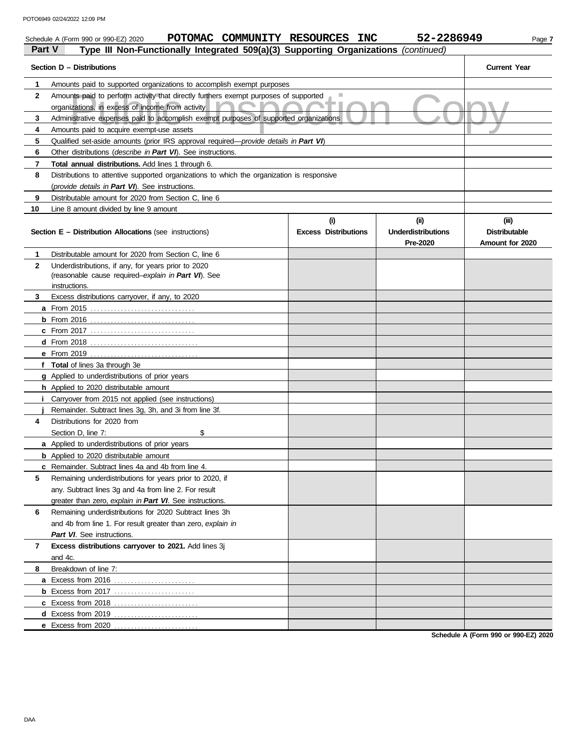Schedule A (Form 990 or 990-EZ) 2020 **POTOMAC COMMUNITY RESOURCES INC** **52-2286949** Page **7**

**Part V** **Type III Non-Functionally Integrated 509(a)(3) Supporting Organizations** *(continued)*

| **Section D – Distributions** | | **Current Year** |
|---|---|---|
| **1** | Amounts paid to supported organizations to accomplish exempt purposes | |
| **2** | Amounts paid to perform activity that directly furthers exempt purposes of supported organizations, in excess of income from activity | |
| **3** | Administrative expenses paid to accomplish exempt purposes of supported organizations | |
| **4** | Amounts paid to acquire exempt-use assets | |
| **5** | Qualified set-aside amounts (prior IRS approval required—*provide details in* ***Part VI***) | |
| **6** | Other distributions (*describe in* ***Part VI***). See instructions. | |
| **7** | **Total annual distributions.** Add lines 1 through 6. | |
| **8** | Distributions to attentive supported organizations to which the organization is responsive (*provide details in* ***Part VI***). See instructions. | |
| **9** | Distributable amount for 2020 from Section C, line 6 | |
| **10** | Line 8 amount divided by line 9 amount | |

| **Section E – Distribution Allocations** (see instructions) | | **(i)** **Excess Distributions** | **(ii)** **Underdistributions Pre-2020** | **(iii)** **Distributable Amount for 2020** |
|---|---|---|---|---|
| **1** | Distributable amount for 2020 from Section C, line 6 | | | |
| **2** | Underdistributions, if any, for years prior to 2020 (reasonable cause required–*explain in* ***Part VI***). See instructions. | | | |
| **3** | Excess distributions carryover, if any, to 2020 | | | |
| **a** | From 2015 | | | |
| **b** | From 2016 | | | |
| **c** | From 2017 | | | |
| **d** | From 2018 | | | |
| **e** | From 2019 | | | |
| **f** | **Total** of lines 3a through 3e | | | |
| **g** | Applied to underdistributions of prior years | | | |
| **h** | Applied to 2020 distributable amount | | | |
| **i** | Carryover from 2015 not applied (see instructions) | | | |
| **j** | Remainder. Subtract lines 3g, 3h, and 3i from line 3f. | | | |
| **4** | Distributions for 2020 from Section D, line 7: $ | | | |
| **a** | Applied to underdistributions of prior years | | | |
| **b** | Applied to 2020 distributable amount | | | |
| **c** | Remainder. Subtract lines 4a and 4b from line 4. | | | |
| **5** | Remaining underdistributions for years prior to 2020, if any. Subtract lines 3g and 4a from line 2. For result greater than zero, *explain in* ***Part VI***. See instructions. | | | |
| **6** | Remaining underdistributions for 2020 Subtract lines 3h and 4b from line 1. For result greater than zero, *explain in* ***Part VI***. See instructions. | | | |
| **7** | **Excess distributions carryover to 2021.** Add lines 3j and 4c. | | | |
| **8** | Breakdown of line 7: | | | |
| **a** | Excess from 2016 | | | |
| **b** | Excess from 2017 | | | |
| **c** | Excess from 2018 | | | |
| **d** | Excess from 2019 | | | |
| **e** | Excess from 2020 | | | |

**Schedule A (Form 990 or 990-EZ) 2020**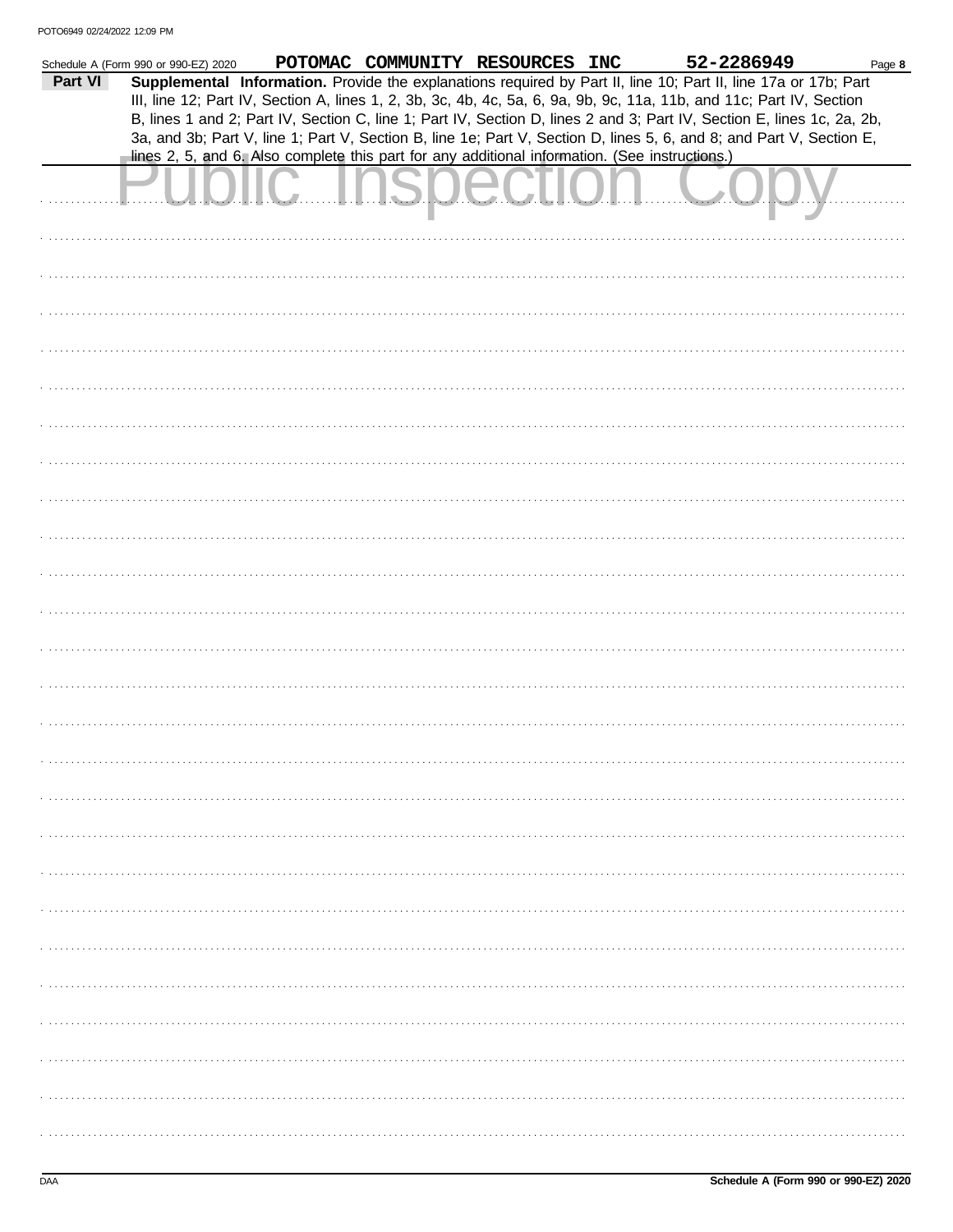Schedule A (Form 990 or 990-EZ) 2020 **POTOMAC COMMUNITY RESOURCES INC** **52-2286949** Page **8**

**Part VI** **Supplemental Information.** Provide the explanations required by Part II, line 10; Part II, line 17a or 17b; Part III, line 12; Part IV, Section A, lines 1, 2, 3b, 3c, 4b, 4c, 5a, 6, 9a, 9b, 9c, 11a, 11b, and 11c; Part IV, Section B, lines 1 and 2; Part IV, Section C, line 1; Part IV, Section D, lines 2 and 3; Part IV, Section E, lines 1c, 2a, 2b, 3a, and 3b; Part V, line 1; Part V, Section B, line 1e; Part V, Section D, lines 5, 6, and 8; and Part V, Section E, lines 2, 5, and 6. Also complete this part for any additional information. (See instructions.)

Public Inspection Copy

DAA **Schedule A (Form 990 or 990-EZ) 2020**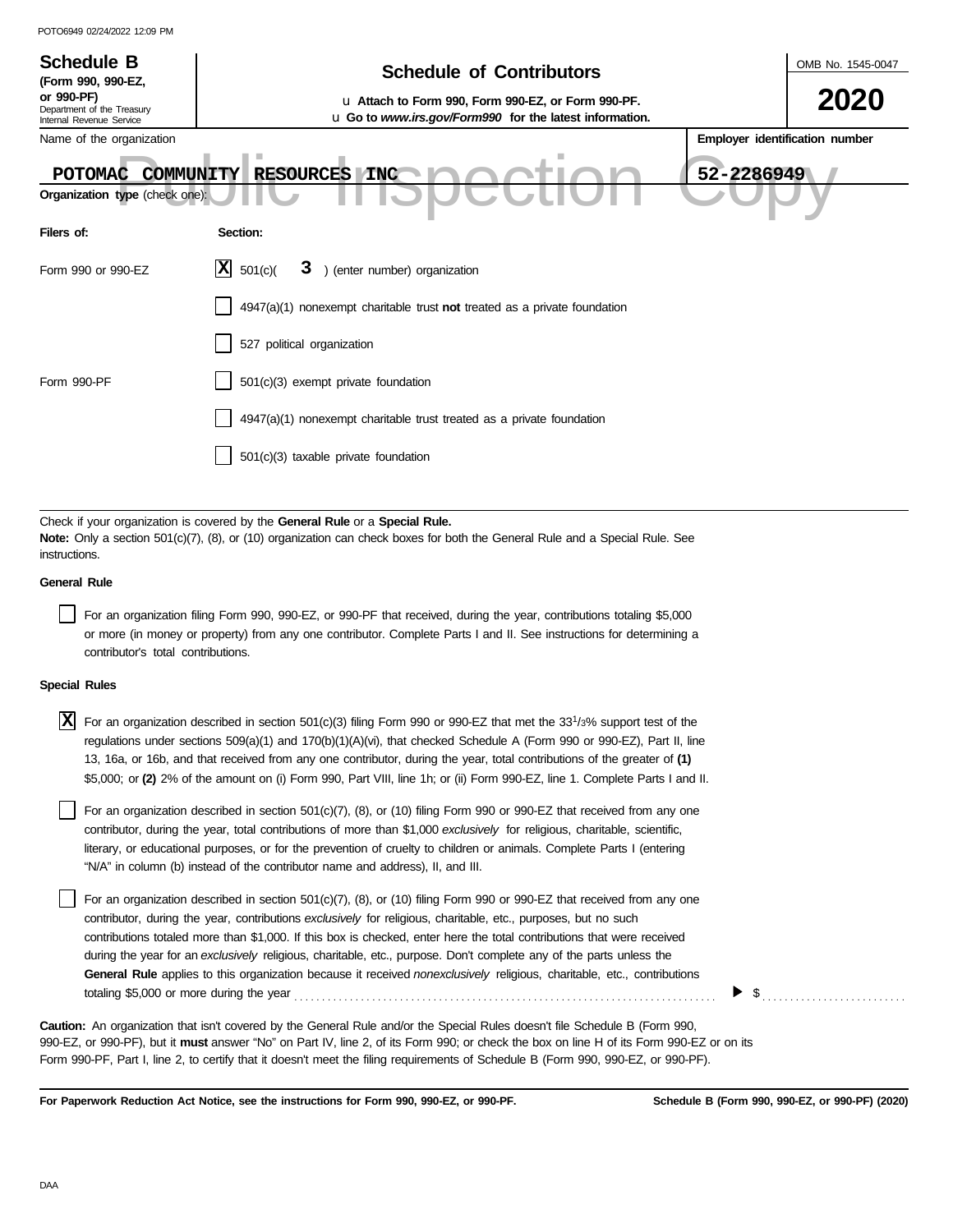**Schedule B**
**(Form 990, 990-EZ, or 990-PF)**
Department of the Treasury
Internal Revenue Service

# Schedule of Contributors

u **Attach to Form 990, Form 990-EZ, or Form 990-PF.**
u **Go to *www.irs.gov/Form990* for the latest information.**

OMB No. 1545-0047

**2020**

| Name of the organization | Employer identification number |
|---|---|
| POTOMAC COMMUNITY RESOURCES INC | 52-2286949 |

Public Inspection Copy

**Organization type** (check one):

| Filers of: | Section: |
|---|---|
| Form 990 or 990-EZ | [X] 501(c)( 3 ) (enter number) organization |
| | [ ] 4947(a)(1) nonexempt charitable trust **not** treated as a private foundation |
| | [ ] 527 political organization |
| Form 990-PF | [ ] 501(c)(3) exempt private foundation |
| | [ ] 4947(a)(1) nonexempt charitable trust treated as a private foundation |
| | [ ] 501(c)(3) taxable private foundation |

Check if your organization is covered by the **General Rule** or a **Special Rule.**
**Note:** Only a section 501(c)(7), (8), or (10) organization can check boxes for both the General Rule and a Special Rule. See instructions.

**General Rule**

[ ] For an organization filing Form 990, 990-EZ, or 990-PF that received, during the year, contributions totaling $5,000 or more (in money or property) from any one contributor. Complete Parts I and II. See instructions for determining a contributor's total contributions.

**Special Rules**

[X] For an organization described in section 501(c)(3) filing Form 990 or 990-EZ that met the 33 1/3% support test of the regulations under sections 509(a)(1) and 170(b)(1)(A)(vi), that checked Schedule A (Form 990 or 990-EZ), Part II, line 13, 16a, or 16b, and that received from any one contributor, during the year, total contributions of the greater of **(1)** $5,000; or **(2)** 2% of the amount on (i) Form 990, Part VIII, line 1h; or (ii) Form 990-EZ, line 1. Complete Parts I and II.

[ ] For an organization described in section 501(c)(7), (8), or (10) filing Form 990 or 990-EZ that received from any one contributor, during the year, total contributions of more than $1,000 *exclusively* for religious, charitable, scientific, literary, or educational purposes, or for the prevention of cruelty to children or animals. Complete Parts I (entering "N/A" in column (b) instead of the contributor name and address), II, and III.

[ ] For an organization described in section 501(c)(7), (8), or (10) filing Form 990 or 990-EZ that received from any one contributor, during the year, contributions *exclusively* for religious, charitable, etc., purposes, but no such contributions totaled more than $1,000. If this box is checked, enter here the total contributions that were received during the year for an *exclusively* religious, charitable, etc., purpose. Don't complete any of the parts unless the **General Rule** applies to this organization because it received *nonexclusively* religious, charitable, etc., contributions totaling $5,000 or more during the year ▶ $ ..........

**Caution:** An organization that isn't covered by the General Rule and/or the Special Rules doesn't file Schedule B (Form 990, 990-EZ, or 990-PF), but it **must** answer "No" on Part IV, line 2, of its Form 990; or check the box on line H of its Form 990-EZ or on its Form 990-PF, Part I, line 2, to certify that it doesn't meet the filing requirements of Schedule B (Form 990, 990-EZ, or 990-PF).

**For Paperwork Reduction Act Notice, see the instructions for Form 990, 990-EZ, or 990-PF.** **Schedule B (Form 990, 990-EZ, or 990-PF) (2020)**

DAA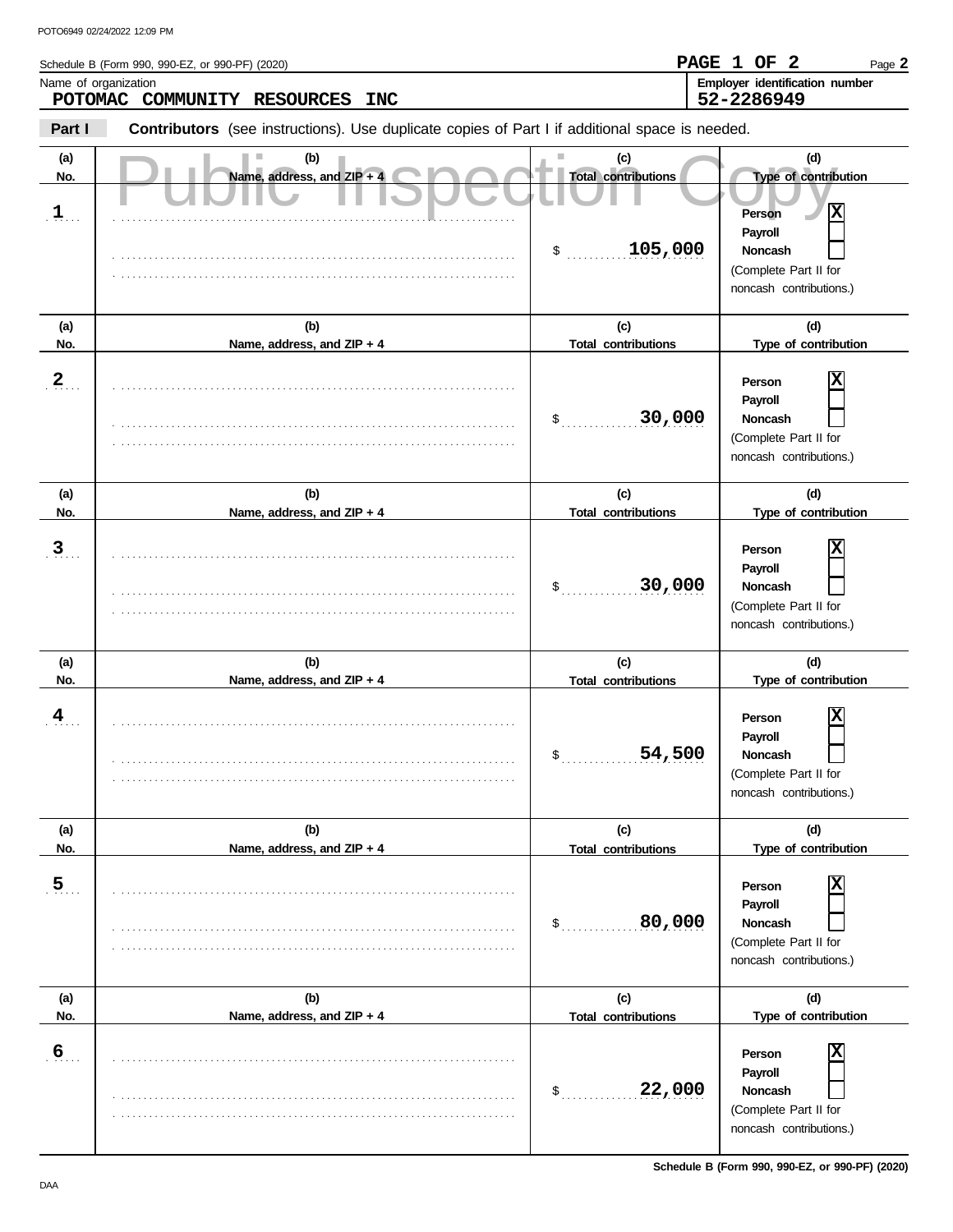Schedule B (Form 990, 990-EZ, or 990-PF) (2020)

PAGE 1 OF 2

Page **2**

Name of organization
**POTOMAC COMMUNITY RESOURCES INC**

**Employer identification number**
**52-2286949**

**Part I** **Contributors** (see instructions). Use duplicate copies of Part I if additional space is needed.

Public Inspection Copy

| (a) No. | (b) Name, address, and ZIP + 4 | (c) Total contributions | (d) Type of contribution |
|---|---|---|---|
| 1 | | $ 105,000 | Person [X] Payroll [ ] Noncash [ ] (Complete Part II for noncash contributions.) |
| 2 | | $ 30,000 | Person [X] Payroll [ ] Noncash [ ] (Complete Part II for noncash contributions.) |
| 3 | | $ 30,000 | Person [X] Payroll [ ] Noncash [ ] (Complete Part II for noncash contributions.) |
| 4 | | $ 54,500 | Person [X] Payroll [ ] Noncash [ ] (Complete Part II for noncash contributions.) |
| 5 | | $ 80,000 | Person [X] Payroll [ ] Noncash [ ] (Complete Part II for noncash contributions.) |
| 6 | | $ 22,000 | Person [X] Payroll [ ] Noncash [ ] (Complete Part II for noncash contributions.) |

**Schedule B (Form 990, 990-EZ, or 990-PF) (2020)**

DAA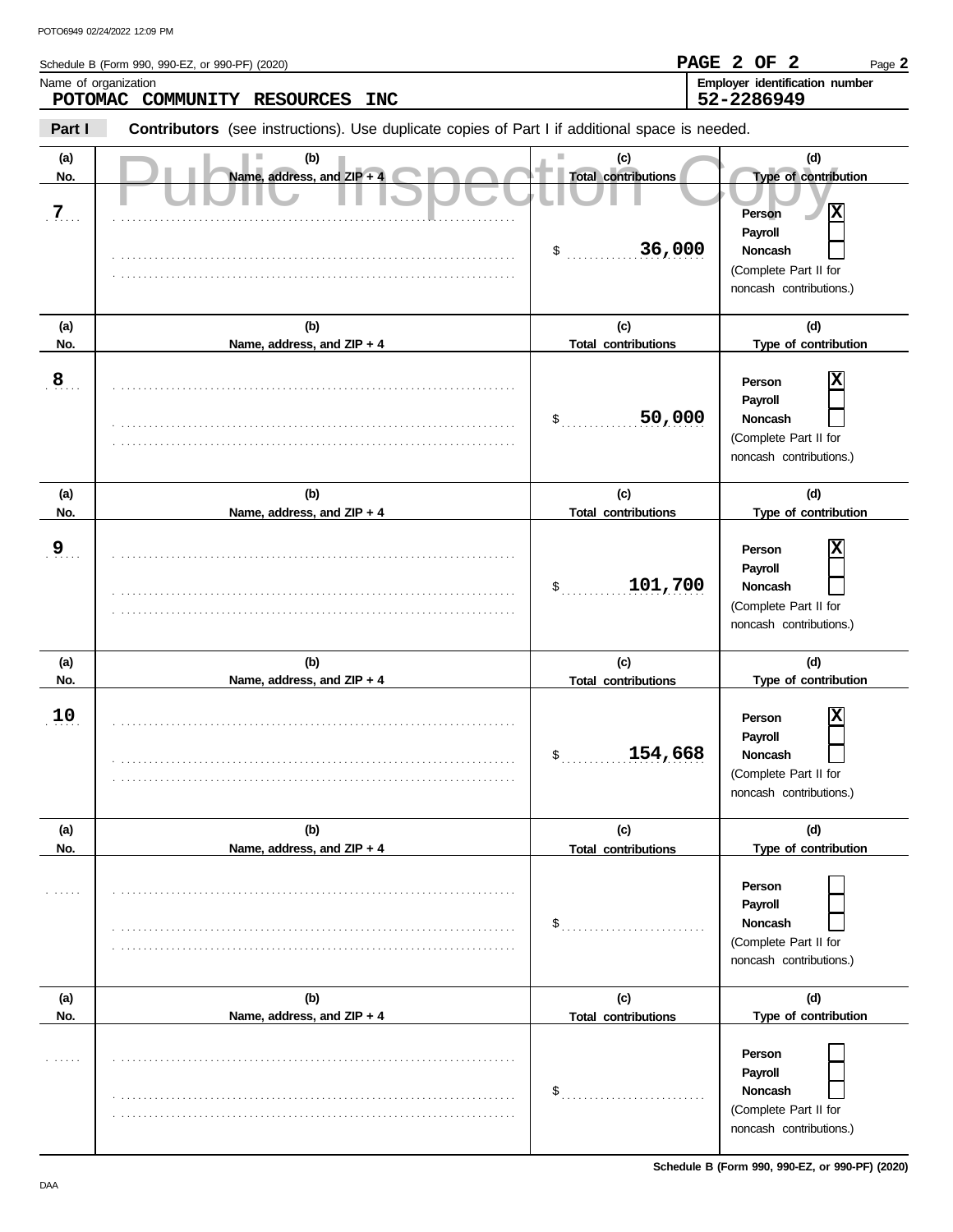Schedule B (Form 990, 990-EZ, or 990-PF) (2020)

Name of organization: **POTOMAC COMMUNITY RESOURCES INC**

Employer identification number: **52-2286949**

**Part I** **Contributors** (see instructions). Use duplicate copies of Part I if additional space is needed.

Public Inspection Copy

| (a) No. | (b) Name, address, and ZIP + 4 | (c) Total contributions | (d) Type of contribution |
|---|---|---|---|
| 7 | | $ 36,000 | Person [X] Payroll [ ] Noncash [ ] (Complete Part II for noncash contributions.) |
| 8 | | $ 50,000 | Person [X] Payroll [ ] Noncash [ ] (Complete Part II for noncash contributions.) |
| 9 | | $ 101,700 | Person [X] Payroll [ ] Noncash [ ] (Complete Part II for noncash contributions.) |
| 10 | | $ 154,668 | Person [X] Payroll [ ] Noncash [ ] (Complete Part II for noncash contributions.) |
| | | $ | Person [ ] Payroll [ ] Noncash [ ] (Complete Part II for noncash contributions.) |
| | | $ | Person [ ] Payroll [ ] Noncash [ ] (Complete Part II for noncash contributions.) |

Schedule B (Form 990, 990-EZ, or 990-PF) (2020)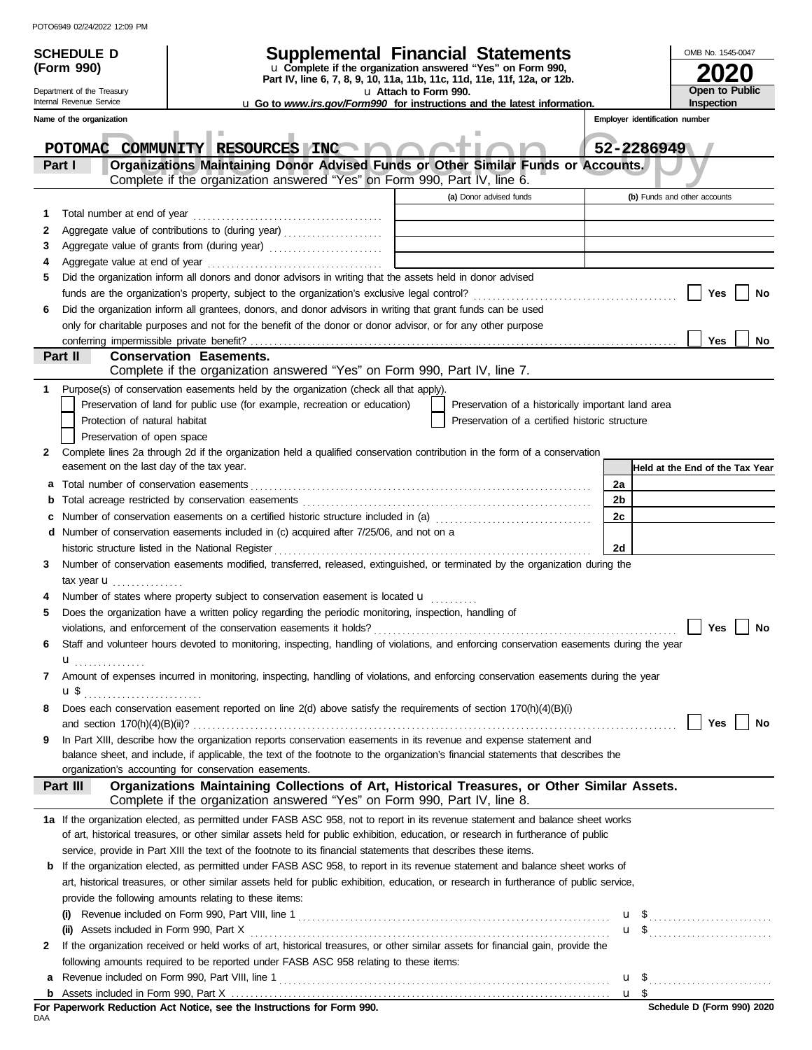POTO6949 02/24/2022 12:09 PM

**SCHEDULE D (Form 990)**

Department of the Treasury
Internal Revenue Service

# Supplemental Financial Statements

u Complete if the organization answered "Yes" on Form 990, Part IV, line 6, 7, 8, 9, 10, 11a, 11b, 11c, 11d, 11e, 11f, 12a, or 12b.
u Attach to Form 990.
u Go to *www.irs.gov/Form990* for instructions and the latest information.

OMB No. 1545-0047
**2020**
**Open to Public Inspection**

Name of the organization: POTOMAC COMMUNITY RESOURCES INC
Employer identification number: 52-2286949

## Part I Organizations Maintaining Donor Advised Funds or Other Similar Funds or Accounts.
Complete if the organization answered "Yes" on Form 990, Part IV, line 6.

| | | (a) Donor advised funds | (b) Funds and other accounts |
|---|---|---|---|
| 1 | Total number at end of year | | |
| 2 | Aggregate value of contributions to (during year) | | |
| 3 | Aggregate value of grants from (during year) | | |
| 4 | Aggregate value at end of year | | |

5 Did the organization inform all donors and donor advisors in writing that the assets held in donor advised funds are the organization's property, subject to the organization's exclusive legal control? ☐ Yes ☐ No

6 Did the organization inform all grantees, donors, and donor advisors in writing that grant funds can be used only for charitable purposes and not for the benefit of the donor or donor advisor, or for any other purpose conferring impermissible private benefit? ☐ Yes ☐ No

## Part II Conservation Easements.
Complete if the organization answered "Yes" on Form 990, Part IV, line 7.

1 Purpose(s) of conservation easements held by the organization (check all that apply).
- ☐ Preservation of land for public use (for example, recreation or education)
- ☐ Protection of natural habitat
- ☐ Preservation of open space
- ☐ Preservation of a historically important land area
- ☐ Preservation of a certified historic structure

2 Complete lines 2a through 2d if the organization held a qualified conservation contribution in the form of a conservation easement on the last day of the tax year.

| | | | Held at the End of the Tax Year |
|---|---|---|---|
| a | Total number of conservation easements | 2a | |
| b | Total acreage restricted by conservation easements | 2b | |
| c | Number of conservation easements on a certified historic structure included in (a) | 2c | |
| d | Number of conservation easements included in (c) acquired after 7/25/06, and not on a historic structure listed in the National Register | 2d | |

3 Number of conservation easements modified, transferred, released, extinguished, or terminated by the organization during the tax year u

4 Number of states where property subject to conservation easement is located u

5 Does the organization have a written policy regarding the periodic monitoring, inspection, handling of violations, and enforcement of the conservation easements it holds? ☐ Yes ☐ No

6 Staff and volunteer hours devoted to monitoring, inspecting, handling of violations, and enforcing conservation easements during the year u

7 Amount of expenses incurred in monitoring, inspecting, handling of violations, and enforcing conservation easements during the year u $

8 Does each conservation easement reported on line 2(d) above satisfy the requirements of section 170(h)(4)(B)(i) and section 170(h)(4)(B)(ii)? ☐ Yes ☐ No

9 In Part XIII, describe how the organization reports conservation easements in its revenue and expense statement and balance sheet, and include, if applicable, the text of the footnote to the organization's financial statements that describes the organization's accounting for conservation easements.

## Part III Organizations Maintaining Collections of Art, Historical Treasures, or Other Similar Assets.
Complete if the organization answered "Yes" on Form 990, Part IV, line 8.

1a If the organization elected, as permitted under FASB ASC 958, not to report in its revenue statement and balance sheet works of art, historical treasures, or other similar assets held for public exhibition, education, or research in furtherance of public service, provide in Part XIII the text of the footnote to its financial statements that describes these items.

b If the organization elected, as permitted under FASB ASC 958, to report in its revenue statement and balance sheet works of art, historical treasures, or other similar assets held for public exhibition, education, or research in furtherance of public service, provide the following amounts relating to these items:

(i) Revenue included on Form 990, Part VIII, line 1 u $

(ii) Assets included in Form 990, Part X u $

2 If the organization received or held works of art, historical treasures, or other similar assets for financial gain, provide the following amounts required to be reported under FASB ASC 958 relating to these items:

a Revenue included on Form 990, Part VIII, line 1 u $

b Assets included in Form 990, Part X u $

**For Paperwork Reduction Act Notice, see the Instructions for Form 990.**
DAA
**Schedule D (Form 990) 2020**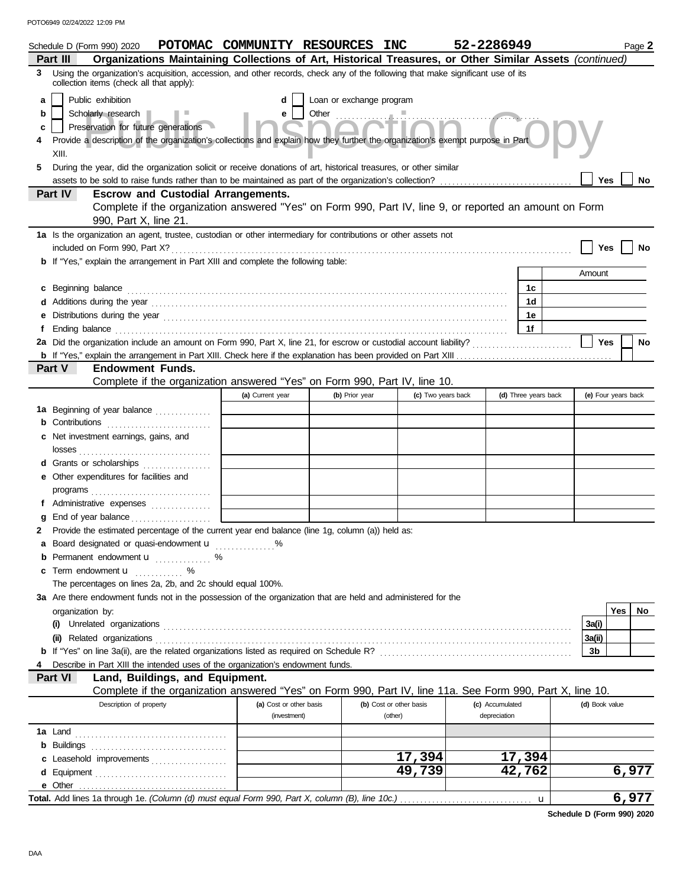Schedule D (Form 990) 2020 **POTOMAC COMMUNITY RESOURCES INC** **52-2286949** Page **2**

## Part III — Organizations Maintaining Collections of Art, Historical Treasures, or Other Similar Assets *(continued)*

**3** Using the organization's acquisition, accession, and other records, check any of the following that make significant use of its collection items (check all that apply):

- **a** ☐ Public exhibition
- **b** ☐ Scholarly research
- **c** ☐ Preservation for future generations
- **d** ☐ Loan or exchange program
- **e** ☐ Other ..........................................

**4** Provide a description of the organization's collections and explain how they further the organization's exempt purpose in Part XIII.

**5** During the year, did the organization solicit or receive donations of art, historical treasures, or other similar assets to be sold to raise funds rather than to be maintained as part of the organization's collection? ☐ Yes ☐ No

## Part IV — Escrow and Custodial Arrangements.

Complete if the organization answered "Yes" on Form 990, Part IV, line 9, or reported an amount on Form 990, Part X, line 21.

**1a** Is the organization an agent, trustee, custodian or other intermediary for contributions or other assets not included on Form 990, Part X? ☐ Yes ☐ No

**b** If "Yes," explain the arrangement in Part XIII and complete the following table:

| | | Amount |
|---|---|---|
| **c** Beginning balance | 1c | |
| **d** Additions during the year | 1d | |
| **e** Distributions during the year | 1e | |
| **f** Ending balance | 1f | |

**2a** Did the organization include an amount on Form 990, Part X, line 21, for escrow or custodial account liability? ☐ Yes ☐ No

**b** If "Yes," explain the arrangement in Part XIII. Check here if the explanation has been provided on Part XIII ☐

## Part V — Endowment Funds.

Complete if the organization answered "Yes" on Form 990, Part IV, line 10.

| | (a) Current year | (b) Prior year | (c) Two years back | (d) Three years back | (e) Four years back |
|---|---|---|---|---|---|
| **1a** Beginning of year balance | | | | | |
| **b** Contributions | | | | | |
| **c** Net investment earnings, gains, and losses | | | | | |
| **d** Grants or scholarships | | | | | |
| **e** Other expenditures for facilities and programs | | | | | |
| **f** Administrative expenses | | | | | |
| **g** End of year balance | | | | | |

**2** Provide the estimated percentage of the current year end balance (line 1g, column (a)) held as:

- **a** Board designated or quasi-endowment u ............... %
- **b** Permanent endowment u .............. %
- **c** Term endowment u ............ %

The percentages on lines 2a, 2b, and 2c should equal 100%.

**3a** Are there endowment funds not in the possession of the organization that are held and administered for the organization by:

| | | Yes | No |
|---|---|---|---|
| **(i)** Unrelated organizations | 3a(i) | | |
| **(ii)** Related organizations | 3a(ii) | | |
| **b** If "Yes" on line 3a(ii), are the related organizations listed as required on Schedule R? | 3b | | |

**4** Describe in Part XIII the intended uses of the organization's endowment funds.

## Part VI — Land, Buildings, and Equipment.

Complete if the organization answered "Yes" on Form 990, Part IV, line 11a. See Form 990, Part X, line 10.

| Description of property | (a) Cost or other basis (investment) | (b) Cost or other basis (other) | (c) Accumulated depreciation | (d) Book value |
|---|---|---|---|---|
| **1a** Land | | | | |
| **b** Buildings | | | | |
| **c** Leasehold improvements | | 17,394 | 17,394 | |
| **d** Equipment | | 49,739 | 42,762 | 6,977 |
| **e** Other | | | | |
| **Total.** Add lines 1a through 1e. *(Column (d) must equal Form 990, Part X, column (B), line 10c.)* u | | | | 6,977 |

**Schedule D (Form 990) 2020**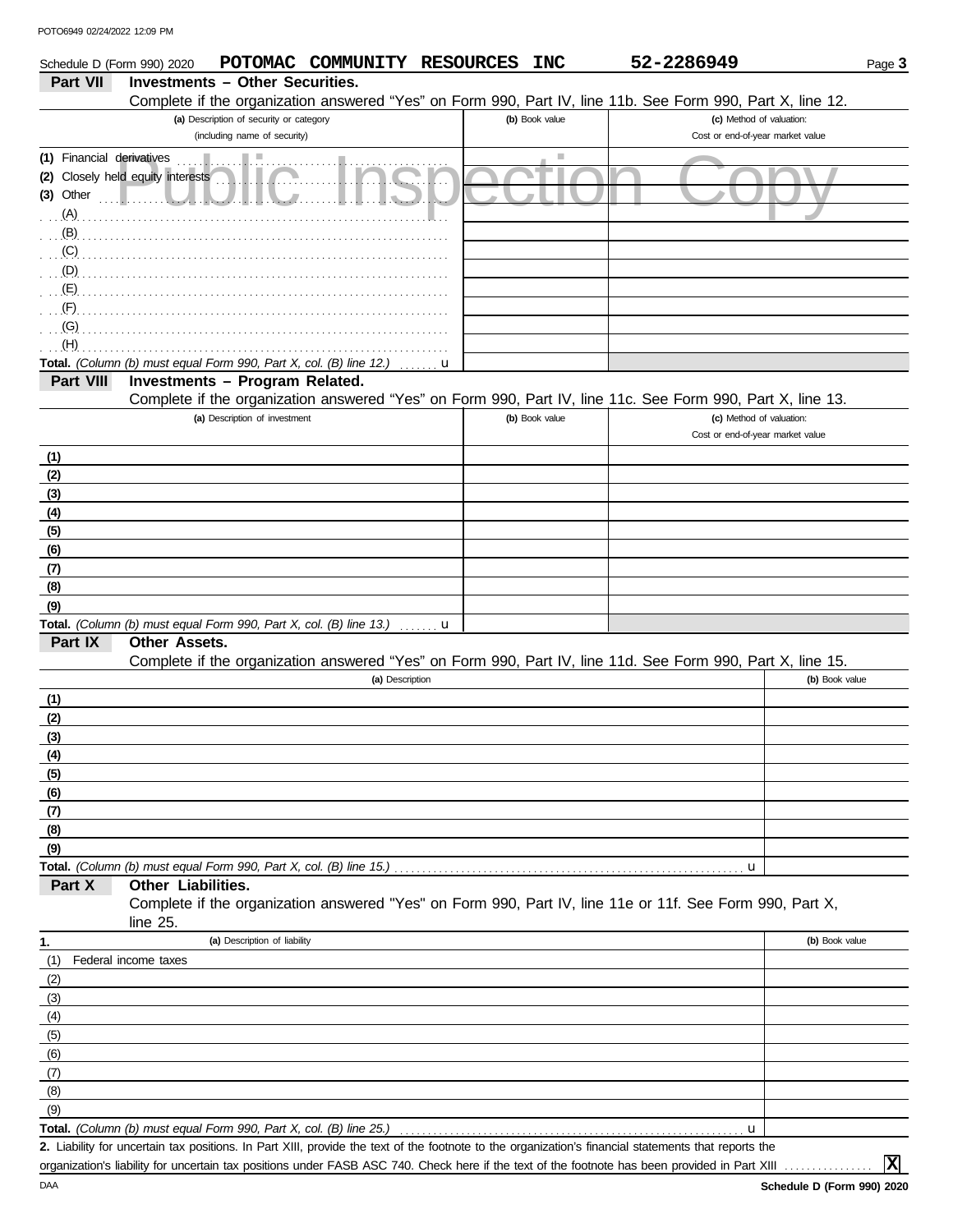Schedule D (Form 990) 2020 **POTOMAC COMMUNITY RESOURCES INC** **52-2286949** Page **3**

## Part VII Investments – Other Securities.

Complete if the organization answered "Yes" on Form 990, Part IV, line 11b. See Form 990, Part X, line 12.

| (a) Description of security or category (including name of security) | (b) Book value | (c) Method of valuation: Cost or end-of-year market value |
|---|---|---|
| (1) Financial derivatives | | |
| (2) Closely held equity interests | | |
| (3) Other | | |
| (A) | | |
| (B) | | |
| (C) | | |
| (D) | | |
| (E) | | |
| (F) | | |
| (G) | | |
| (H) | | |
| **Total.** *(Column (b) must equal Form 990, Part X, col. (B) line 12.)* u | | |

Public Inspection Copy

## Part VIII Investments – Program Related.

Complete if the organization answered "Yes" on Form 990, Part IV, line 11c. See Form 990, Part X, line 13.

| (a) Description of investment | (b) Book value | (c) Method of valuation: Cost or end-of-year market value |
|---|---|---|
| (1) | | |
| (2) | | |
| (3) | | |
| (4) | | |
| (5) | | |
| (6) | | |
| (7) | | |
| (8) | | |
| (9) | | |
| **Total.** *(Column (b) must equal Form 990, Part X, col. (B) line 13.)* u | | |

## Part IX Other Assets.

Complete if the organization answered "Yes" on Form 990, Part IV, line 11d. See Form 990, Part X, line 15.

| (a) Description | (b) Book value |
|---|---|
| (1) | |
| (2) | |
| (3) | |
| (4) | |
| (5) | |
| (6) | |
| (7) | |
| (8) | |
| (9) | |
| **Total.** *(Column (b) must equal Form 990, Part X, col. (B) line 15.)* u | |

## Part X Other Liabilities.

Complete if the organization answered "Yes" on Form 990, Part IV, line 11e or 11f. See Form 990, Part X, line 25.

| 1. (a) Description of liability | (b) Book value |
|---|---|
| (1) Federal income taxes | |
| (2) | |
| (3) | |
| (4) | |
| (5) | |
| (6) | |
| (7) | |
| (8) | |
| (9) | |
| **Total.** *(Column (b) must equal Form 990, Part X, col. (B) line 25.)* u | |

**2.** Liability for uncertain tax positions. In Part XIII, provide the text of the footnote to the organization's financial statements that reports the organization's liability for uncertain tax positions under FASB ASC 740. Check here if the text of the footnote has been provided in Part XIII ................ **X**

DAA **Schedule D (Form 990) 2020**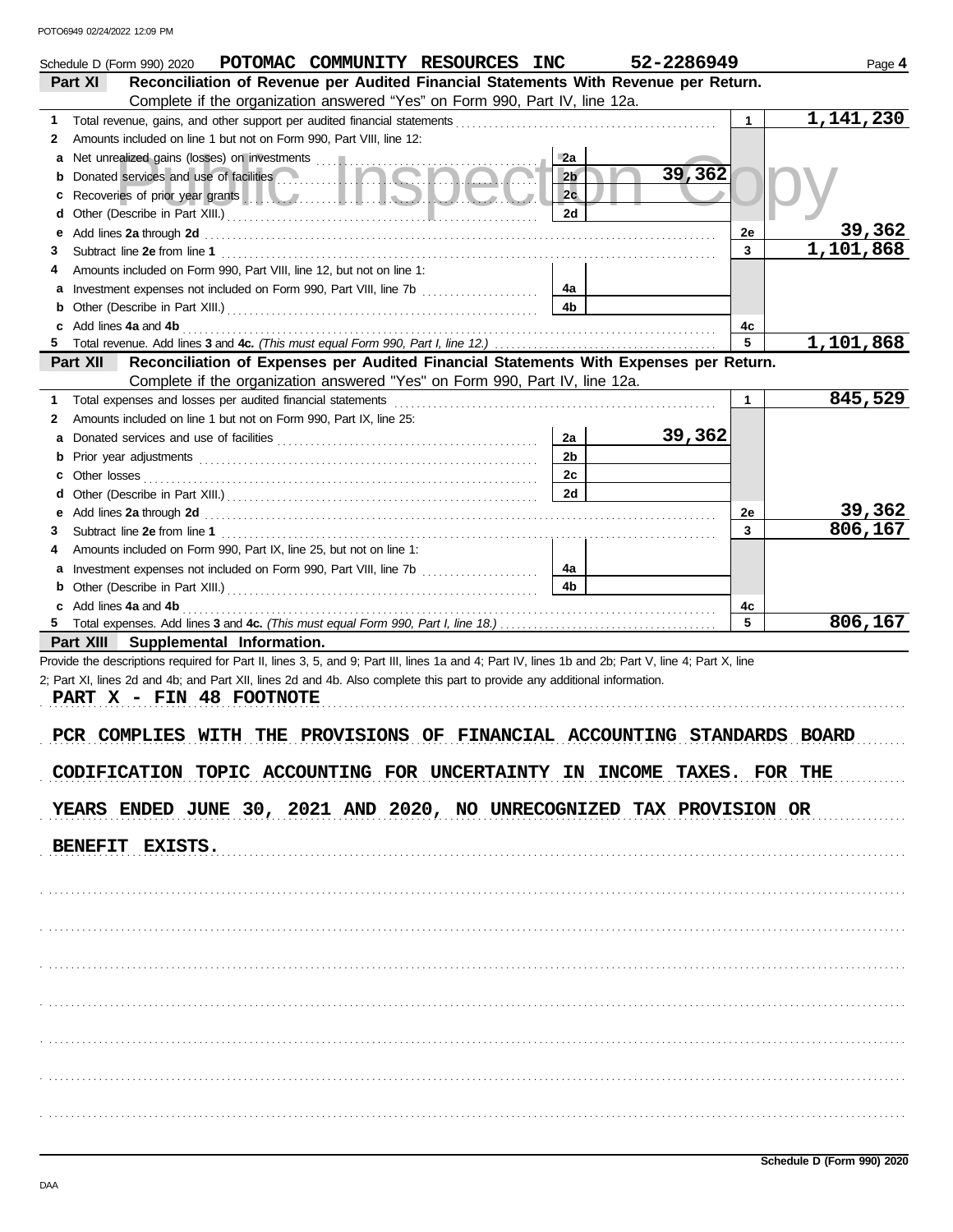Schedule D (Form 990) 2020 **POTOMAC COMMUNITY RESOURCES INC** **52-2286949** Page **4**

## Part XI Reconciliation of Revenue per Audited Financial Statements With Revenue per Return.

Complete if the organization answered "Yes" on Form 990, Part IV, line 12a.

| | | | | | |
|---|---|---|---|---|---|
| **1** | Total revenue, gains, and other support per audited financial statements | | | 1 | 1,141,230 |
| **2** | Amounts included on line 1 but not on Form 990, Part VIII, line 12: | | | | |
| **a** | Net unrealized gains (losses) on investments | 2a | | | |
| **b** | Donated services and use of facilities | 2b | 39,362 | | |
| **c** | Recoveries of prior year grants | 2c | | | |
| **d** | Other (Describe in Part XIII.) | 2d | | | |
| **e** | Add lines **2a** through **2d** | | | 2e | 39,362 |
| **3** | Subtract line **2e** from line **1** | | | 3 | 1,101,868 |
| **4** | Amounts included on Form 990, Part VIII, line 12, but not on line 1: | | | | |
| **a** | Investment expenses not included on Form 990, Part VIII, line 7b | 4a | | | |
| **b** | Other (Describe in Part XIII.) | 4b | | | |
| **c** | Add lines **4a** and **4b** | | | 4c | |
| **5** | Total revenue. Add lines **3** and **4c.** *(This must equal Form 990, Part I, line 12.)* | | | 5 | 1,101,868 |

## Part XII Reconciliation of Expenses per Audited Financial Statements With Expenses per Return.

Complete if the organization answered "Yes" on Form 990, Part IV, line 12a.

| | | | | | |
|---|---|---|---|---|---|
| **1** | Total expenses and losses per audited financial statements | | | 1 | 845,529 |
| **2** | Amounts included on line 1 but not on Form 990, Part IX, line 25: | | | | |
| **a** | Donated services and use of facilities | 2a | 39,362 | | |
| **b** | Prior year adjustments | 2b | | | |
| **c** | Other losses | 2c | | | |
| **d** | Other (Describe in Part XIII.) | 2d | | | |
| **e** | Add lines **2a** through **2d** | | | 2e | 39,362 |
| **3** | Subtract line **2e** from line **1** | | | 3 | 806,167 |
| **4** | Amounts included on Form 990, Part IX, line 25, but not on line 1: | | | | |
| **a** | Investment expenses not included on Form 990, Part VIII, line 7b | 4a | | | |
| **b** | Other (Describe in Part XIII.) | 4b | | | |
| **c** | Add lines **4a** and **4b** | | | 4c | |
| **5** | Total expenses. Add lines **3** and **4c.** *(This must equal Form 990, Part I, line 18.)* | | | 5 | 806,167 |

## Part XIII Supplemental Information.

Provide the descriptions required for Part II, lines 3, 5, and 9; Part III, lines 1a and 4; Part IV, lines 1b and 2b; Part V, line 4; Part X, line 2; Part XI, lines 2d and 4b; and Part XII, lines 2d and 4b. Also complete this part to provide any additional information.

PART X - FIN 48 FOOTNOTE

PCR COMPLIES WITH THE PROVISIONS OF FINANCIAL ACCOUNTING STANDARDS BOARD CODIFICATION TOPIC ACCOUNTING FOR UNCERTAINTY IN INCOME TAXES. FOR THE YEARS ENDED JUNE 30, 2021 AND 2020, NO UNRECOGNIZED TAX PROVISION OR BENEFIT EXISTS.

**Schedule D (Form 990) 2020**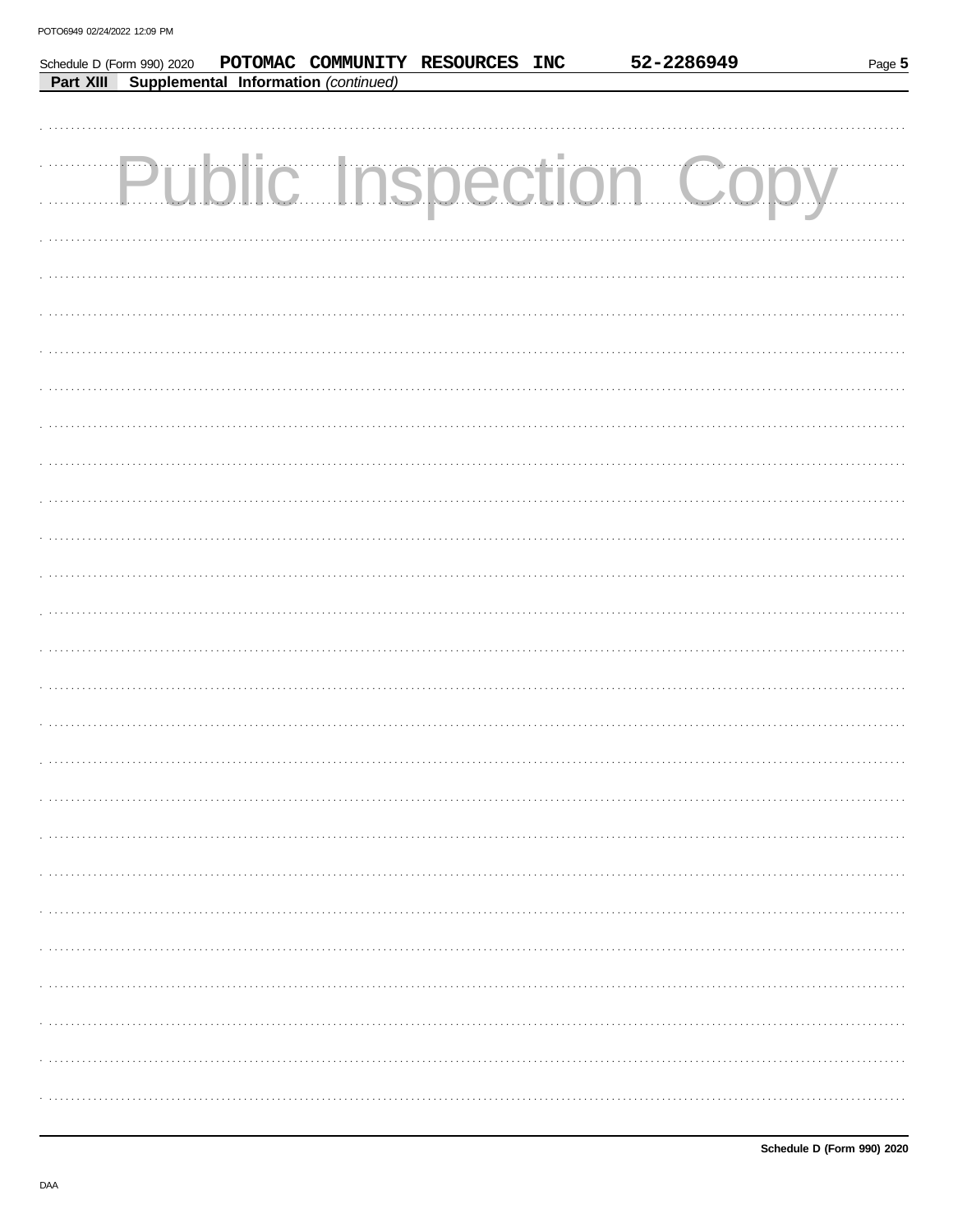Schedule D (Form 990) 2020 **POTOMAC COMMUNITY RESOURCES INC** **52-2286949** Page **5**

**Part XIII** **Supplemental Information** *(continued)*

Public Inspection Copy

**Schedule D (Form 990) 2020**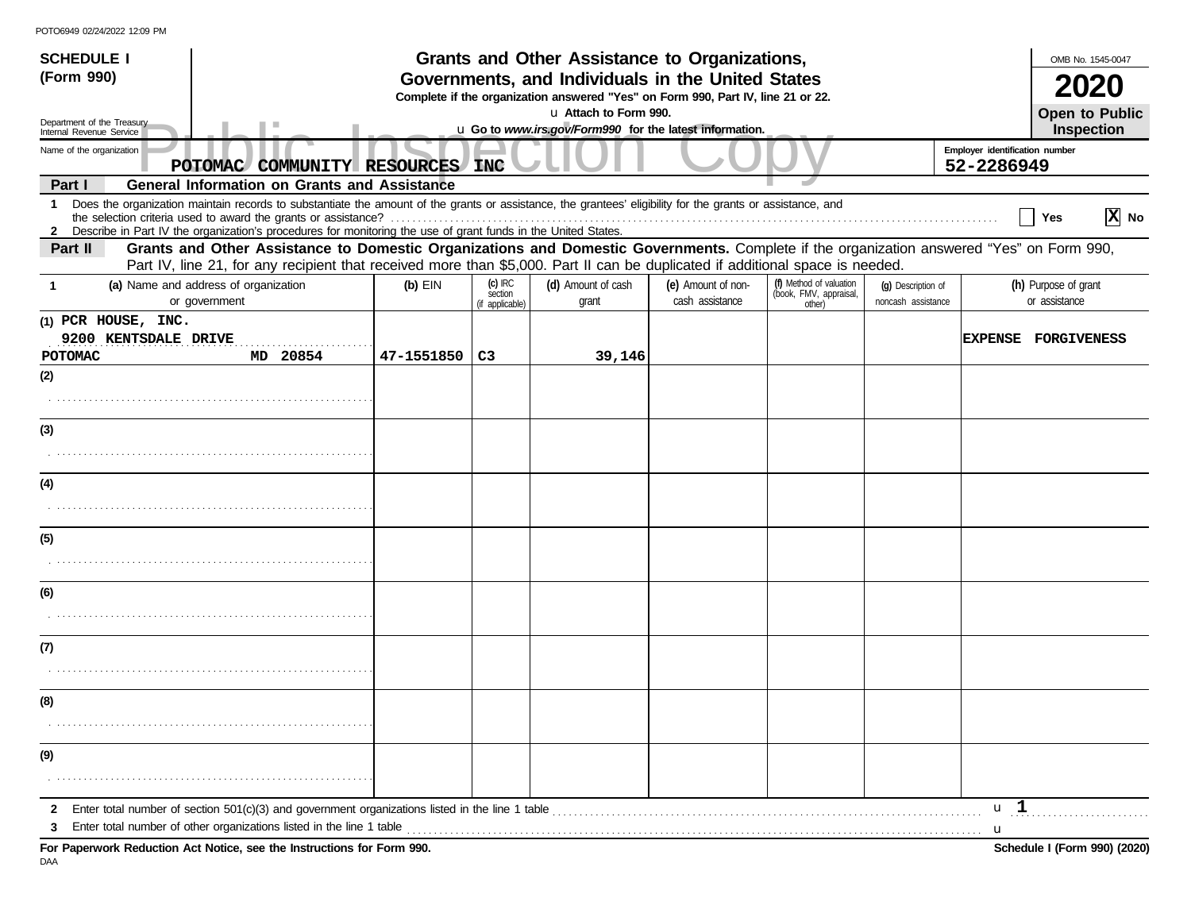POTO6949 02/24/2022 12:09 PM

**SCHEDULE I**
**(Form 990)**

Department of the Treasury
Internal Revenue Service

# Grants and Other Assistance to Organizations, Governments, and Individuals in the United States

**Complete if the organization answered "Yes" on Form 990, Part IV, line 21 or 22.**
u Attach to Form 990.
u Go to *www.irs.gov/Form990* for the latest information.

OMB No. 1545-0047
**2020**
**Open to Public Inspection**

Public Inspection Copy

Name of the organization: **POTOMAC COMMUNITY RESOURCES INC**
Employer identification number: **52-2286949**

## Part I General Information on Grants and Assistance

1 Does the organization maintain records to substantiate the amount of the grants or assistance, the grantees' eligibility for the grants or assistance, and the selection criteria used to award the grants or assistance? ☐ Yes ☒ No

2 Describe in Part IV the organization's procedures for monitoring the use of grant funds in the United States.

## Part II Grants and Other Assistance to Domestic Organizations and Domestic Governments.

Complete if the organization answered "Yes" on Form 990, Part IV, line 21, for any recipient that received more than $5,000. Part II can be duplicated if additional space is needed.

| 1 (a) Name and address of organization or government | (b) EIN | (c) IRC section (if applicable) | (d) Amount of cash grant | (e) Amount of non-cash assistance | (f) Method of valuation (book, FMV, appraisal, other) | (g) Description of noncash assistance | (h) Purpose of grant or assistance |
|---|---|---|---|---|---|---|---|
| (1) PCR HOUSE, INC. 9200 KENTSDALE DRIVE POTOMAC MD 20854 | 47-1551850 | C3 | 39,146 | | | | EXPENSE FORGIVENESS |
| (2) | | | | | | | |
| (3) | | | | | | | |
| (4) | | | | | | | |
| (5) | | | | | | | |
| (6) | | | | | | | |
| (7) | | | | | | | |
| (8) | | | | | | | |
| (9) | | | | | | | |

2 Enter total number of section 501(c)(3) and government organizations listed in the line 1 table u **1**

3 Enter total number of other organizations listed in the line 1 table u

**For Paperwork Reduction Act Notice, see the Instructions for Form 990.** **Schedule I (Form 990) (2020)**

DAA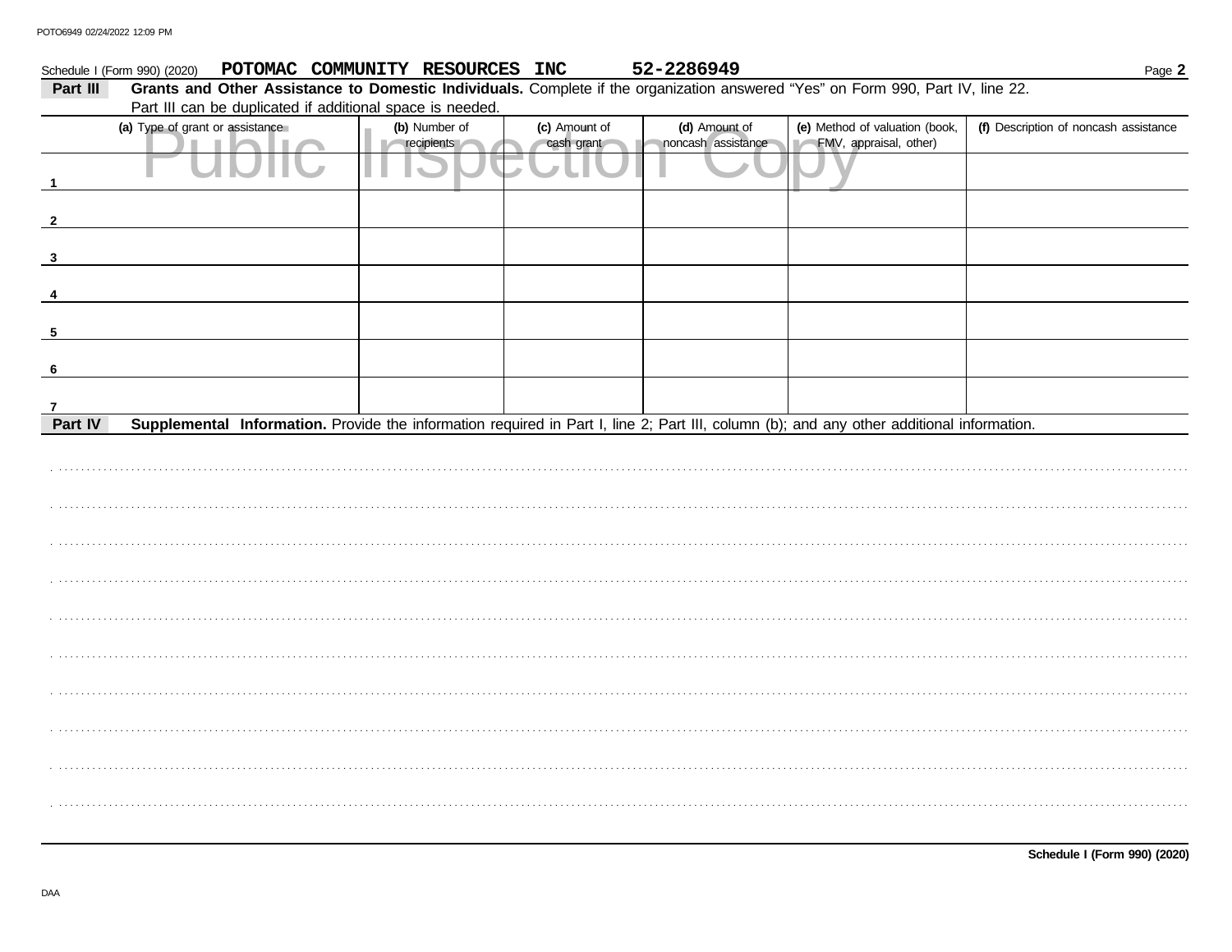Schedule I (Form 990) (2020) **POTOMAC COMMUNITY RESOURCES INC 52-2286949**

**Part III** **Grants and Other Assistance to Domestic Individuals.** Complete if the organization answered "Yes" on Form 990, Part IV, line 22. Part III can be duplicated if additional space is needed.

Public Inspection Copy

| (a) Type of grant or assistance | (b) Number of recipients | (c) Amount of cash grant | (d) Amount of noncash assistance | (e) Method of valuation (book, FMV, appraisal, other) | (f) Description of noncash assistance |
|---|---|---|---|---|---|
| 1 | | | | | |
| 2 | | | | | |
| 3 | | | | | |
| 4 | | | | | |
| 5 | | | | | |
| 6 | | | | | |
| 7 | | | | | |

**Part IV** **Supplemental Information.** Provide the information required in Part I, line 2; Part III, column (b); and any other additional information.

**Schedule I (Form 990) (2020)**

DAA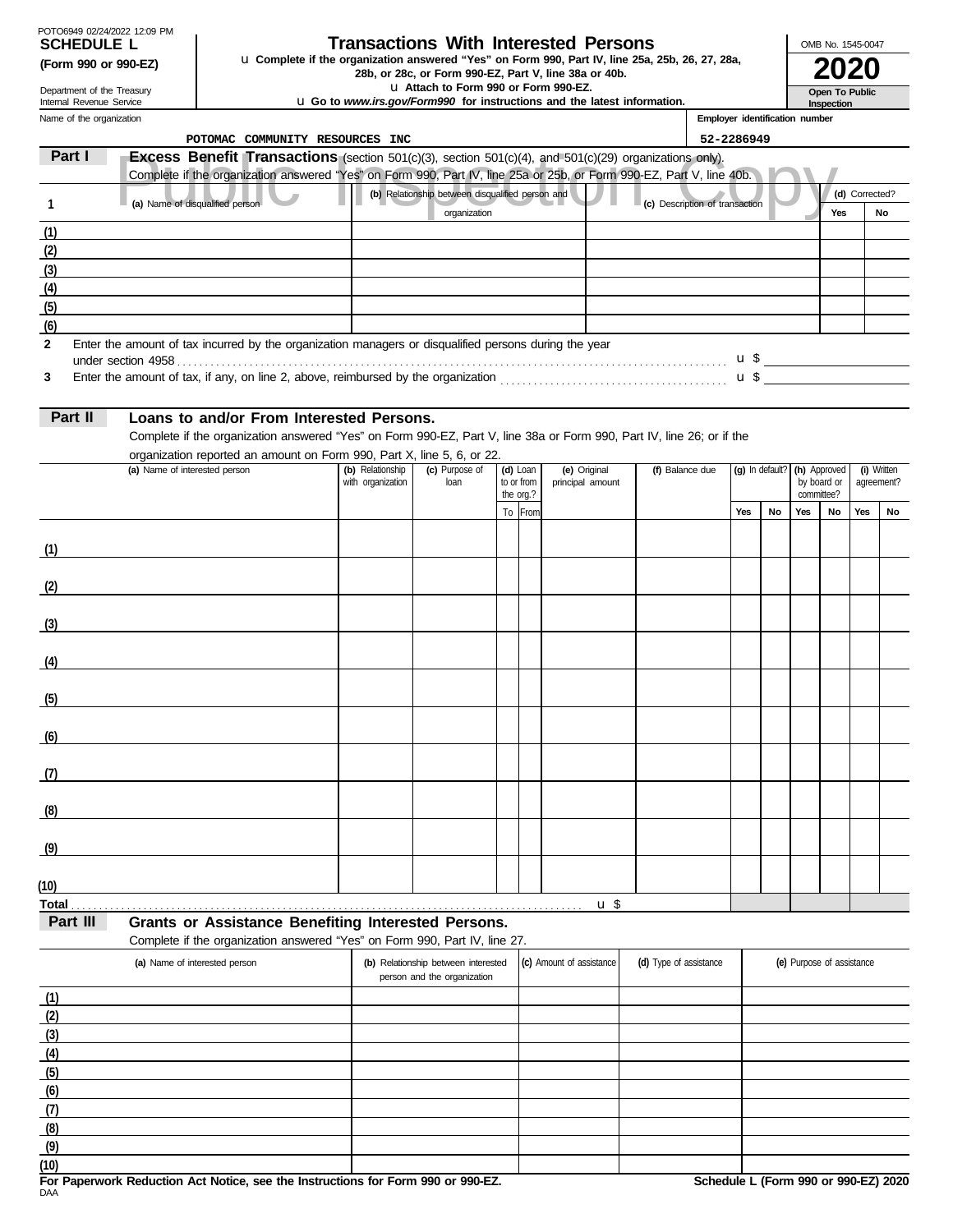POTO6949 02/24/2022 12:09 PM

**SCHEDULE L**
**(Form 990 or 990-EZ)**

Department of the Treasury
Internal Revenue Service

# Transactions With Interested Persons

u **Complete if the organization answered "Yes" on Form 990, Part IV, line 25a, 25b, 26, 27, 28a, 28b, or 28c, or Form 990-EZ, Part V, line 38a or 40b.**
u **Attach to Form 990 or Form 990-EZ.**
u **Go to *www.irs.gov/Form990* for instructions and the latest information.**

OMB No. 1545-0047
**2020**
**Open To Public Inspection**

Public Inspection Copy

Name of the organization: POTOMAC COMMUNITY RESOURCES INC
Employer identification number: 52-2286949

## Part I — Excess Benefit Transactions (section 501(c)(3), section 501(c)(4), and 501(c)(29) organizations only).

Complete if the organization answered "Yes" on Form 990, Part IV, line 25a or 25b, or Form 990-EZ, Part V, line 40b.

| 1 | (a) Name of disqualified person | (b) Relationship between disqualified person and organization | (c) Description of transaction | (d) Corrected? Yes | No |
|---|---|---|---|---|---|
| (1) | | | | | |
| (2) | | | | | |
| (3) | | | | | |
| (4) | | | | | |
| (5) | | | | | |
| (6) | | | | | |

**2** Enter the amount of tax incurred by the organization managers or disqualified persons during the year under section 4958 . . . u $

**3** Enter the amount of tax, if any, on line 2, above, reimbursed by the organization . . . u $

## Part II — Loans to and/or From Interested Persons.

Complete if the organization answered "Yes" on Form 990-EZ, Part V, line 38a or Form 990, Part IV, line 26; or if the organization reported an amount on Form 990, Part X, line 5, 6, or 22.

| | (a) Name of interested person | (b) Relationship with organization | (c) Purpose of loan | (d) Loan to or from the org.? To | From | (e) Original principal amount | (f) Balance due | (g) In default? Yes | No | (h) Approved by board or committee? Yes | No | (i) Written agreement? Yes | No |
|---|---|---|---|---|---|---|---|---|---|---|---|---|---|
| (1) | | | | | | | | | | | | | |
| (2) | | | | | | | | | | | | | |
| (3) | | | | | | | | | | | | | |
| (4) | | | | | | | | | | | | | |
| (5) | | | | | | | | | | | | | |
| (6) | | | | | | | | | | | | | |
| (7) | | | | | | | | | | | | | |
| (8) | | | | | | | | | | | | | |
| (9) | | | | | | | | | | | | | |
| (10) | | | | | | | | | | | | | |
| Total | | | | | | u $ | | | | | | | |

## Part III — Grants or Assistance Benefiting Interested Persons.

Complete if the organization answered "Yes" on Form 990, Part IV, line 27.

| | (a) Name of interested person | (b) Relationship between interested person and the organization | (c) Amount of assistance | (d) Type of assistance | (e) Purpose of assistance |
|---|---|---|---|---|---|
| (1) | | | | | |
| (2) | | | | | |
| (3) | | | | | |
| (4) | | | | | |
| (5) | | | | | |
| (6) | | | | | |
| (7) | | | | | |
| (8) | | | | | |
| (9) | | | | | |
| (10) | | | | | |

**For Paperwork Reduction Act Notice, see the Instructions for Form 990 or 990-EZ.**
DAA
**Schedule L (Form 990 or 990-EZ) 2020**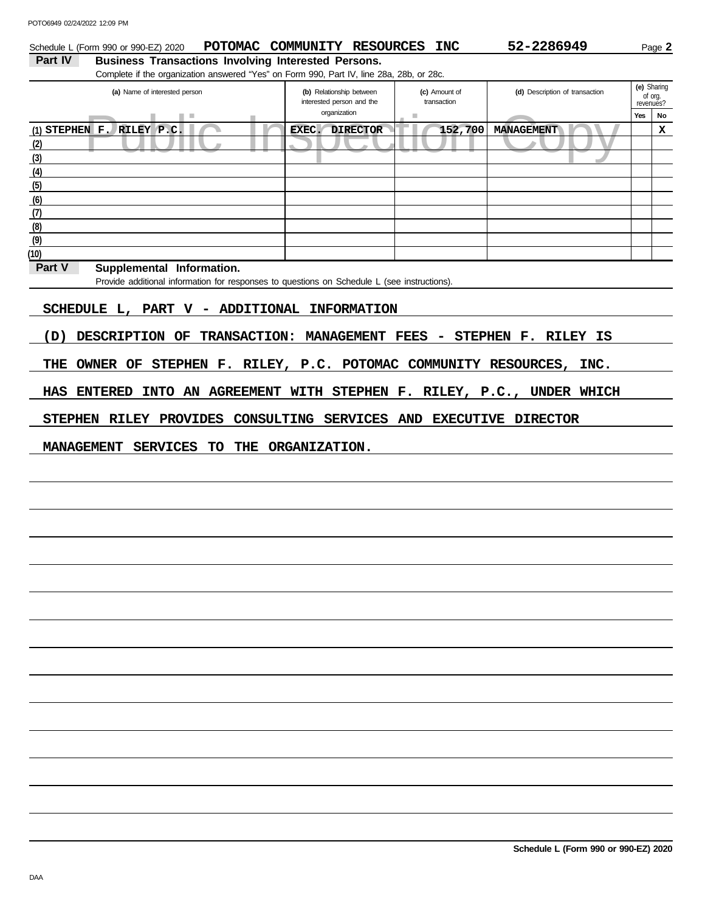Schedule L (Form 990 or 990-EZ) 2020 **POTOMAC COMMUNITY RESOURCES INC** **52-2286949** Page **2**

## Part IV Business Transactions Involving Interested Persons.

Complete if the organization answered "Yes" on Form 990, Part IV, line 28a, 28b, or 28c.

| | (a) Name of interested person | (b) Relationship between interested person and the organization | (c) Amount of transaction | (d) Description of transaction | (e) Sharing of org. revenues? Yes | No |
|---|---|---|---|---|---|---|
| (1) | STEPHEN F. RILEY P.C. | EXEC. DIRECTOR | 152,700 | MANAGEMENT | | X |
| (2) | | | | | | |
| (3) | | | | | | |
| (4) | | | | | | |
| (5) | | | | | | |
| (6) | | | | | | |
| (7) | | | | | | |
| (8) | | | | | | |
| (9) | | | | | | |
| (10) | | | | | | |

## Part V Supplemental Information.

Provide additional information for responses to questions on Schedule L (see instructions).

SCHEDULE L, PART V - ADDITIONAL INFORMATION

(D) DESCRIPTION OF TRANSACTION: MANAGEMENT FEES - STEPHEN F. RILEY IS THE OWNER OF STEPHEN F. RILEY, P.C. POTOMAC COMMUNITY RESOURCES, INC. HAS ENTERED INTO AN AGREEMENT WITH STEPHEN F. RILEY, P.C., UNDER WHICH STEPHEN RILEY PROVIDES CONSULTING SERVICES AND EXECUTIVE DIRECTOR MANAGEMENT SERVICES TO THE ORGANIZATION.

**Schedule L (Form 990 or 990-EZ) 2020**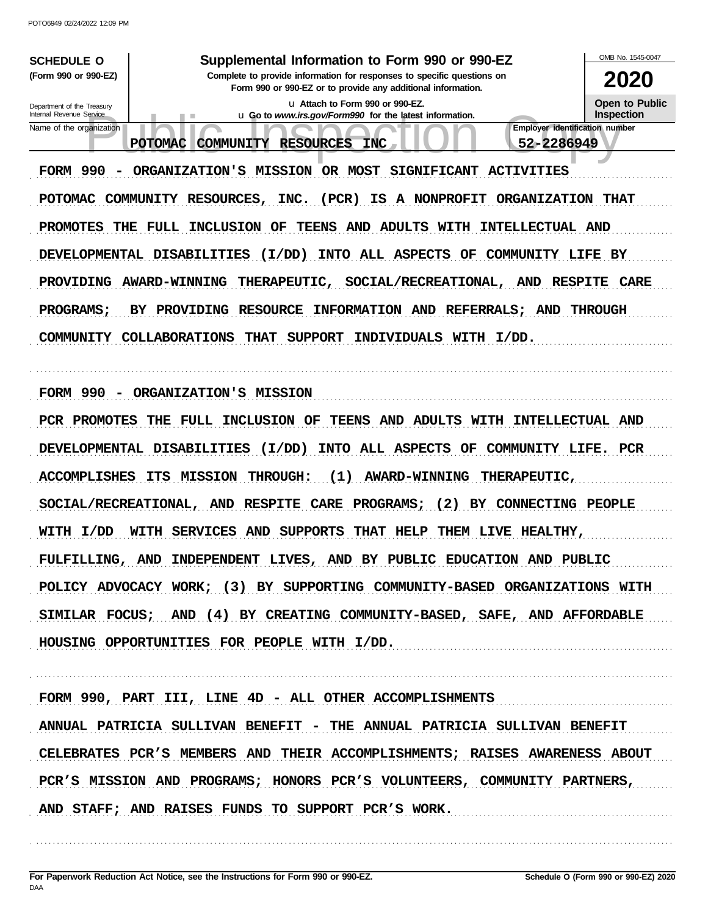POTO6949 02/24/2022 12:09 PM

**SCHEDULE O** (Form 990 or 990-EZ)

Department of the Treasury
Internal Revenue Service

# Supplemental Information to Form 990 or 990-EZ

**Complete to provide information for responses to specific questions on Form 990 or 990-EZ or to provide any additional information.**

u Attach to Form 990 or 990-EZ.

u Go to *www.irs.gov/Form990* for the latest information.

OMB No. 1545-0047

**2020**

**Open to Public Inspection**

Name of the organization: POTOMAC COMMUNITY RESOURCES INC

Employer identification number: 52-2286949

FORM 990 - ORGANIZATION'S MISSION OR MOST SIGNIFICANT ACTIVITIES

POTOMAC COMMUNITY RESOURCES, INC. (PCR) IS A NONPROFIT ORGANIZATION THAT PROMOTES THE FULL INCLUSION OF TEENS AND ADULTS WITH INTELLECTUAL AND DEVELOPMENTAL DISABILITIES (I/DD) INTO ALL ASPECTS OF COMMUNITY LIFE BY PROVIDING AWARD-WINNING THERAPEUTIC, SOCIAL/RECREATIONAL, AND RESPITE CARE PROGRAMS; BY PROVIDING RESOURCE INFORMATION AND REFERRALS; AND THROUGH COMMUNITY COLLABORATIONS THAT SUPPORT INDIVIDUALS WITH I/DD.

FORM 990 - ORGANIZATION'S MISSION

PCR PROMOTES THE FULL INCLUSION OF TEENS AND ADULTS WITH INTELLECTUAL AND DEVELOPMENTAL DISABILITIES (I/DD) INTO ALL ASPECTS OF COMMUNITY LIFE. PCR ACCOMPLISHES ITS MISSION THROUGH: (1) AWARD-WINNING THERAPEUTIC, SOCIAL/RECREATIONAL, AND RESPITE CARE PROGRAMS; (2) BY CONNECTING PEOPLE WITH I/DD WITH SERVICES AND SUPPORTS THAT HELP THEM LIVE HEALTHY, FULFILLING, AND INDEPENDENT LIVES, AND BY PUBLIC EDUCATION AND PUBLIC POLICY ADVOCACY WORK; (3) BY SUPPORTING COMMUNITY-BASED ORGANIZATIONS WITH SIMILAR FOCUS; AND (4) BY CREATING COMMUNITY-BASED, SAFE, AND AFFORDABLE HOUSING OPPORTUNITIES FOR PEOPLE WITH I/DD.

FORM 990, PART III, LINE 4D - ALL OTHER ACCOMPLISHMENTS

ANNUAL PATRICIA SULLIVAN BENEFIT - THE ANNUAL PATRICIA SULLIVAN BENEFIT CELEBRATES PCR'S MEMBERS AND THEIR ACCOMPLISHMENTS; RAISES AWARENESS ABOUT PCR'S MISSION AND PROGRAMS; HONORS PCR'S VOLUNTEERS, COMMUNITY PARTNERS, AND STAFF; AND RAISES FUNDS TO SUPPORT PCR'S WORK.

**For Paperwork Reduction Act Notice, see the Instructions for Form 990 or 990-EZ.** DAA **Schedule O (Form 990 or 990-EZ) 2020**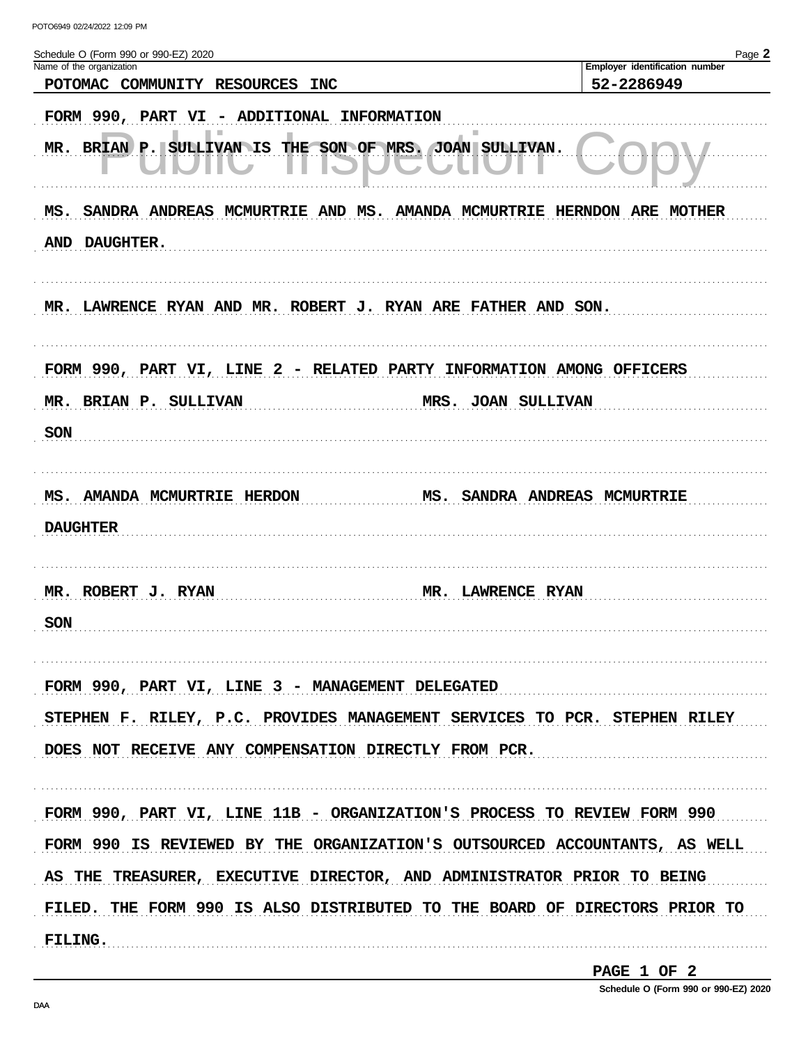Schedule O (Form 990 or 990-EZ) 2020

| Name of the organization | Employer identification number |
| --- | --- |
| POTOMAC COMMUNITY RESOURCES INC | 52-2286949 |

FORM 990, PART VI - ADDITIONAL INFORMATION

MR. BRIAN P. SULLIVAN IS THE SON OF MRS. JOAN SULLIVAN.

MS. SANDRA ANDREAS MCMURTRIE AND MS. AMANDA MCMURTRIE HERNDON ARE MOTHER AND DAUGHTER.

MR. LAWRENCE RYAN AND MR. ROBERT J. RYAN ARE FATHER AND SON.

FORM 990, PART VI, LINE 2 - RELATED PARTY INFORMATION AMONG OFFICERS

MR. BRIAN P. SULLIVAN MRS. JOAN SULLIVAN

SON

MS. AMANDA MCMURTRIE HERDON MS. SANDRA ANDREAS MCMURTRIE

DAUGHTER

MR. ROBERT J. RYAN MR. LAWRENCE RYAN

SON

FORM 990, PART VI, LINE 3 - MANAGEMENT DELEGATED

STEPHEN F. RILEY, P.C. PROVIDES MANAGEMENT SERVICES TO PCR. STEPHEN RILEY DOES NOT RECEIVE ANY COMPENSATION DIRECTLY FROM PCR.

FORM 990, PART VI, LINE 11B - ORGANIZATION'S PROCESS TO REVIEW FORM 990

FORM 990 IS REVIEWED BY THE ORGANIZATION'S OUTSOURCED ACCOUNTANTS, AS WELL AS THE TREASURER, EXECUTIVE DIRECTOR, AND ADMINISTRATOR PRIOR TO BEING FILED. THE FORM 990 IS ALSO DISTRIBUTED TO THE BOARD OF DIRECTORS PRIOR TO FILING.

PAGE 1 OF 2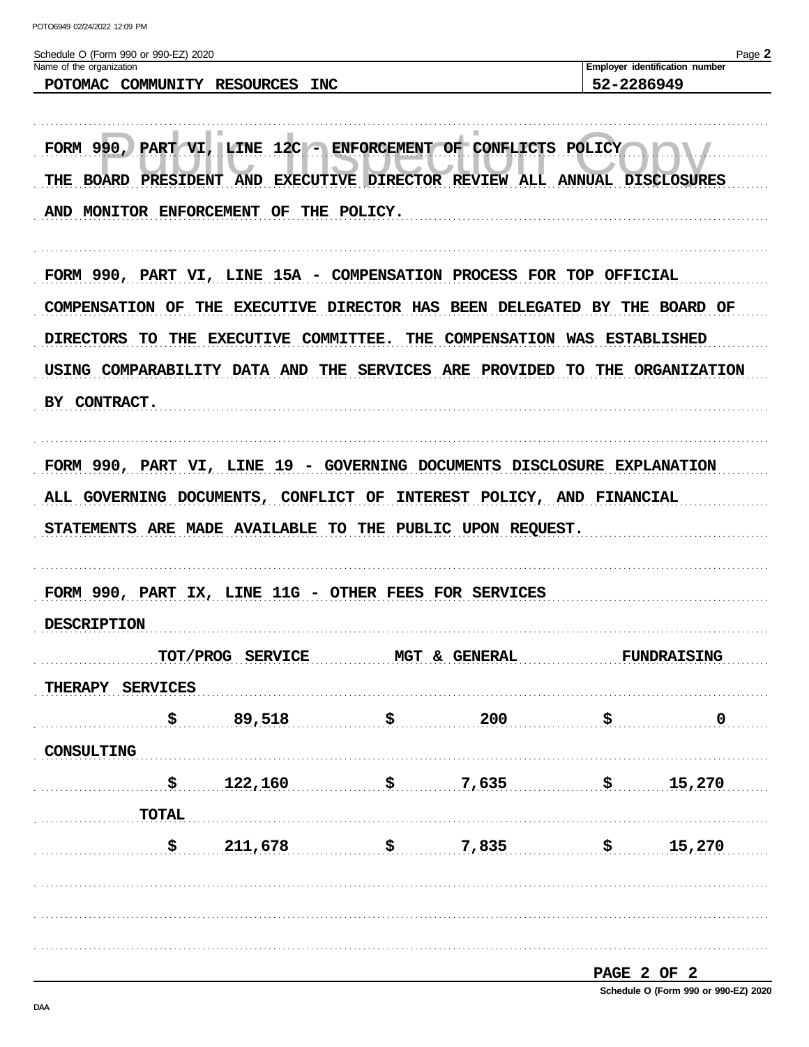Schedule O (Form 990 or 990-EZ) 2020

Name of the organization: POTOMAC COMMUNITY RESOURCES INC

Employer identification number: 52-2286949

FORM 990, PART VI, LINE 12C - ENFORCEMENT OF CONFLICTS POLICY

THE BOARD PRESIDENT AND EXECUTIVE DIRECTOR REVIEW ALL ANNUAL DISCLOSURES AND MONITOR ENFORCEMENT OF THE POLICY.

FORM 990, PART VI, LINE 15A - COMPENSATION PROCESS FOR TOP OFFICIAL

COMPENSATION OF THE EXECUTIVE DIRECTOR HAS BEEN DELEGATED BY THE BOARD OF DIRECTORS TO THE EXECUTIVE COMMITTEE. THE COMPENSATION WAS ESTABLISHED USING COMPARABILITY DATA AND THE SERVICES ARE PROVIDED TO THE ORGANIZATION BY CONTRACT.

FORM 990, PART VI, LINE 19 - GOVERNING DOCUMENTS DISCLOSURE EXPLANATION

ALL GOVERNING DOCUMENTS, CONFLICT OF INTEREST POLICY, AND FINANCIAL STATEMENTS ARE MADE AVAILABLE TO THE PUBLIC UPON REQUEST.

FORM 990, PART IX, LINE 11G - OTHER FEES FOR SERVICES

| DESCRIPTION | TOT/PROG SERVICE | MGT & GENERAL | FUNDRAISING |
|---|---|---|---|
| THERAPY SERVICES | $ 89,518 | $ 200 | $ 0 |
| CONSULTING | $ 122,160 | $ 7,635 | $ 15,270 |
| TOTAL | $ 211,678 | $ 7,835 | $ 15,270 |

Schedule O (Form 990 or 990-EZ) 2020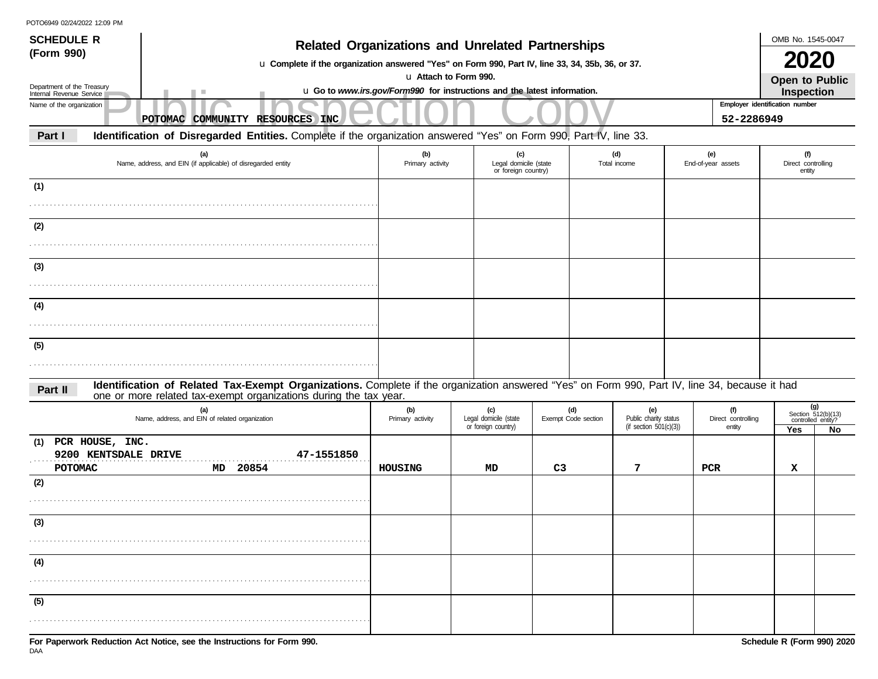**SCHEDULE R (Form 990)**

Department of the Treasury
Internal Revenue Service

# Related Organizations and Unrelated Partnerships

u Complete if the organization answered "Yes" on Form 990, Part IV, line 33, 34, 35b, 36, or 37.

u Attach to Form 990.

u Go to *www.irs.gov/Form990* for instructions and the latest information.

OMB No. 1545-0047

**2020**

**Open to Public Inspection**

Public Inspection Copy

Name of the organization: POTOMAC COMMUNITY RESOURCES INC

Employer identification number: 52-2286949

**Part I** **Identification of Disregarded Entities.** Complete if the organization answered "Yes" on Form 990, Part IV, line 33.

| (a) Name, address, and EIN (if applicable) of disregarded entity | (b) Primary activity | (c) Legal domicile (state or foreign country) | (d) Total income | (e) End-of-year assets | (f) Direct controlling entity |
|---|---|---|---|---|---|
| (1) | | | | | |
| (2) | | | | | |
| (3) | | | | | |
| (4) | | | | | |
| (5) | | | | | |

**Part II** **Identification of Related Tax-Exempt Organizations.** Complete if the organization answered "Yes" on Form 990, Part IV, line 34, because it had one or more related tax-exempt organizations during the tax year.

| (a) Name, address, and EIN of related organization | (b) Primary activity | (c) Legal domicile (state or foreign country) | (d) Exempt Code section | (e) Public charity status (if section 501(c)(3)) | (f) Direct controlling entity | (g) Section 512(b)(13) controlled entity? Yes | No |
|---|---|---|---|---|---|---|---|
| (1) PCR HOUSE, INC. 9200 KENTSDALE DRIVE 47-1551850 POTOMAC MD 20854 | HOUSING | MD | C3 | 7 | PCR | X | |
| (2) | | | | | | | |
| (3) | | | | | | | |
| (4) | | | | | | | |
| (5) | | | | | | | |

**For Paperwork Reduction Act Notice, see the Instructions for Form 990.**

**Schedule R (Form 990) 2020**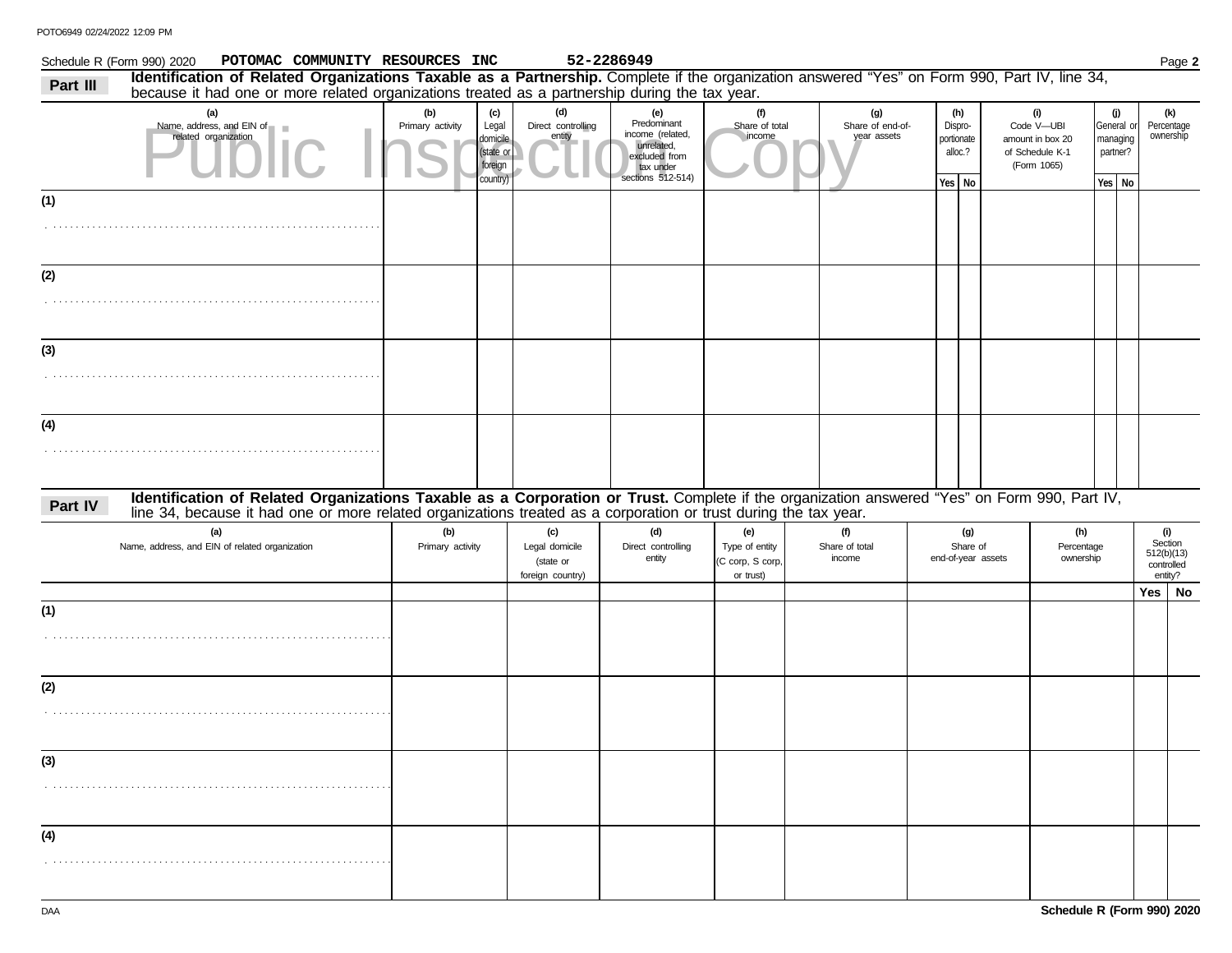Schedule R (Form 990) 2020 POTOMAC COMMUNITY RESOURCES INC 52-2286949

**Part III** **Identification of Related Organizations Taxable as a Partnership.** Complete if the organization answered "Yes" on Form 990, Part IV, line 34, because it had one or more related organizations treated as a partnership during the tax year.

| (a) Name, address, and EIN of related organization | (b) Primary activity | (c) Legal domicile (state or foreign country) | (d) Direct controlling entity | (e) Predominant income (related, unrelated, excluded from tax under sections 512-514) | (f) Share of total income | (g) Share of end-of-year assets | (h) Dispro-portionate alloc.? | | (i) Code V—UBI amount in box 20 of Schedule K-1 (Form 1065) | (j) General or managing partner? | | (k) Percentage ownership |
|---|---|---|---|---|---|---|---|---|---|---|---|---|
| | | | | | | | Yes | No | | Yes | No | |
| (1) | | | | | | | | | | | | |
| (2) | | | | | | | | | | | | |
| (3) | | | | | | | | | | | | |
| (4) | | | | | | | | | | | | |

**Part IV** **Identification of Related Organizations Taxable as a Corporation or Trust.** Complete if the organization answered "Yes" on Form 990, Part IV, line 34, because it had one or more related organizations treated as a corporation or trust during the tax year.

| (a) Name, address, and EIN of related organization | (b) Primary activity | (c) Legal domicile (state or foreign country) | (d) Direct controlling entity | (e) Type of entity (C corp, S corp, or trust) | (f) Share of total income | (g) Share of end-of-year assets | (h) Percentage ownership | (i) Section 512(b)(13) controlled entity? | |
|---|---|---|---|---|---|---|---|---|---|
| | | | | | | | | Yes | No |
| (1) | | | | | | | | | |
| (2) | | | | | | | | | |
| (3) | | | | | | | | | |
| (4) | | | | | | | | | |

Schedule R (Form 990) 2020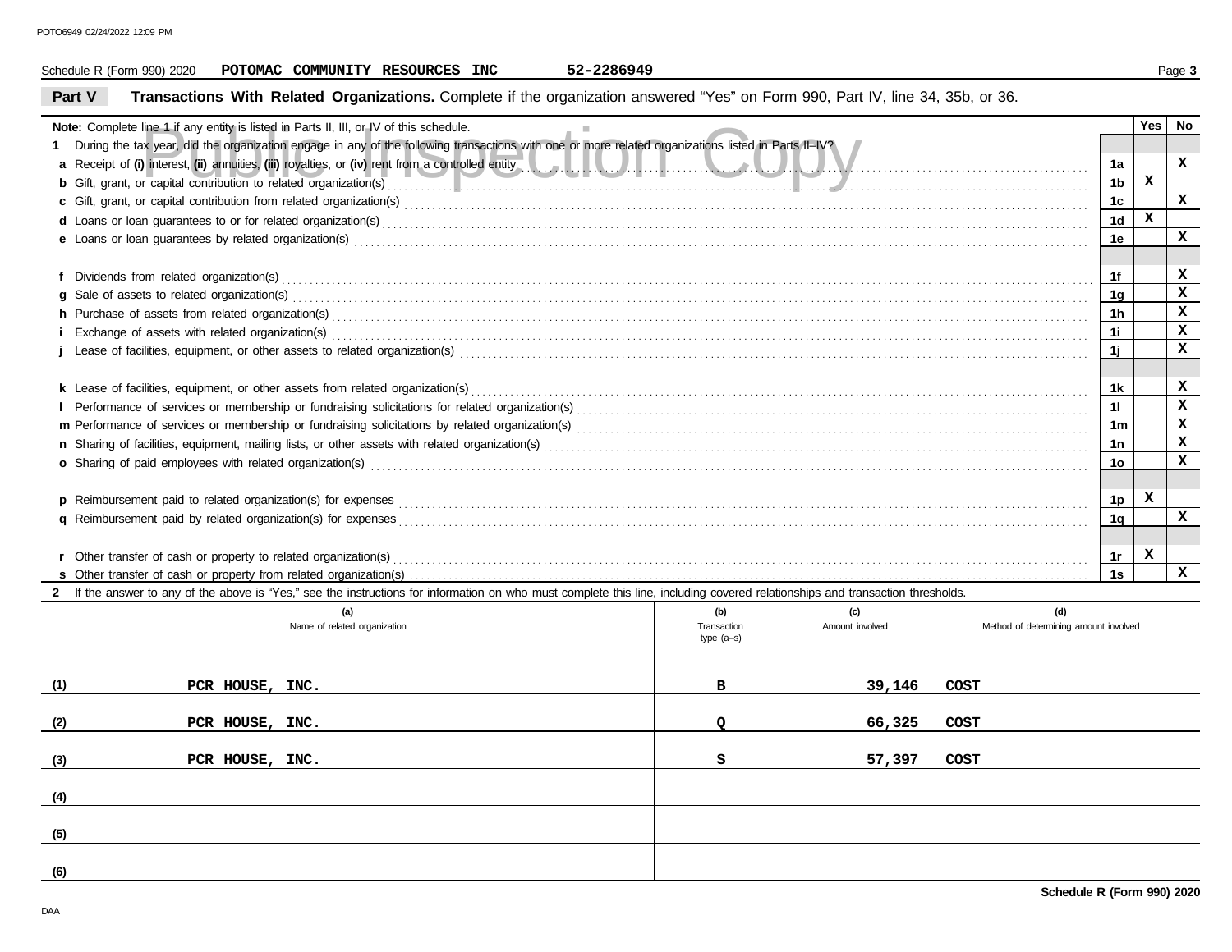Schedule R (Form 990) 2020 **POTOMAC COMMUNITY RESOURCES INC** **52-2286949**

## Part V Transactions With Related Organizations. 
Complete if the organization answered "Yes" on Form 990, Part IV, line 34, 35b, or 36.

| **Note:** Complete line 1 if any entity is listed in Parts II, III, or IV of this schedule. | | Yes | No |
|---|---|---|---|
| **1** During the tax year, did the organization engage in any of the following transactions with one or more related organizations listed in Parts II–IV? | | | |
| **a** Receipt of **(i)** interest, **(ii)** annuities, **(iii)** royalties, or **(iv)** rent from a controlled entity | 1a | | X |
| **b** Gift, grant, or capital contribution to related organization(s) | 1b | X | |
| **c** Gift, grant, or capital contribution from related organization(s) | 1c | | X |
| **d** Loans or loan guarantees to or for related organization(s) | 1d | X | |
| **e** Loans or loan guarantees by related organization(s) | 1e | | X |
| **f** Dividends from related organization(s) | 1f | | X |
| **g** Sale of assets to related organization(s) | 1g | | X |
| **h** Purchase of assets from related organization(s) | 1h | | X |
| **i** Exchange of assets with related organization(s) | 1i | | X |
| **j** Lease of facilities, equipment, or other assets to related organization(s) | 1j | | X |
| **k** Lease of facilities, equipment, or other assets from related organization(s) | 1k | | X |
| **l** Performance of services or membership or fundraising solicitations for related organization(s) | 1l | | X |
| **m** Performance of services or membership or fundraising solicitations by related organization(s) | 1m | | X |
| **n** Sharing of facilities, equipment, mailing lists, or other assets with related organization(s) | 1n | | X |
| **o** Sharing of paid employees with related organization(s) | 1o | | X |
| **p** Reimbursement paid to related organization(s) for expenses | 1p | X | |
| **q** Reimbursement paid by related organization(s) for expenses | 1q | | X |
| **r** Other transfer of cash or property to related organization(s) | 1r | X | |
| **s** Other transfer of cash or property from related organization(s) | 1s | | X |

**2** If the answer to any of the above is "Yes," see the instructions for information on who must complete this line, including covered relationships and transaction thresholds.

| | (a) Name of related organization | (b) Transaction type (a–s) | (c) Amount involved | (d) Method of determining amount involved |
|---|---|---|---|---|
| (1) | PCR HOUSE, INC. | B | 39,146 | COST |
| (2) | PCR HOUSE, INC. | Q | 66,325 | COST |
| (3) | PCR HOUSE, INC. | S | 57,397 | COST |
| (4) | | | | |
| (5) | | | | |
| (6) | | | | |

**Schedule R (Form 990) 2020**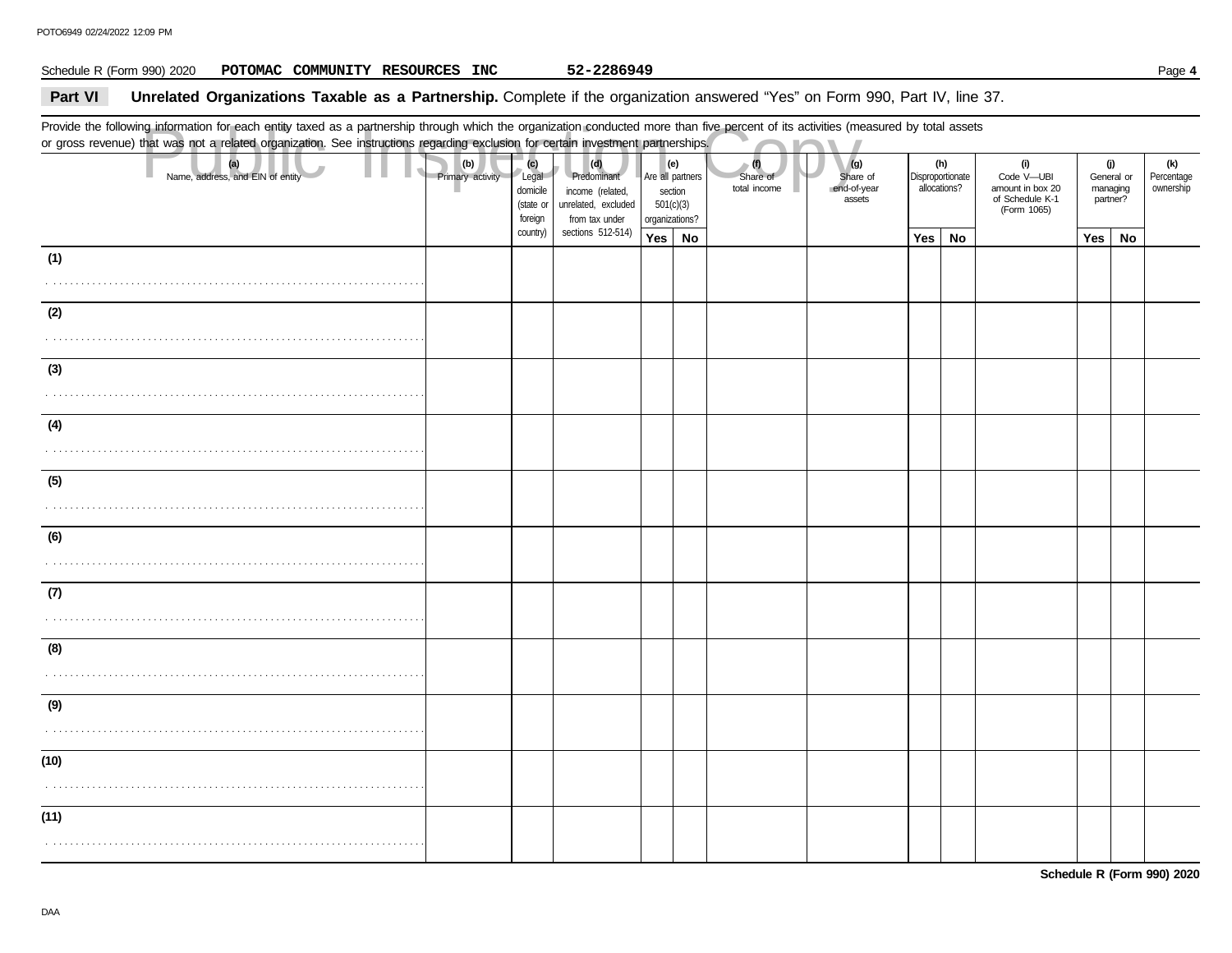Schedule R (Form 990) 2020 **POTOMAC COMMUNITY RESOURCES INC** **52-2286949**

**Part VI** **Unrelated Organizations Taxable as a Partnership.** Complete if the organization answered "Yes" on Form 990, Part IV, line 37.

Provide the following information for each entity taxed as a partnership through which the organization conducted more than five percent of its activities (measured by total assets or gross revenue) that was not a related organization. See instructions regarding exclusion for certain investment partnerships.

| (a) Name, address, and EIN of entity | (b) Primary activity | (c) Legal domicile (state or foreign country) | (d) Predominant income (related, unrelated, excluded from tax under sections 512-514) | (e) Are all partners section 501(c)(3) organizations? | | (f) Share of total income | (g) Share of end-of-year assets | (h) Disproportionate allocations? | | (i) Code V—UBI amount in box 20 of Schedule K-1 (Form 1065) | (j) General or managing partner? | | (k) Percentage ownership |
|---|---|---|---|---|---|---|---|---|---|---|---|---|---|
| | | | | Yes | No | | | Yes | No | | Yes | No | |
| (1) | | | | | | | | | | | | | |
| (2) | | | | | | | | | | | | | |
| (3) | | | | | | | | | | | | | |
| (4) | | | | | | | | | | | | | |
| (5) | | | | | | | | | | | | | |
| (6) | | | | | | | | | | | | | |
| (7) | | | | | | | | | | | | | |
| (8) | | | | | | | | | | | | | |
| (9) | | | | | | | | | | | | | |
| (10) | | | | | | | | | | | | | |
| (11) | | | | | | | | | | | | | |

**Schedule R (Form 990) 2020**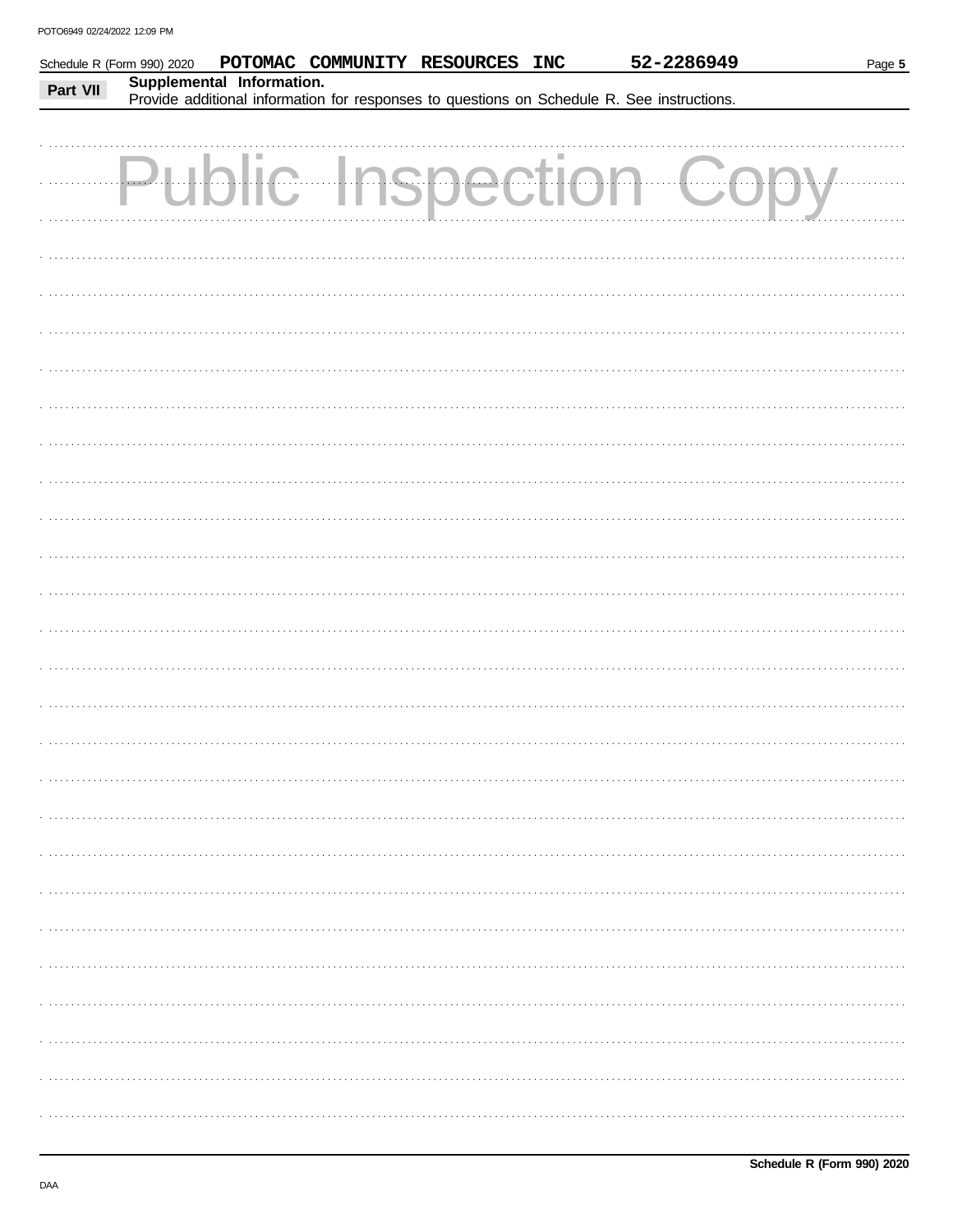Schedule R (Form 990) 2020 **POTOMAC COMMUNITY RESOURCES INC** **52-2286949**

**Part VII** **Supplemental Information.**
Provide additional information for responses to questions on Schedule R. See instructions.

Public Inspection Copy

**Schedule R (Form 990) 2020**

DAA